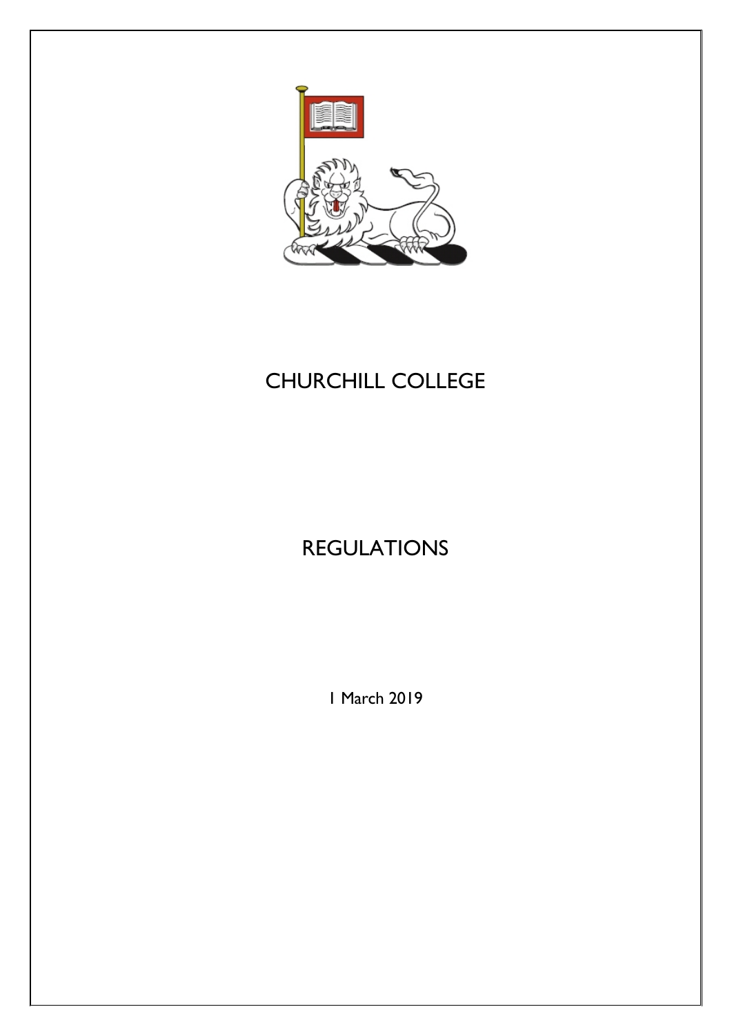# CHURCHILL COLLEGE

## REGULATIONS

1 March 2019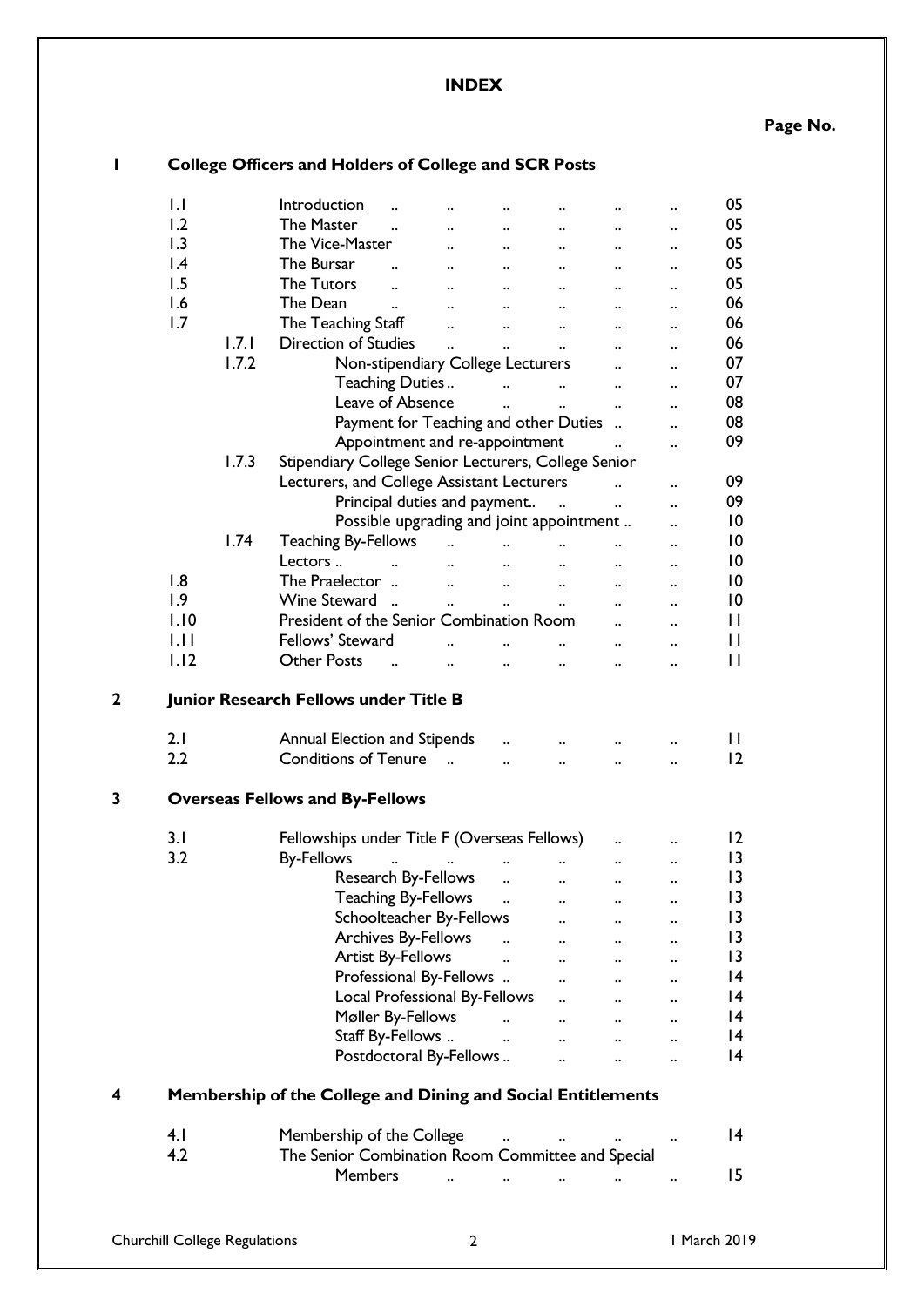# INDEX

| | | | Page No. |
|---|---|---|---|
| **1** | **College Officers and Holders of College and SCR Posts** | | |
| 1.1 | | Introduction | 05 |
| 1.2 | | The Master | 05 |
| 1.3 | | The Vice-Master | 05 |
| 1.4 | | The Bursar | 05 |
| 1.5 | | The Tutors | 05 |
| 1.6 | | The Dean | 06 |
| 1.7 | | The Teaching Staff | 06 |
| | 1.7.1 | Direction of Studies | 06 |
| | 1.7.2 | Non-stipendiary College Lecturers | 07 |
| | | Teaching Duties | 07 |
| | | Leave of Absence | 08 |
| | | Payment for Teaching and other Duties | 08 |
| | | Appointment and re-appointment | 09 |
| | 1.7.3 | Stipendiary College Senior Lecturers, College Senior Lecturers, and College Assistant Lecturers | 09 |
| | | Principal duties and payment | 09 |
| | | Possible upgrading and joint appointment | 10 |
| | 1.74 | Teaching By-Fellows | 10 |
| | | Lectors | 10 |
| 1.8 | | The Praelector | 10 |
| 1.9 | | Wine Steward | 10 |
| 1.10 | | President of the Senior Combination Room | 11 |
| 1.11 | | Fellows' Steward | 11 |
| 1.12 | | Other Posts | 11 |
| **2** | **Junior Research Fellows under Title B** | | |
| 2.1 | | Annual Election and Stipends | 11 |
| 2.2 | | Conditions of Tenure | 12 |
| **3** | **Overseas Fellows and By-Fellows** | | |
| 3.1 | | Fellowships under Title F (Overseas Fellows) | 12 |
| 3.2 | | By-Fellows | 13 |
| | | Research By-Fellows | 13 |
| | | Teaching By-Fellows | 13 |
| | | Schoolteacher By-Fellows | 13 |
| | | Archives By-Fellows | 13 |
| | | Artist By-Fellows | 13 |
| | | Professional By-Fellows | 14 |
| | | Local Professional By-Fellows | 14 |
| | | Møller By-Fellows | 14 |
| | | Staff By-Fellows | 14 |
| | | Postdoctoral By-Fellows | 14 |
| **4** | **Membership of the College and Dining and Social Entitlements** | | |
| 4.1 | | Membership of the College | 14 |
| 4.2 | | The Senior Combination Room Committee and Special Members | 15 |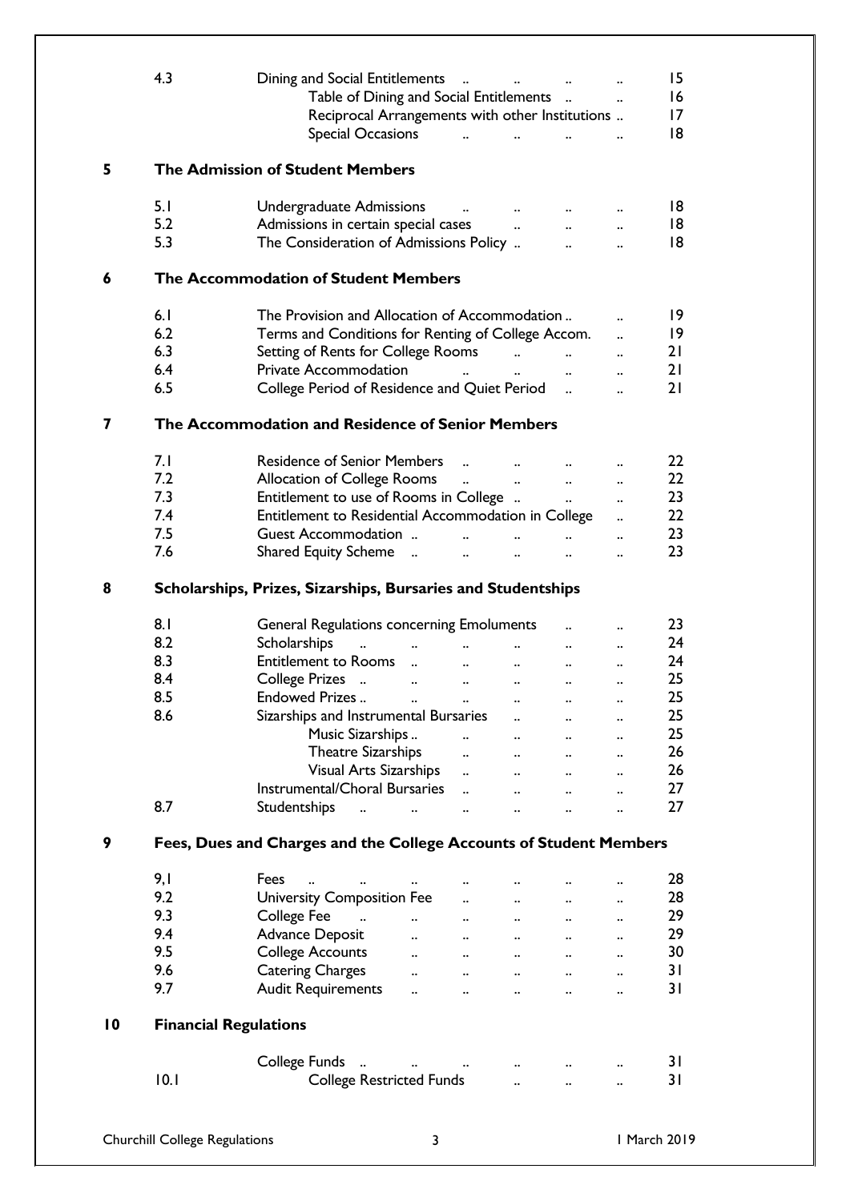| | | |
|---|---|---|
| 4.3 | Dining and Social Entitlements .. .. .. .. | 15 |
| | Table of Dining and Social Entitlements .. .. | 16 |
| | Reciprocal Arrangements with other Institutions .. | 17 |
| | Special Occasions .. .. .. .. | 18 |

**5 The Admission of Student Members**

| | | |
|---|---|---|
| 5.1 | Undergraduate Admissions .. .. .. .. | 18 |
| 5.2 | Admissions in certain special cases .. .. .. | 18 |
| 5.3 | The Consideration of Admissions Policy .. .. .. | 18 |

**6 The Accommodation of Student Members**

| | | |
|---|---|---|
| 6.1 | The Provision and Allocation of Accommodation .. .. | 19 |
| 6.2 | Terms and Conditions for Renting of College Accom. .. | 19 |
| 6.3 | Setting of Rents for College Rooms .. .. .. | 21 |
| 6.4 | Private Accommodation .. .. .. .. | 21 |
| 6.5 | College Period of Residence and Quiet Period .. .. | 21 |

**7 The Accommodation and Residence of Senior Members**

| | | |
|---|---|---|
| 7.1 | Residence of Senior Members .. .. .. .. | 22 |
| 7.2 | Allocation of College Rooms .. .. .. .. | 22 |
| 7.3 | Entitlement to use of Rooms in College .. .. .. | 23 |
| 7.4 | Entitlement to Residential Accommodation in College .. | 22 |
| 7.5 | Guest Accommodation .. .. .. .. .. | 23 |
| 7.6 | Shared Equity Scheme .. .. .. .. .. | 23 |

**8 Scholarships, Prizes, Sizarships, Bursaries and Studentships**

| | | |
|---|---|---|
| 8.1 | General Regulations concerning Emoluments .. .. | 23 |
| 8.2 | Scholarships .. .. .. .. .. .. | 24 |
| 8.3 | Entitlement to Rooms .. .. .. .. .. | 24 |
| 8.4 | College Prizes .. .. .. .. .. .. | 25 |
| 8.5 | Endowed Prizes .. .. .. .. .. .. | 25 |
| 8.6 | Sizarships and Instrumental Bursaries .. .. .. | 25 |
| | Music Sizarships .. .. .. .. .. | 25 |
| | Theatre Sizarships .. .. .. .. | 26 |
| | Visual Arts Sizarships .. .. .. .. | 26 |
| | Instrumental/Choral Bursaries .. .. .. .. | 27 |
| 8.7 | Studentships .. .. .. .. .. .. | 27 |

**9 Fees, Dues and Charges and the College Accounts of Student Members**

| | | |
|---|---|---|
| 9,1 | Fees .. .. .. .. .. .. .. | 28 |
| 9.2 | University Composition Fee .. .. .. .. | 28 |
| 9.3 | College Fee .. .. .. .. .. .. | 29 |
| 9.4 | Advance Deposit .. .. .. .. .. | 29 |
| 9.5 | College Accounts .. .. .. .. .. | 30 |
| 9.6 | Catering Charges .. .. .. .. .. | 31 |
| 9.7 | Audit Requirements .. .. .. .. .. | 31 |

**10 Financial Regulations**

| | | |
|---|---|---|
| | College Funds .. .. .. .. .. .. | 31 |
| 10.1 | College Restricted Funds .. .. .. | 31 |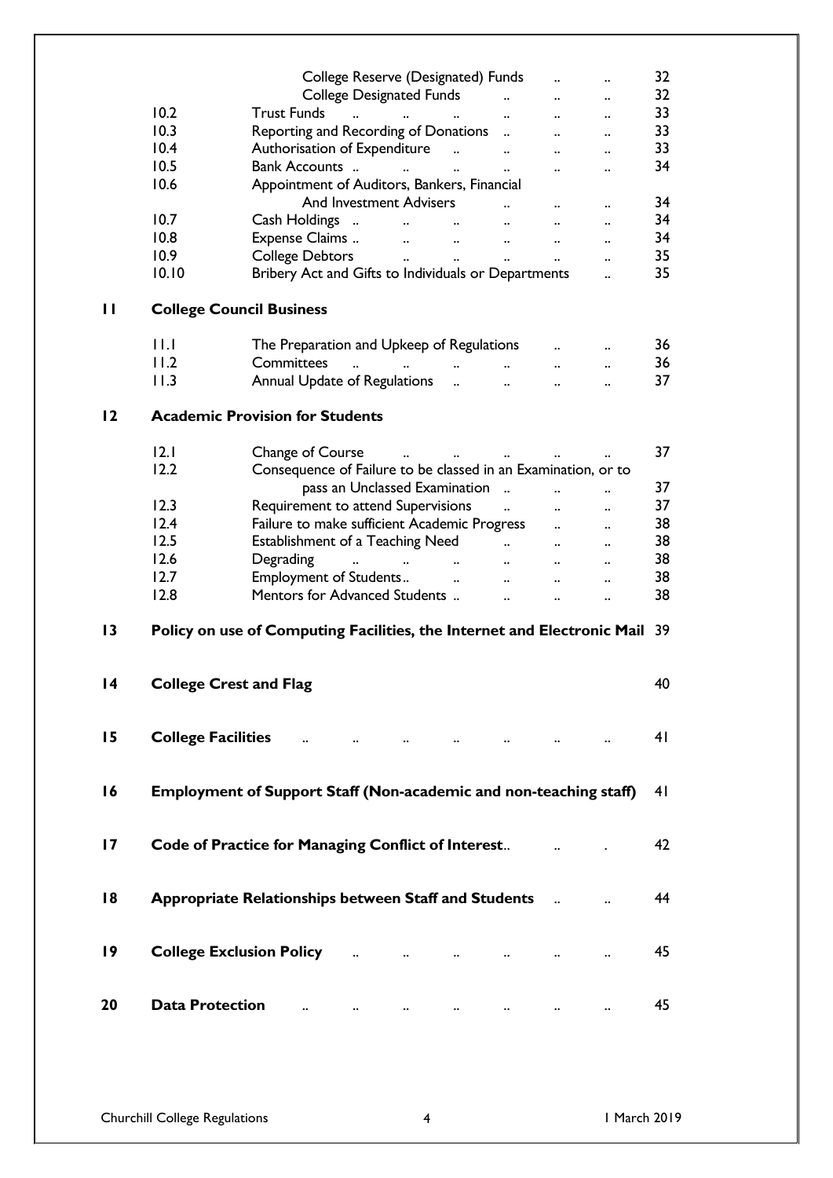| | | | |
|---|---|---|---|
| | | College Reserve (Designated) Funds | 32 |
| | | College Designated Funds | 32 |
| | 10.2 | Trust Funds | 33 |
| | 10.3 | Reporting and Recording of Donations | 33 |
| | 10.4 | Authorisation of Expenditure | 33 |
| | 10.5 | Bank Accounts | 34 |
| | 10.6 | Appointment of Auditors, Bankers, Financial And Investment Advisers | 34 |
| | 10.7 | Cash Holdings | 34 |
| | 10.8 | Expense Claims | 34 |
| | 10.9 | College Debtors | 35 |
| | 10.10 | Bribery Act and Gifts to Individuals or Departments | 35 |
| **11** | **College Council Business** | | |
| | 11.1 | The Preparation and Upkeep of Regulations | 36 |
| | 11.2 | Committees | 36 |
| | 11.3 | Annual Update of Regulations | 37 |
| **12** | **Academic Provision for Students** | | |
| | 12.1 | Change of Course | 37 |
| | 12.2 | Consequence of Failure to be classed in an Examination, or to pass an Unclassed Examination | 37 |
| | 12.3 | Requirement to attend Supervisions | 37 |
| | 12.4 | Failure to make sufficient Academic Progress | 38 |
| | 12.5 | Establishment of a Teaching Need | 38 |
| | 12.6 | Degrading | 38 |
| | 12.7 | Employment of Students | 38 |
| | 12.8 | Mentors for Advanced Students | 38 |
| **13** | **Policy on use of Computing Facilities, the Internet and Electronic Mail** | | 39 |
| **14** | **College Crest and Flag** | | 40 |
| **15** | **College Facilities** | | 41 |
| **16** | **Employment of Support Staff (Non-academic and non-teaching staff)** | | 41 |
| **17** | **Code of Practice for Managing Conflict of Interest** | | 42 |
| **18** | **Appropriate Relationships between Staff and Students** | | 44 |
| **19** | **College Exclusion Policy** | | 45 |
| **20** | **Data Protection** | | 45 |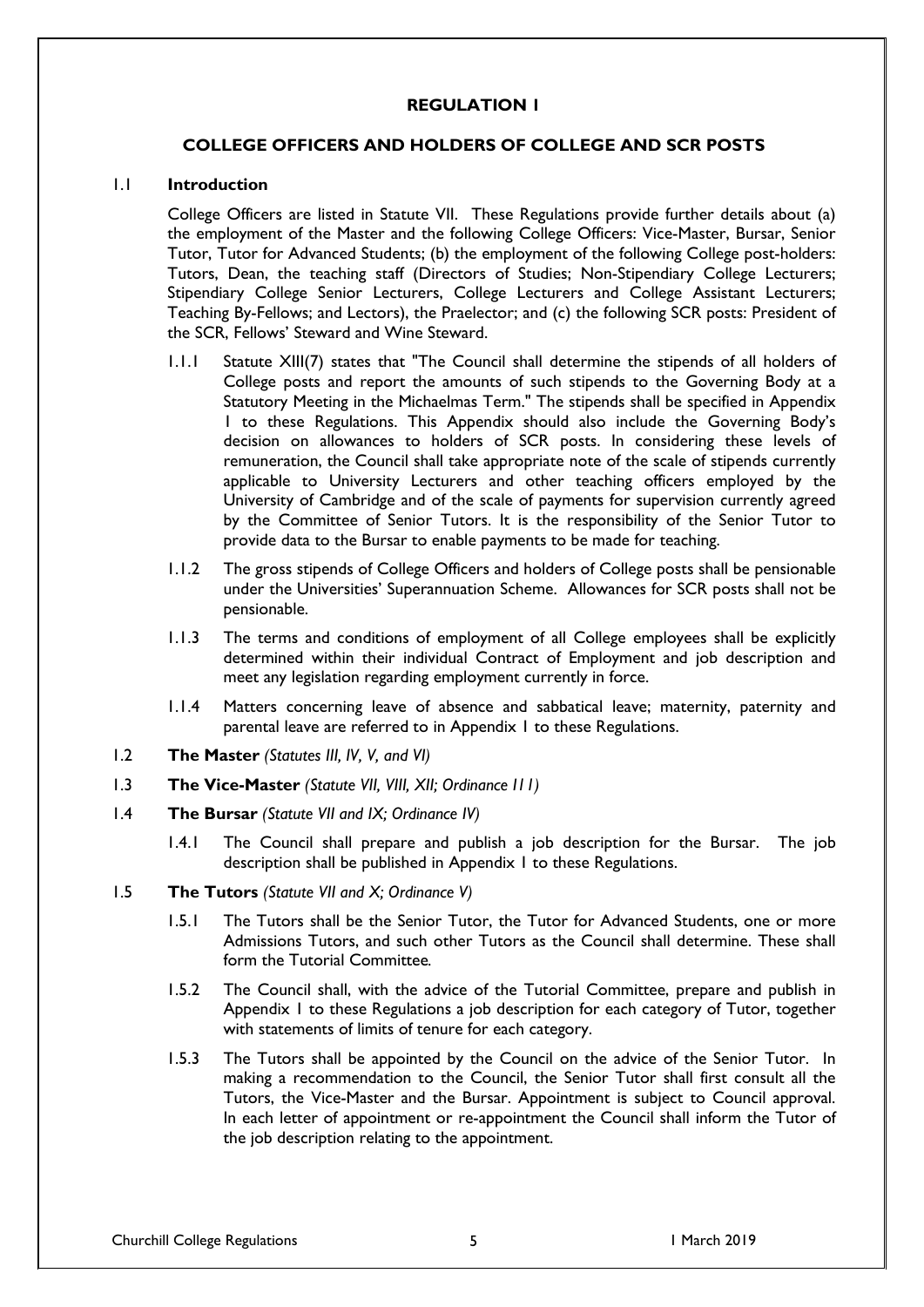## REGULATION 1

### COLLEGE OFFICERS AND HOLDERS OF COLLEGE AND SCR POSTS

**1.1 Introduction**

College Officers are listed in Statute VII. These Regulations provide further details about (a) the employment of the Master and the following College Officers: Vice-Master, Bursar, Senior Tutor, Tutor for Advanced Students; (b) the employment of the following College post-holders: Tutors, Dean, the teaching staff (Directors of Studies; Non-Stipendiary College Lecturers; Stipendiary College Senior Lecturers, College Lecturers and College Assistant Lecturers; Teaching By-Fellows; and Lectors), the Praelector; and (c) the following SCR posts: President of the SCR, Fellows' Steward and Wine Steward.

1.1.1 Statute XIII(7) states that "The Council shall determine the stipends of all holders of College posts and report the amounts of such stipends to the Governing Body at a Statutory Meeting in the Michaelmas Term." The stipends shall be specified in Appendix 1 to these Regulations. This Appendix should also include the Governing Body's decision on allowances to holders of SCR posts. In considering these levels of remuneration, the Council shall take appropriate note of the scale of stipends currently applicable to University Lecturers and other teaching officers employed by the University of Cambridge and of the scale of payments for supervision currently agreed by the Committee of Senior Tutors. It is the responsibility of the Senior Tutor to provide data to the Bursar to enable payments to be made for teaching.

1.1.2 The gross stipends of College Officers and holders of College posts shall be pensionable under the Universities' Superannuation Scheme. Allowances for SCR posts shall not be pensionable.

1.1.3 The terms and conditions of employment of all College employees shall be explicitly determined within their individual Contract of Employment and job description and meet any legislation regarding employment currently in force.

1.1.4 Matters concerning leave of absence and sabbatical leave; maternity, paternity and parental leave are referred to in Appendix 1 to these Regulations.

**1.2 The Master** *(Statutes III, IV, V, and VI)*

**1.3 The Vice-Master** *(Statute VII, VIII, XII; Ordinance 111)*

**1.4 The Bursar** *(Statute VII and IX; Ordinance IV)*

1.4.1 The Council shall prepare and publish a job description for the Bursar. The job description shall be published in Appendix 1 to these Regulations.

**1.5 The Tutors** *(Statute VII and X; Ordinance V)*

1.5.1 The Tutors shall be the Senior Tutor, the Tutor for Advanced Students, one or more Admissions Tutors, and such other Tutors as the Council shall determine. These shall form the Tutorial Committee.

1.5.2 The Council shall, with the advice of the Tutorial Committee, prepare and publish in Appendix 1 to these Regulations a job description for each category of Tutor, together with statements of limits of tenure for each category.

1.5.3 The Tutors shall be appointed by the Council on the advice of the Senior Tutor. In making a recommendation to the Council, the Senior Tutor shall first consult all the Tutors, the Vice-Master and the Bursar. Appointment is subject to Council approval. In each letter of appointment or re-appointment the Council shall inform the Tutor of the job description relating to the appointment.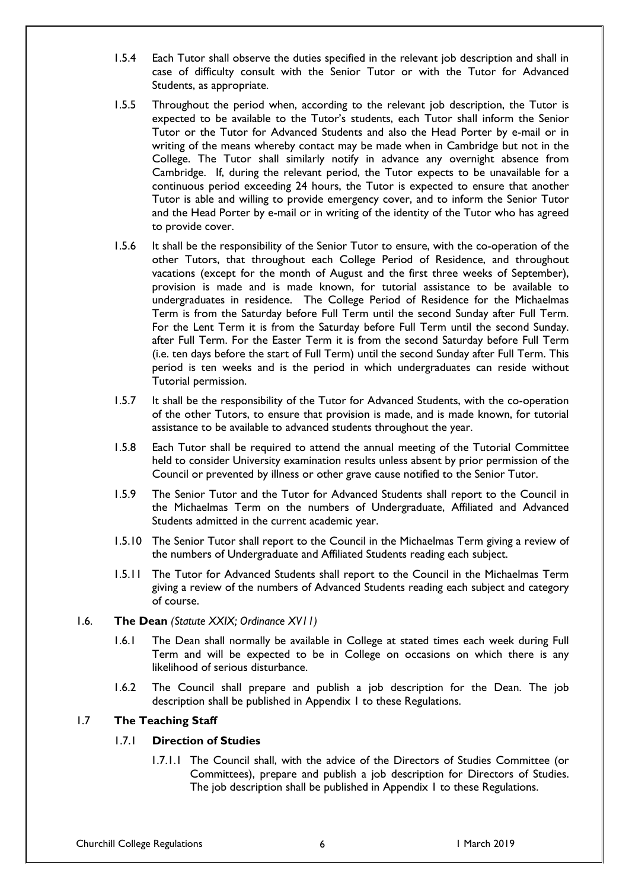1.5.4 Each Tutor shall observe the duties specified in the relevant job description and shall in case of difficulty consult with the Senior Tutor or with the Tutor for Advanced Students, as appropriate.

1.5.5 Throughout the period when, according to the relevant job description, the Tutor is expected to be available to the Tutor's students, each Tutor shall inform the Senior Tutor or the Tutor for Advanced Students and also the Head Porter by e-mail or in writing of the means whereby contact may be made when in Cambridge but not in the College. The Tutor shall similarly notify in advance any overnight absence from Cambridge. If, during the relevant period, the Tutor expects to be unavailable for a continuous period exceeding 24 hours, the Tutor is expected to ensure that another Tutor is able and willing to provide emergency cover, and to inform the Senior Tutor and the Head Porter by e-mail or in writing of the identity of the Tutor who has agreed to provide cover.

1.5.6 It shall be the responsibility of the Senior Tutor to ensure, with the co-operation of the other Tutors, that throughout each College Period of Residence, and throughout vacations (except for the month of August and the first three weeks of September), provision is made and is made known, for tutorial assistance to be available to undergraduates in residence. The College Period of Residence for the Michaelmas Term is from the Saturday before Full Term until the second Sunday after Full Term. For the Lent Term it is from the Saturday before Full Term until the second Sunday. after Full Term. For the Easter Term it is from the second Saturday before Full Term (i.e. ten days before the start of Full Term) until the second Sunday after Full Term. This period is ten weeks and is the period in which undergraduates can reside without Tutorial permission.

1.5.7 It shall be the responsibility of the Tutor for Advanced Students, with the co-operation of the other Tutors, to ensure that provision is made, and is made known, for tutorial assistance to be available to advanced students throughout the year.

1.5.8 Each Tutor shall be required to attend the annual meeting of the Tutorial Committee held to consider University examination results unless absent by prior permission of the Council or prevented by illness or other grave cause notified to the Senior Tutor.

1.5.9 The Senior Tutor and the Tutor for Advanced Students shall report to the Council in the Michaelmas Term on the numbers of Undergraduate, Affiliated and Advanced Students admitted in the current academic year.

1.5.10 The Senior Tutor shall report to the Council in the Michaelmas Term giving a review of the numbers of Undergraduate and Affiliated Students reading each subject.

1.5.11 The Tutor for Advanced Students shall report to the Council in the Michaelmas Term giving a review of the numbers of Advanced Students reading each subject and category of course.

## 1.6. **The Dean** *(Statute XXIX; Ordinance XVII)*

1.6.1 The Dean shall normally be available in College at stated times each week during Full Term and will be expected to be in College on occasions on which there is any likelihood of serious disturbance.

1.6.2 The Council shall prepare and publish a job description for the Dean. The job description shall be published in Appendix 1 to these Regulations.

## 1.7 **The Teaching Staff**

### 1.7.1 **Direction of Studies**

1.7.1.1 The Council shall, with the advice of the Directors of Studies Committee (or Committees), prepare and publish a job description for Directors of Studies. The job description shall be published in Appendix 1 to these Regulations.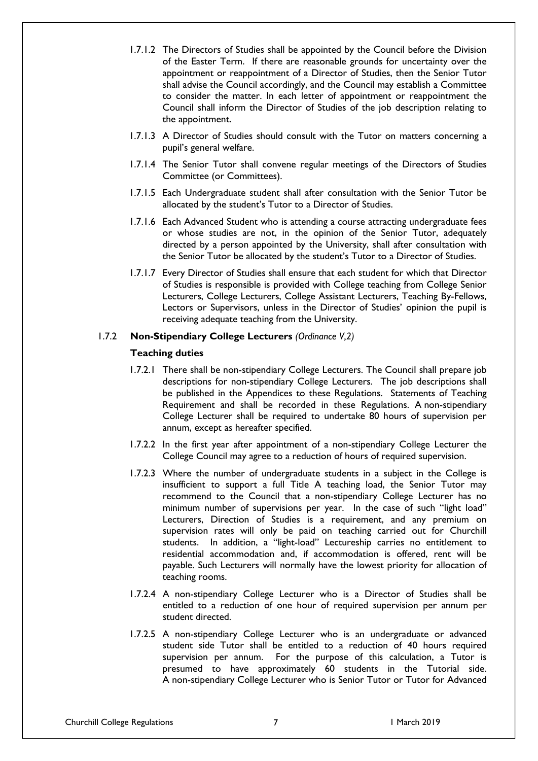1.7.1.2 The Directors of Studies shall be appointed by the Council before the Division of the Easter Term. If there are reasonable grounds for uncertainty over the appointment or reappointment of a Director of Studies, then the Senior Tutor shall advise the Council accordingly, and the Council may establish a Committee to consider the matter. In each letter of appointment or reappointment the Council shall inform the Director of Studies of the job description relating to the appointment.

1.7.1.3 A Director of Studies should consult with the Tutor on matters concerning a pupil's general welfare.

1.7.1.4 The Senior Tutor shall convene regular meetings of the Directors of Studies Committee (or Committees).

1.7.1.5 Each Undergraduate student shall after consultation with the Senior Tutor be allocated by the student's Tutor to a Director of Studies.

1.7.1.6 Each Advanced Student who is attending a course attracting undergraduate fees or whose studies are not, in the opinion of the Senior Tutor, adequately directed by a person appointed by the University, shall after consultation with the Senior Tutor be allocated by the student's Tutor to a Director of Studies.

1.7.1.7 Every Director of Studies shall ensure that each student for which that Director of Studies is responsible is provided with College teaching from College Senior Lecturers, College Lecturers, College Assistant Lecturers, Teaching By-Fellows, Lectors or Supervisors, unless in the Director of Studies' opinion the pupil is receiving adequate teaching from the University.

### 1.7.2 Non-Stipendiary College Lecturers *(Ordinance V,2)*

**Teaching duties**

1.7.2.1 There shall be non-stipendiary College Lecturers. The Council shall prepare job descriptions for non-stipendiary College Lecturers. The job descriptions shall be published in the Appendices to these Regulations. Statements of Teaching Requirement and shall be recorded in these Regulations. A non-stipendiary College Lecturer shall be required to undertake 80 hours of supervision per annum, except as hereafter specified.

1.7.2.2 In the first year after appointment of a non-stipendiary College Lecturer the College Council may agree to a reduction of hours of required supervision.

1.7.2.3 Where the number of undergraduate students in a subject in the College is insufficient to support a full Title A teaching load, the Senior Tutor may recommend to the Council that a non-stipendiary College Lecturer has no minimum number of supervisions per year. In the case of such "light load" Lecturers, Direction of Studies is a requirement, and any premium on supervision rates will only be paid on teaching carried out for Churchill students. In addition, a "light-load" Lectureship carries no entitlement to residential accommodation and, if accommodation is offered, rent will be payable. Such Lecturers will normally have the lowest priority for allocation of teaching rooms.

1.7.2.4 A non-stipendiary College Lecturer who is a Director of Studies shall be entitled to a reduction of one hour of required supervision per annum per student directed.

1.7.2.5 A non-stipendiary College Lecturer who is an undergraduate or advanced student side Tutor shall be entitled to a reduction of 40 hours required supervision per annum. For the purpose of this calculation, a Tutor is presumed to have approximately 60 students in the Tutorial side. A non-stipendiary College Lecturer who is Senior Tutor or Tutor for Advanced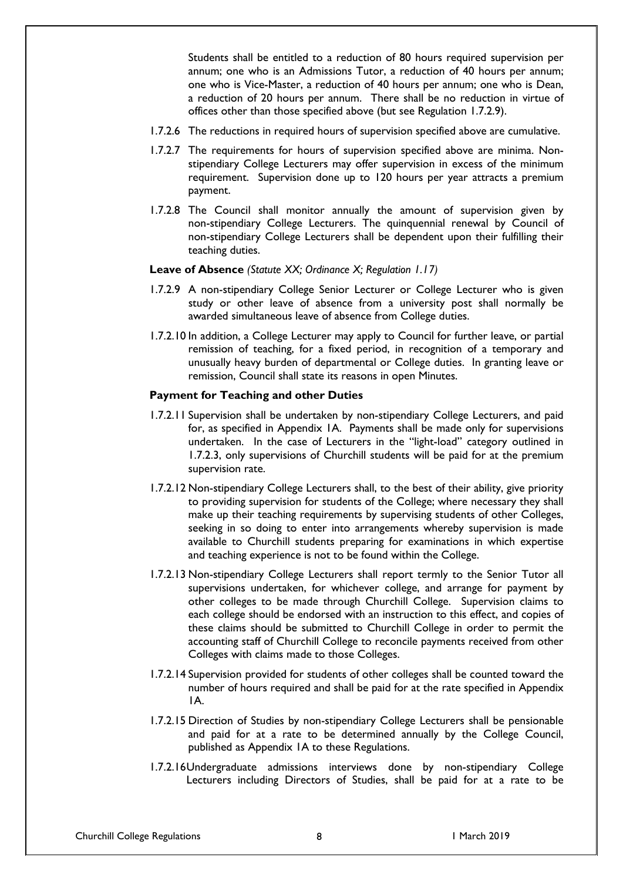Students shall be entitled to a reduction of 80 hours required supervision per annum; one who is an Admissions Tutor, a reduction of 40 hours per annum; one who is Vice-Master, a reduction of 40 hours per annum; one who is Dean, a reduction of 20 hours per annum. There shall be no reduction in virtue of offices other than those specified above (but see Regulation 1.7.2.9).

1.7.2.6 The reductions in required hours of supervision specified above are cumulative.

1.7.2.7 The requirements for hours of supervision specified above are minima. Non-stipendiary College Lecturers may offer supervision in excess of the minimum requirement. Supervision done up to 120 hours per year attracts a premium payment.

1.7.2.8 The Council shall monitor annually the amount of supervision given by non-stipendiary College Lecturers. The quinquennial renewal by Council of non-stipendiary College Lecturers shall be dependent upon their fulfilling their teaching duties.

**Leave of Absence** *(Statute XX; Ordinance X; Regulation 1.17)*

1.7.2.9 A non-stipendiary College Senior Lecturer or College Lecturer who is given study or other leave of absence from a university post shall normally be awarded simultaneous leave of absence from College duties.

1.7.2.10 In addition, a College Lecturer may apply to Council for further leave, or partial remission of teaching, for a fixed period, in recognition of a temporary and unusually heavy burden of departmental or College duties. In granting leave or remission, Council shall state its reasons in open Minutes.

**Payment for Teaching and other Duties**

1.7.2.11 Supervision shall be undertaken by non-stipendiary College Lecturers, and paid for, as specified in Appendix 1A. Payments shall be made only for supervisions undertaken. In the case of Lecturers in the "light-load" category outlined in 1.7.2.3, only supervisions of Churchill students will be paid for at the premium supervision rate.

1.7.2.12 Non-stipendiary College Lecturers shall, to the best of their ability, give priority to providing supervision for students of the College; where necessary they shall make up their teaching requirements by supervising students of other Colleges, seeking in so doing to enter into arrangements whereby supervision is made available to Churchill students preparing for examinations in which expertise and teaching experience is not to be found within the College.

1.7.2.13 Non-stipendiary College Lecturers shall report termly to the Senior Tutor all supervisions undertaken, for whichever college, and arrange for payment by other colleges to be made through Churchill College. Supervision claims to each college should be endorsed with an instruction to this effect, and copies of these claims should be submitted to Churchill College in order to permit the accounting staff of Churchill College to reconcile payments received from other Colleges with claims made to those Colleges.

1.7.2.14 Supervision provided for students of other colleges shall be counted toward the number of hours required and shall be paid for at the rate specified in Appendix 1A.

1.7.2.15 Direction of Studies by non-stipendiary College Lecturers shall be pensionable and paid for at a rate to be determined annually by the College Council, published as Appendix 1A to these Regulations.

1.7.2.16 Undergraduate admissions interviews done by non-stipendiary College Lecturers including Directors of Studies, shall be paid for at a rate to be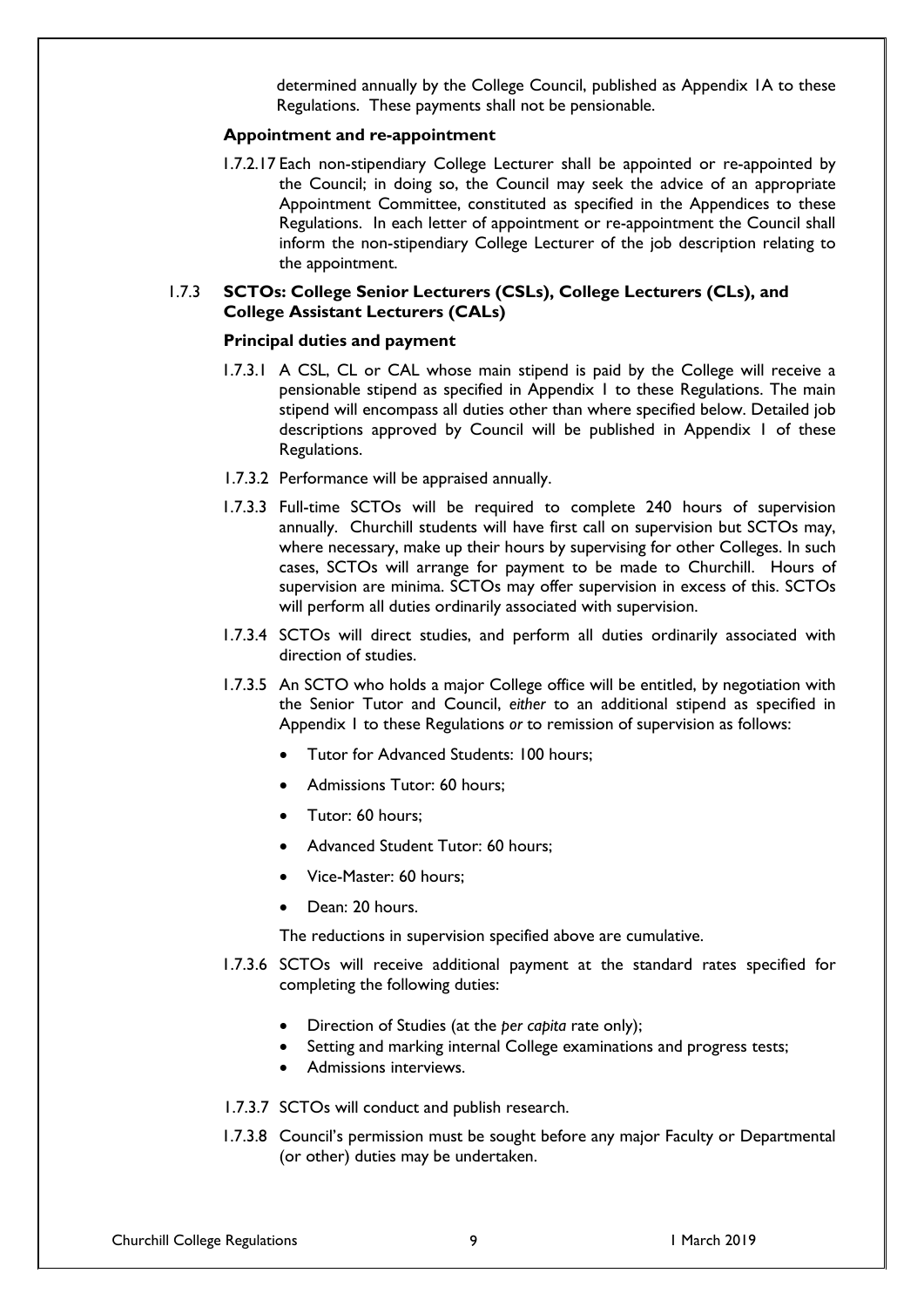determined annually by the College Council, published as Appendix 1A to these Regulations. These payments shall not be pensionable.

### Appointment and re-appointment

1.7.2.17 Each non-stipendiary College Lecturer shall be appointed or re-appointed by the Council; in doing so, the Council may seek the advice of an appropriate Appointment Committee, constituted as specified in the Appendices to these Regulations. In each letter of appointment or re-appointment the Council shall inform the non-stipendiary College Lecturer of the job description relating to the appointment.

## 1.7.3 SCTOs: College Senior Lecturers (CSLs), College Lecturers (CLs), and College Assistant Lecturers (CALs)

### Principal duties and payment

1.7.3.1 A CSL, CL or CAL whose main stipend is paid by the College will receive a pensionable stipend as specified in Appendix 1 to these Regulations. The main stipend will encompass all duties other than where specified below. Detailed job descriptions approved by Council will be published in Appendix 1 of these Regulations.

1.7.3.2 Performance will be appraised annually.

1.7.3.3 Full-time SCTOs will be required to complete 240 hours of supervision annually. Churchill students will have first call on supervision but SCTOs may, where necessary, make up their hours by supervising for other Colleges. In such cases, SCTOs will arrange for payment to be made to Churchill. Hours of supervision are minima. SCTOs may offer supervision in excess of this. SCTOs will perform all duties ordinarily associated with supervision.

1.7.3.4 SCTOs will direct studies, and perform all duties ordinarily associated with direction of studies.

1.7.3.5 An SCTO who holds a major College office will be entitled, by negotiation with the Senior Tutor and Council, *either* to an additional stipend as specified in Appendix 1 to these Regulations *or* to remission of supervision as follows:

- Tutor for Advanced Students: 100 hours;
- Admissions Tutor: 60 hours;
- Tutor: 60 hours;
- Advanced Student Tutor: 60 hours;
- Vice-Master: 60 hours;
- Dean: 20 hours.

The reductions in supervision specified above are cumulative.

1.7.3.6 SCTOs will receive additional payment at the standard rates specified for completing the following duties:

- Direction of Studies (at the *per capita* rate only);
- Setting and marking internal College examinations and progress tests;
- Admissions interviews.

1.7.3.7 SCTOs will conduct and publish research.

1.7.3.8 Council's permission must be sought before any major Faculty or Departmental (or other) duties may be undertaken.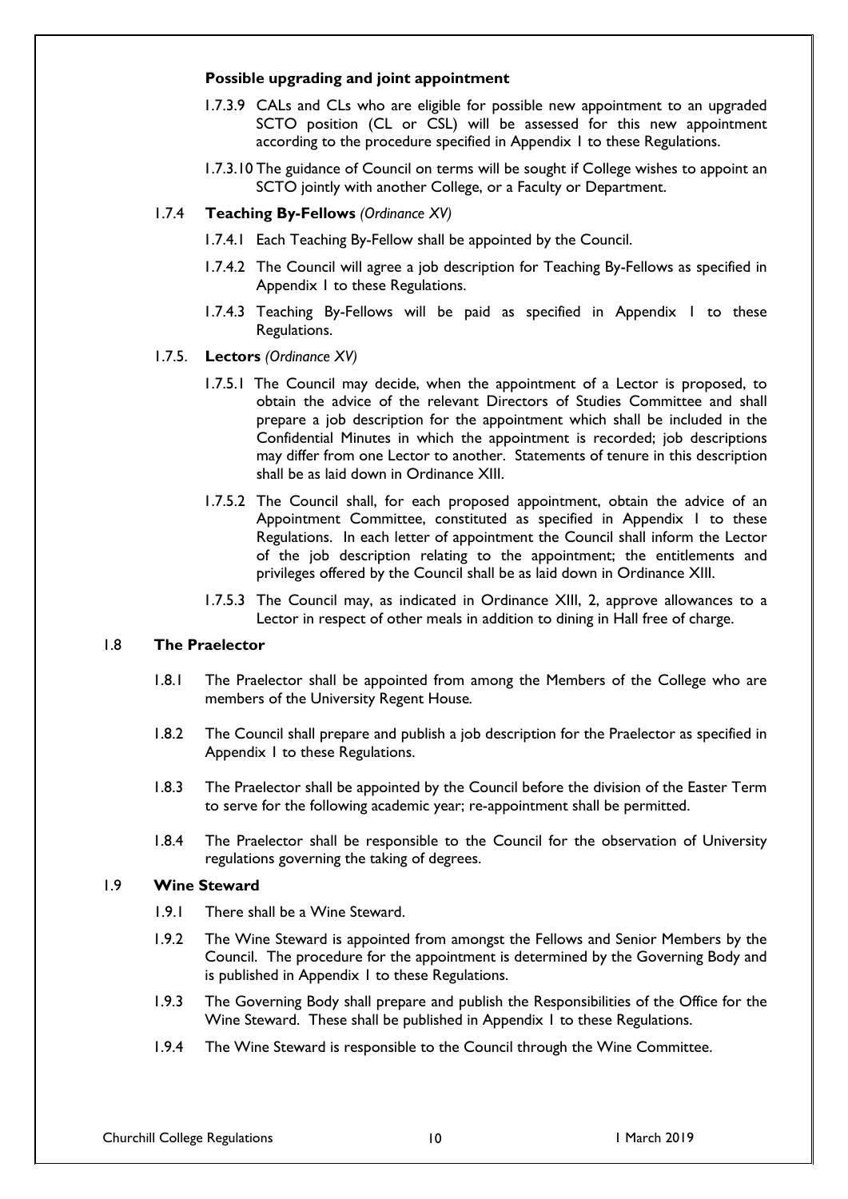**Possible upgrading and joint appointment**

1.7.3.9 CALs and CLs who are eligible for possible new appointment to an upgraded SCTO position (CL or CSL) will be assessed for this new appointment according to the procedure specified in Appendix 1 to these Regulations.

1.7.3.10 The guidance of Council on terms will be sought if College wishes to appoint an SCTO jointly with another College, or a Faculty or Department.

### 1.7.4 **Teaching By-Fellows** *(Ordinance XV)*

1.7.4.1 Each Teaching By-Fellow shall be appointed by the Council.

1.7.4.2 The Council will agree a job description for Teaching By-Fellows as specified in Appendix 1 to these Regulations.

1.7.4.3 Teaching By-Fellows will be paid as specified in Appendix 1 to these Regulations.

### 1.7.5. **Lectors** *(Ordinance XV)*

1.7.5.1 The Council may decide, when the appointment of a Lector is proposed, to obtain the advice of the relevant Directors of Studies Committee and shall prepare a job description for the appointment which shall be included in the Confidential Minutes in which the appointment is recorded; job descriptions may differ from one Lector to another. Statements of tenure in this description shall be as laid down in Ordinance XIII.

1.7.5.2 The Council shall, for each proposed appointment, obtain the advice of an Appointment Committee, constituted as specified in Appendix 1 to these Regulations. In each letter of appointment the Council shall inform the Lector of the job description relating to the appointment; the entitlements and privileges offered by the Council shall be as laid down in Ordinance XIII.

1.7.5.3 The Council may, as indicated in Ordinance XIII, 2, approve allowances to a Lector in respect of other meals in addition to dining in Hall free of charge.

## 1.8 **The Praelector**

1.8.1 The Praelector shall be appointed from among the Members of the College who are members of the University Regent House.

1.8.2 The Council shall prepare and publish a job description for the Praelector as specified in Appendix 1 to these Regulations.

1.8.3 The Praelector shall be appointed by the Council before the division of the Easter Term to serve for the following academic year; re-appointment shall be permitted.

1.8.4 The Praelector shall be responsible to the Council for the observation of University regulations governing the taking of degrees.

## 1.9 **Wine Steward**

1.9.1 There shall be a Wine Steward.

1.9.2 The Wine Steward is appointed from amongst the Fellows and Senior Members by the Council. The procedure for the appointment is determined by the Governing Body and is published in Appendix 1 to these Regulations.

1.9.3 The Governing Body shall prepare and publish the Responsibilities of the Office for the Wine Steward. These shall be published in Appendix 1 to these Regulations.

1.9.4 The Wine Steward is responsible to the Council through the Wine Committee.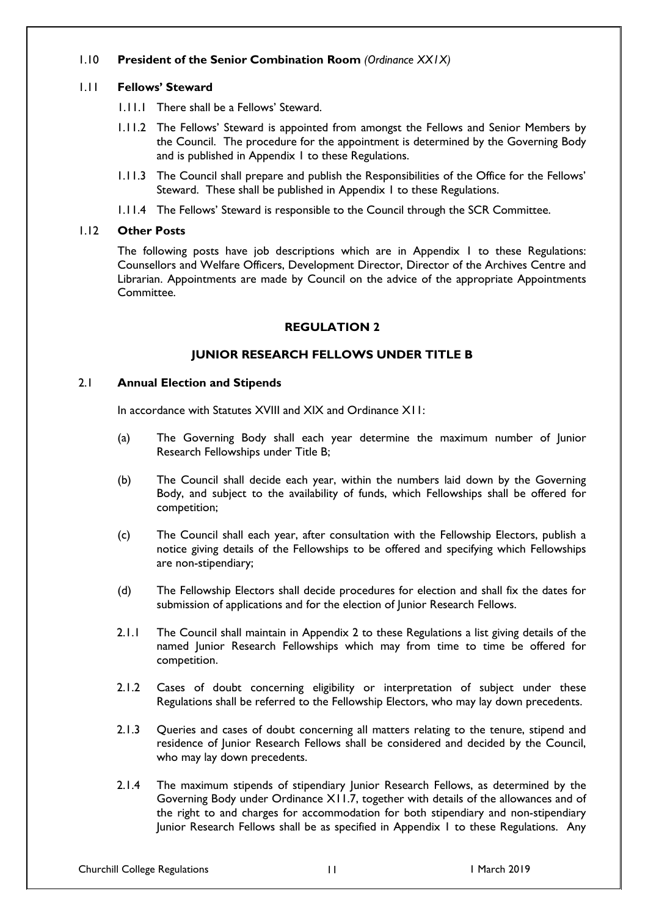1.10 **President of the Senior Combination Room** *(Ordinance XX1X)*

1.11 **Fellows' Steward**

1.11.1 There shall be a Fellows' Steward.

1.11.2 The Fellows' Steward is appointed from amongst the Fellows and Senior Members by the Council. The procedure for the appointment is determined by the Governing Body and is published in Appendix 1 to these Regulations.

1.11.3 The Council shall prepare and publish the Responsibilities of the Office for the Fellows' Steward. These shall be published in Appendix 1 to these Regulations.

1.11.4 The Fellows' Steward is responsible to the Council through the SCR Committee.

1.12 **Other Posts**

The following posts have job descriptions which are in Appendix 1 to these Regulations: Counsellors and Welfare Officers, Development Director, Director of the Archives Centre and Librarian. Appointments are made by Council on the advice of the appropriate Appointments Committee.

## REGULATION 2

## JUNIOR RESEARCH FELLOWS UNDER TITLE B

2.1 **Annual Election and Stipends**

In accordance with Statutes XVIII and XIX and Ordinance X11:

(a) The Governing Body shall each year determine the maximum number of Junior Research Fellowships under Title B;

(b) The Council shall decide each year, within the numbers laid down by the Governing Body, and subject to the availability of funds, which Fellowships shall be offered for competition;

(c) The Council shall each year, after consultation with the Fellowship Electors, publish a notice giving details of the Fellowships to be offered and specifying which Fellowships are non-stipendiary;

(d) The Fellowship Electors shall decide procedures for election and shall fix the dates for submission of applications and for the election of Junior Research Fellows.

2.1.1 The Council shall maintain in Appendix 2 to these Regulations a list giving details of the named Junior Research Fellowships which may from time to time be offered for competition.

2.1.2 Cases of doubt concerning eligibility or interpretation of subject under these Regulations shall be referred to the Fellowship Electors, who may lay down precedents.

2.1.3 Queries and cases of doubt concerning all matters relating to the tenure, stipend and residence of Junior Research Fellows shall be considered and decided by the Council, who may lay down precedents.

2.1.4 The maximum stipends of stipendiary Junior Research Fellows, as determined by the Governing Body under Ordinance X11.7, together with details of the allowances and of the right to and charges for accommodation for both stipendiary and non-stipendiary Junior Research Fellows shall be as specified in Appendix 1 to these Regulations. Any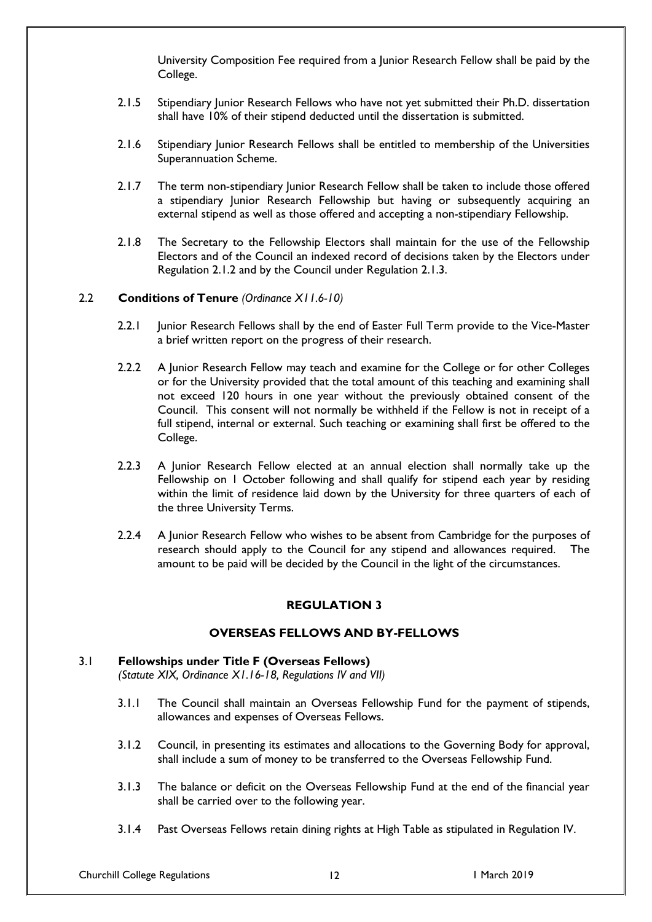University Composition Fee required from a Junior Research Fellow shall be paid by the College.

2.1.5 Stipendiary Junior Research Fellows who have not yet submitted their Ph.D. dissertation shall have 10% of their stipend deducted until the dissertation is submitted.

2.1.6 Stipendiary Junior Research Fellows shall be entitled to membership of the Universities Superannuation Scheme.

2.1.7 The term non-stipendiary Junior Research Fellow shall be taken to include those offered a stipendiary Junior Research Fellowship but having or subsequently acquiring an external stipend as well as those offered and accepting a non-stipendiary Fellowship.

2.1.8 The Secretary to the Fellowship Electors shall maintain for the use of the Fellowship Electors and of the Council an indexed record of decisions taken by the Electors under Regulation 2.1.2 and by the Council under Regulation 2.1.3.

### 2.2 Conditions of Tenure *(Ordinance X11.6-10)*

2.2.1 Junior Research Fellows shall by the end of Easter Full Term provide to the Vice-Master a brief written report on the progress of their research.

2.2.2 A Junior Research Fellow may teach and examine for the College or for other Colleges or for the University provided that the total amount of this teaching and examining shall not exceed 120 hours in one year without the previously obtained consent of the Council. This consent will not normally be withheld if the Fellow is not in receipt of a full stipend, internal or external. Such teaching or examining shall first be offered to the College.

2.2.3 A Junior Research Fellow elected at an annual election shall normally take up the Fellowship on 1 October following and shall qualify for stipend each year by residing within the limit of residence laid down by the University for three quarters of each of the three University Terms.

2.2.4 A Junior Research Fellow who wishes to be absent from Cambridge for the purposes of research should apply to the Council for any stipend and allowances required. The amount to be paid will be decided by the Council in the light of the circumstances.

## REGULATION 3

## OVERSEAS FELLOWS AND BY-FELLOWS

### 3.1 Fellowships under Title F (Overseas Fellows)
*(Statute XIX, Ordinance X1.16-18, Regulations IV and VII)*

3.1.1 The Council shall maintain an Overseas Fellowship Fund for the payment of stipends, allowances and expenses of Overseas Fellows.

3.1.2 Council, in presenting its estimates and allocations to the Governing Body for approval, shall include a sum of money to be transferred to the Overseas Fellowship Fund.

3.1.3 The balance or deficit on the Overseas Fellowship Fund at the end of the financial year shall be carried over to the following year.

3.1.4 Past Overseas Fellows retain dining rights at High Table as stipulated in Regulation IV.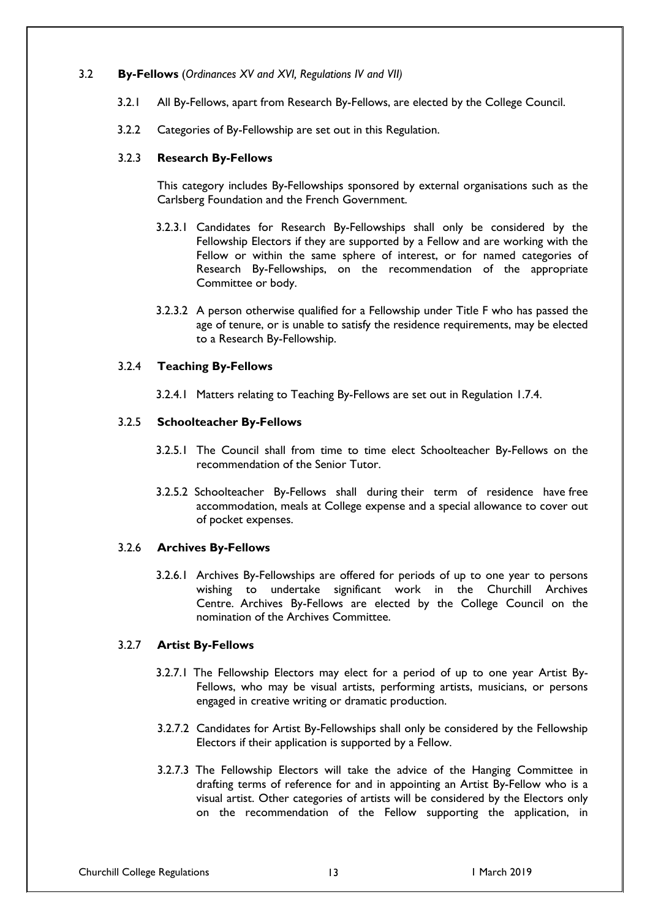## 3.2 **By-Fellows** (*Ordinances XV and XVI, Regulations IV and VII)*

3.2.1 All By-Fellows, apart from Research By-Fellows, are elected by the College Council.

3.2.2 Categories of By-Fellowship are set out in this Regulation.

### 3.2.3 **Research By-Fellows**

This category includes By-Fellowships sponsored by external organisations such as the Carlsberg Foundation and the French Government.

3.2.3.1 Candidates for Research By-Fellowships shall only be considered by the Fellowship Electors if they are supported by a Fellow and are working with the Fellow or within the same sphere of interest, or for named categories of Research By-Fellowships, on the recommendation of the appropriate Committee or body.

3.2.3.2 A person otherwise qualified for a Fellowship under Title F who has passed the age of tenure, or is unable to satisfy the residence requirements, may be elected to a Research By-Fellowship.

### 3.2.4 **Teaching By-Fellows**

3.2.4.1 Matters relating to Teaching By-Fellows are set out in Regulation 1.7.4.

### 3.2.5 **Schoolteacher By-Fellows**

3.2.5.1 The Council shall from time to time elect Schoolteacher By-Fellows on the recommendation of the Senior Tutor.

3.2.5.2 Schoolteacher By-Fellows shall during their term of residence have free accommodation, meals at College expense and a special allowance to cover out of pocket expenses.

### 3.2.6 **Archives By-Fellows**

3.2.6.1 Archives By-Fellowships are offered for periods of up to one year to persons wishing to undertake significant work in the Churchill Archives Centre. Archives By-Fellows are elected by the College Council on the nomination of the Archives Committee.

### 3.2.7 **Artist By-Fellows**

3.2.7.1 The Fellowship Electors may elect for a period of up to one year Artist By-Fellows, who may be visual artists, performing artists, musicians, or persons engaged in creative writing or dramatic production.

3.2.7.2 Candidates for Artist By-Fellowships shall only be considered by the Fellowship Electors if their application is supported by a Fellow.

3.2.7.3 The Fellowship Electors will take the advice of the Hanging Committee in drafting terms of reference for and in appointing an Artist By-Fellow who is a visual artist. Other categories of artists will be considered by the Electors only on the recommendation of the Fellow supporting the application, in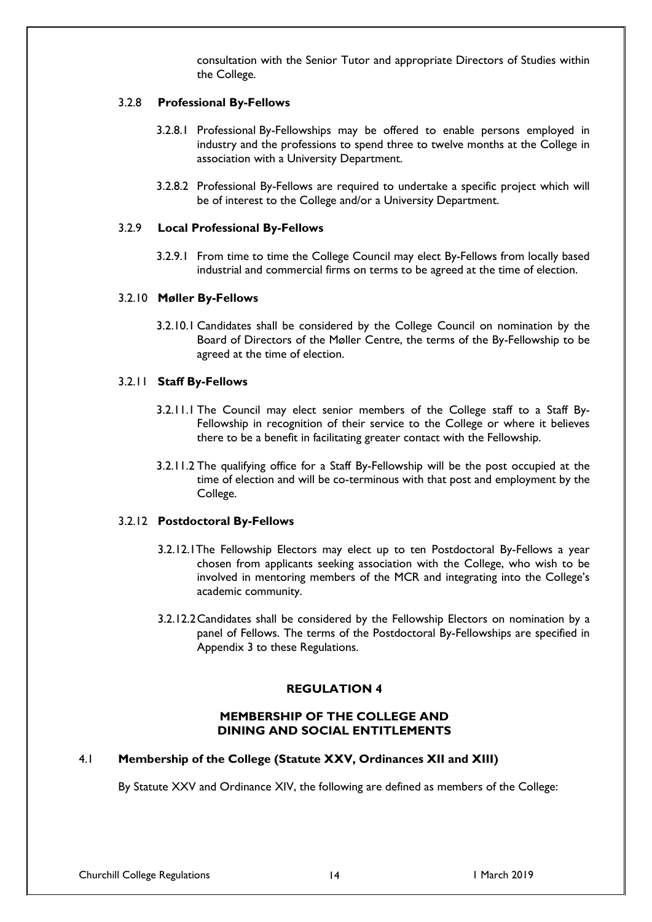consultation with the Senior Tutor and appropriate Directors of Studies within the College.

### 3.2.8 Professional By-Fellows

3.2.8.1 Professional By-Fellowships may be offered to enable persons employed in industry and the professions to spend three to twelve months at the College in association with a University Department.

3.2.8.2 Professional By-Fellows are required to undertake a specific project which will be of interest to the College and/or a University Department.

### 3.2.9 Local Professional By-Fellows

3.2.9.1 From time to time the College Council may elect By-Fellows from locally based industrial and commercial firms on terms to be agreed at the time of election.

### 3.2.10 Møller By-Fellows

3.2.10.1 Candidates shall be considered by the College Council on nomination by the Board of Directors of the Møller Centre, the terms of the By-Fellowship to be agreed at the time of election.

### 3.2.11 Staff By-Fellows

3.2.11.1 The Council may elect senior members of the College staff to a Staff By-Fellowship in recognition of their service to the College or where it believes there to be a benefit in facilitating greater contact with the Fellowship.

3.2.11.2 The qualifying office for a Staff By-Fellowship will be the post occupied at the time of election and will be co-terminous with that post and employment by the College.

### 3.2.12 Postdoctoral By-Fellows

3.2.12.1 The Fellowship Electors may elect up to ten Postdoctoral By-Fellows a year chosen from applicants seeking association with the College, who wish to be involved in mentoring members of the MCR and integrating into the College's academic community.

3.2.12.2 Candidates shall be considered by the Fellowship Electors on nomination by a panel of Fellows. The terms of the Postdoctoral By-Fellowships are specified in Appendix 3 to these Regulations.

## REGULATION 4

## MEMBERSHIP OF THE COLLEGE AND DINING AND SOCIAL ENTITLEMENTS

### 4.1 Membership of the College (Statute XXV, Ordinances XII and XIII)

By Statute XXV and Ordinance XIV, the following are defined as members of the College: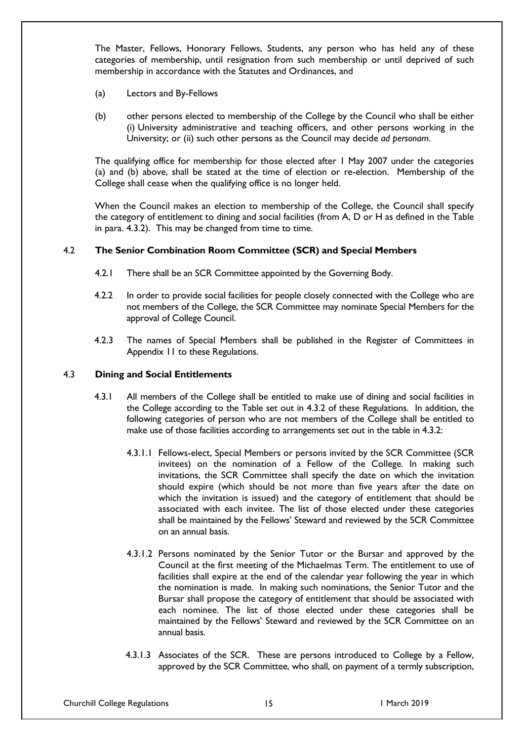The Master, Fellows, Honorary Fellows, Students, any person who has held any of these categories of membership, until resignation from such membership or until deprived of such membership in accordance with the Statutes and Ordinances, and

(a) Lectors and By-Fellows

(b) other persons elected to membership of the College by the Council who shall be either (i) University administrative and teaching officers, and other persons working in the University; or (ii) such other persons as the Council may decide *ad personam*.

The qualifying office for membership for those elected after 1 May 2007 under the categories (a) and (b) above, shall be stated at the time of election or re-election. Membership of the College shall cease when the qualifying office is no longer held.

When the Council makes an election to membership of the College, the Council shall specify the category of entitlement to dining and social facilities (from A, D or H as defined in the Table in para. 4.3.2). This may be changed from time to time.

## 4.2 The Senior Combination Room Committee (SCR) and Special Members

4.2.1 There shall be an SCR Committee appointed by the Governing Body.

4.2.2 In order to provide social facilities for people closely connected with the College who are not members of the College, the SCR Committee may nominate Special Members for the approval of College Council.

4.2.3 The names of Special Members shall be published in the Register of Committees in Appendix 11 to these Regulations.

## 4.3 Dining and Social Entitlements

4.3.1 All members of the College shall be entitled to make use of dining and social facilities in the College according to the Table set out in 4.3.2 of these Regulations. In addition, the following categories of person who are not members of the College shall be entitled to make use of those facilities according to arrangements set out in the table in 4.3.2:

4.3.1.1 Fellows-elect, Special Members or persons invited by the SCR Committee (SCR invitees) on the nomination of a Fellow of the College. In making such invitations, the SCR Committee shall specify the date on which the invitation should expire (which should be not more than five years after the date on which the invitation is issued) and the category of entitlement that should be associated with each invitee. The list of those elected under these categories shall be maintained by the Fellows' Steward and reviewed by the SCR Committee on an annual basis.

4.3.1.2 Persons nominated by the Senior Tutor or the Bursar and approved by the Council at the first meeting of the Michaelmas Term. The entitlement to use of facilities shall expire at the end of the calendar year following the year in which the nomination is made. In making such nominations, the Senior Tutor and the Bursar shall propose the category of entitlement that should be associated with each nominee. The list of those elected under these categories shall be maintained by the Fellows' Steward and reviewed by the SCR Committee on an annual basis.

4.3.1.3 Associates of the SCR. These are persons introduced to College by a Fellow, approved by the SCR Committee, who shall, on payment of a termly subscription,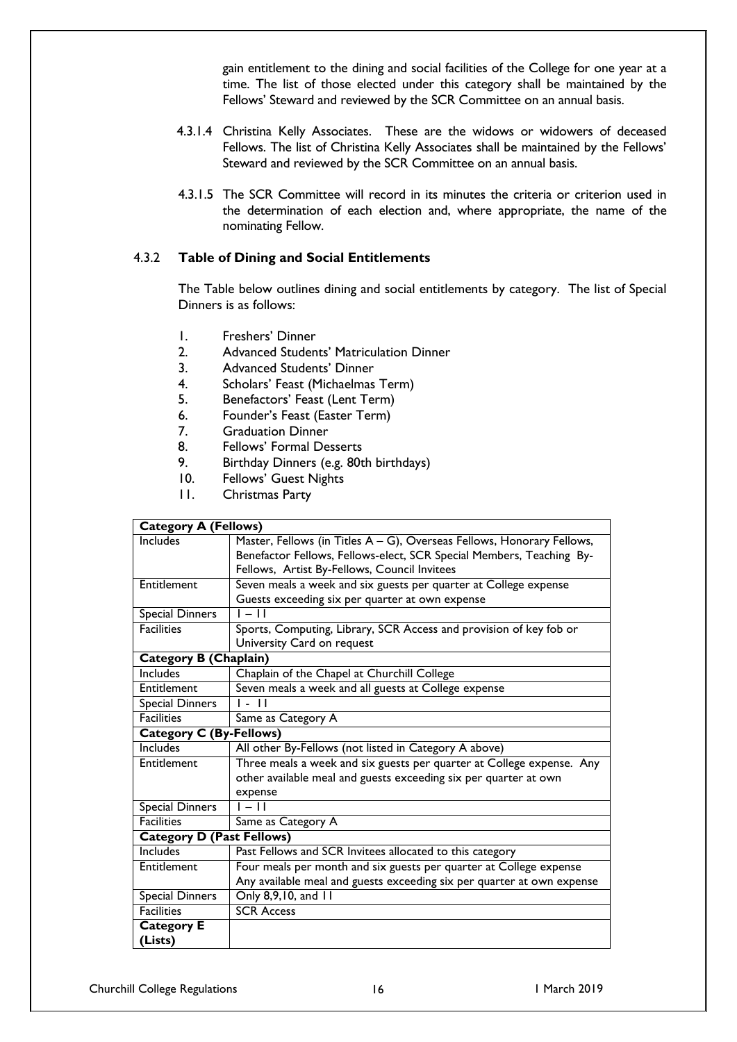gain entitlement to the dining and social facilities of the College for one year at a time. The list of those elected under this category shall be maintained by the Fellows' Steward and reviewed by the SCR Committee on an annual basis.

4.3.1.4 Christina Kelly Associates. These are the widows or widowers of deceased Fellows. The list of Christina Kelly Associates shall be maintained by the Fellows' Steward and reviewed by the SCR Committee on an annual basis.

4.3.1.5 The SCR Committee will record in its minutes the criteria or criterion used in the determination of each election and, where appropriate, the name of the nominating Fellow.

### 4.3.2 **Table of Dining and Social Entitlements**

The Table below outlines dining and social entitlements by category. The list of Special Dinners is as follows:

1. Freshers' Dinner
2. Advanced Students' Matriculation Dinner
3. Advanced Students' Dinner
4. Scholars' Feast (Michaelmas Term)
5. Benefactors' Feast (Lent Term)
6. Founder's Feast (Easter Term)
7. Graduation Dinner
8. Fellows' Formal Desserts
9. Birthday Dinners (e.g. 80th birthdays)
10. Fellows' Guest Nights
11. Christmas Party

| **Category A (Fellows)** | |
|---|---|
| Includes | Master, Fellows (in Titles A – G), Overseas Fellows, Honorary Fellows, Benefactor Fellows, Fellows-elect, SCR Special Members, Teaching By-Fellows, Artist By-Fellows, Council Invitees |
| Entitlement | Seven meals a week and six guests per quarter at College expense<br>Guests exceeding six per quarter at own expense |
| Special Dinners | 1 – 11 |
| Facilities | Sports, Computing, Library, SCR Access and provision of key fob or University Card on request |
| **Category B (Chaplain)** | |
| Includes | Chaplain of the Chapel at Churchill College |
| Entitlement | Seven meals a week and all guests at College expense |
| Special Dinners | 1 - 11 |
| Facilities | Same as Category A |
| **Category C (By-Fellows)** | |
| Includes | All other By-Fellows (not listed in Category A above) |
| Entitlement | Three meals a week and six guests per quarter at College expense. Any other available meal and guests exceeding six per quarter at own expense |
| Special Dinners | 1 – 11 |
| Facilities | Same as Category A |
| **Category D (Past Fellows)** | |
| Includes | Past Fellows and SCR Invitees allocated to this category |
| Entitlement | Four meals per month and six guests per quarter at College expense<br>Any available meal and guests exceeding six per quarter at own expense |
| Special Dinners | Only 8,9,10, and 11 |
| Facilities | SCR Access |
| **Category E (Lists)** | |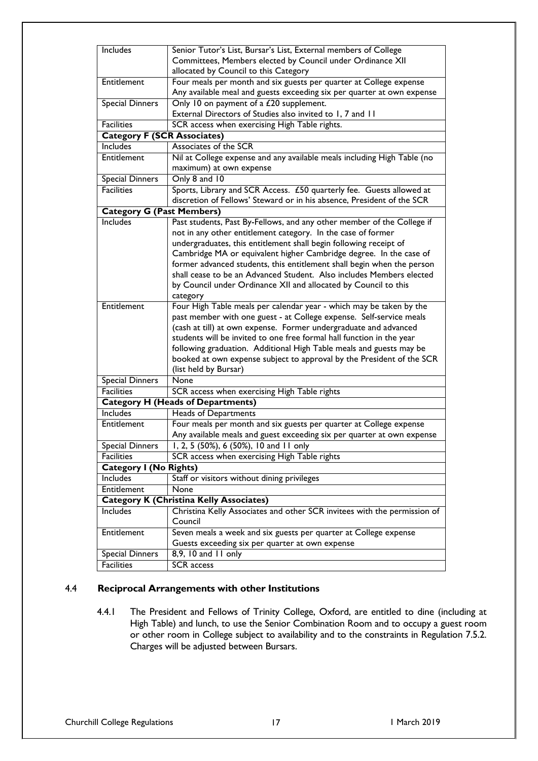| | |
|---|---|
| Includes | Senior Tutor's List, Bursar's List, External members of College Committees, Members elected by Council under Ordinance XII allocated by Council to this Category |
| Entitlement | Four meals per month and six guests per quarter at College expense<br>Any available meal and guests exceeding six per quarter at own expense |
| Special Dinners | Only 10 on payment of a £20 supplement.<br>External Directors of Studies also invited to 1, 7 and 11 |
| Facilities | SCR access when exercising High Table rights. |
| **Category F (SCR Associates)** | |
| Includes | Associates of the SCR |
| Entitlement | Nil at College expense and any available meals including High Table (no maximum) at own expense |
| Special Dinners | Only 8 and 10 |
| Facilities | Sports, Library and SCR Access. £50 quarterly fee. Guests allowed at discretion of Fellows' Steward or in his absence, President of the SCR |
| **Category G (Past Members)** | |
| Includes | Past students, Past By-Fellows, and any other member of the College if not in any other entitlement category. In the case of former undergraduates, this entitlement shall begin following receipt of Cambridge MA or equivalent higher Cambridge degree. In the case of former advanced students, this entitlement shall begin when the person shall cease to be an Advanced Student. Also includes Members elected by Council under Ordinance XII and allocated by Council to this category |
| Entitlement | Four High Table meals per calendar year - which may be taken by the past member with one guest - at College expense. Self-service meals (cash at till) at own expense. Former undergraduate and advanced students will be invited to one free formal hall function in the year following graduation. Additional High Table meals and guests may be booked at own expense subject to approval by the President of the SCR (list held by Bursar) |
| Special Dinners | None |
| Facilities | SCR access when exercising High Table rights |
| **Category H (Heads of Departments)** | |
| Includes | Heads of Departments |
| Entitlement | Four meals per month and six guests per quarter at College expense<br>Any available meals and guest exceeding six per quarter at own expense |
| Special Dinners | 1, 2, 5 (50%), 6 (50%), 10 and 11 only |
| Facilities | SCR access when exercising High Table rights |
| **Category I (No Rights)** | |
| Includes | Staff or visitors without dining privileges |
| Entitlement | None |
| **Category K (Christina Kelly Associates)** | |
| Includes | Christina Kelly Associates and other SCR invitees with the permission of Council |
| Entitlement | Seven meals a week and six guests per quarter at College expense<br>Guests exceeding six per quarter at own expense |
| Special Dinners | 8,9, 10 and 11 only |
| Facilities | SCR access |

### 4.4 Reciprocal Arrangements with other Institutions

4.4.1 The President and Fellows of Trinity College, Oxford, are entitled to dine (including at High Table) and lunch, to use the Senior Combination Room and to occupy a guest room or other room in College subject to availability and to the constraints in Regulation 7.5.2. Charges will be adjusted between Bursars.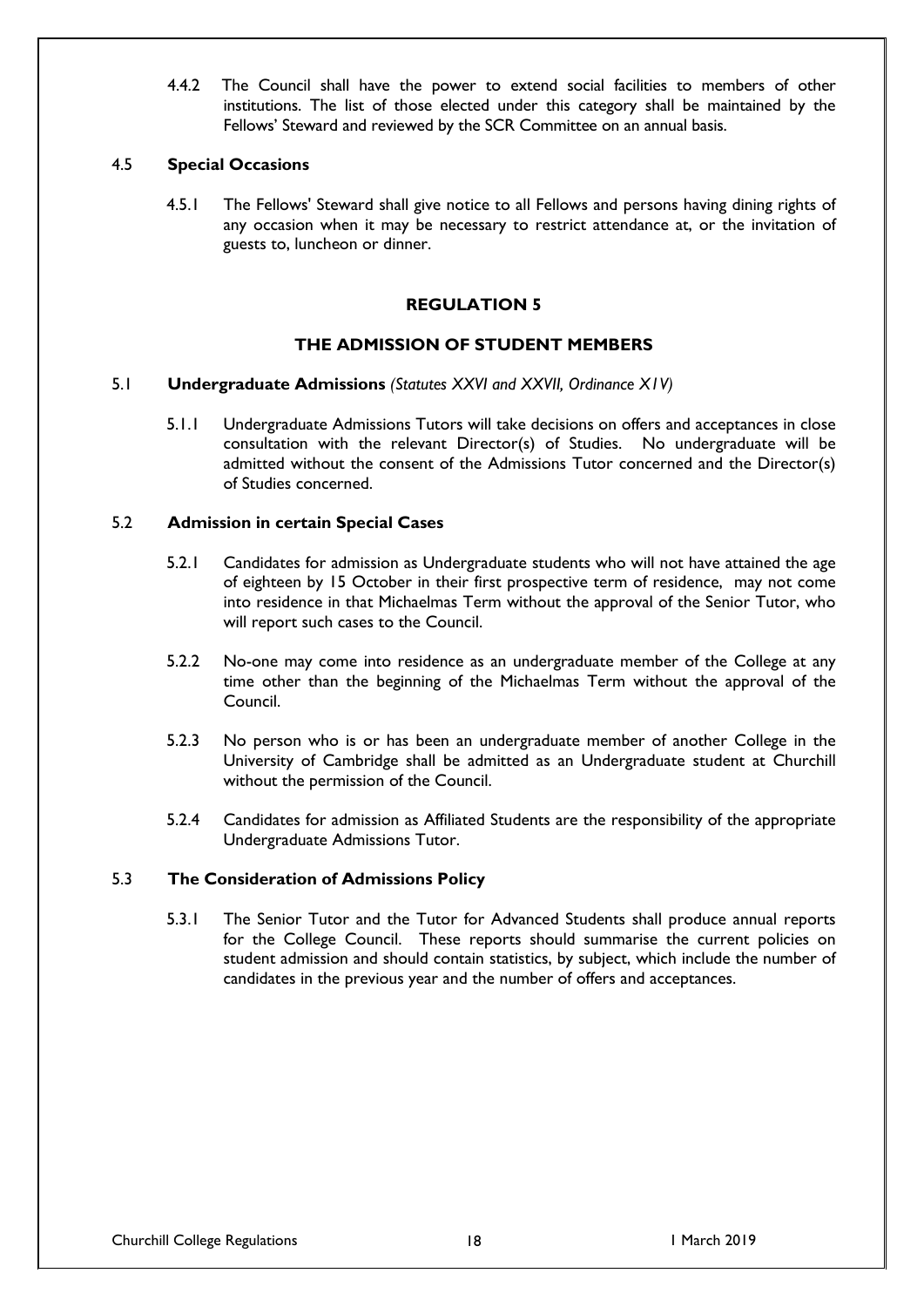4.4.2 The Council shall have the power to extend social facilities to members of other institutions. The list of those elected under this category shall be maintained by the Fellows' Steward and reviewed by the SCR Committee on an annual basis.

### 4.5 Special Occasions

4.5.1 The Fellows' Steward shall give notice to all Fellows and persons having dining rights of any occasion when it may be necessary to restrict attendance at, or the invitation of guests to, luncheon or dinner.

## REGULATION 5

## THE ADMISSION OF STUDENT MEMBERS

### 5.1 Undergraduate Admissions *(Statutes XXVI and XXVII, Ordinance X1V)*

5.1.1 Undergraduate Admissions Tutors will take decisions on offers and acceptances in close consultation with the relevant Director(s) of Studies. No undergraduate will be admitted without the consent of the Admissions Tutor concerned and the Director(s) of Studies concerned.

### 5.2 Admission in certain Special Cases

5.2.1 Candidates for admission as Undergraduate students who will not have attained the age of eighteen by 15 October in their first prospective term of residence, may not come into residence in that Michaelmas Term without the approval of the Senior Tutor, who will report such cases to the Council.

5.2.2 No-one may come into residence as an undergraduate member of the College at any time other than the beginning of the Michaelmas Term without the approval of the Council.

5.2.3 No person who is or has been an undergraduate member of another College in the University of Cambridge shall be admitted as an Undergraduate student at Churchill without the permission of the Council.

5.2.4 Candidates for admission as Affiliated Students are the responsibility of the appropriate Undergraduate Admissions Tutor.

### 5.3 The Consideration of Admissions Policy

5.3.1 The Senior Tutor and the Tutor for Advanced Students shall produce annual reports for the College Council. These reports should summarise the current policies on student admission and should contain statistics, by subject, which include the number of candidates in the previous year and the number of offers and acceptances.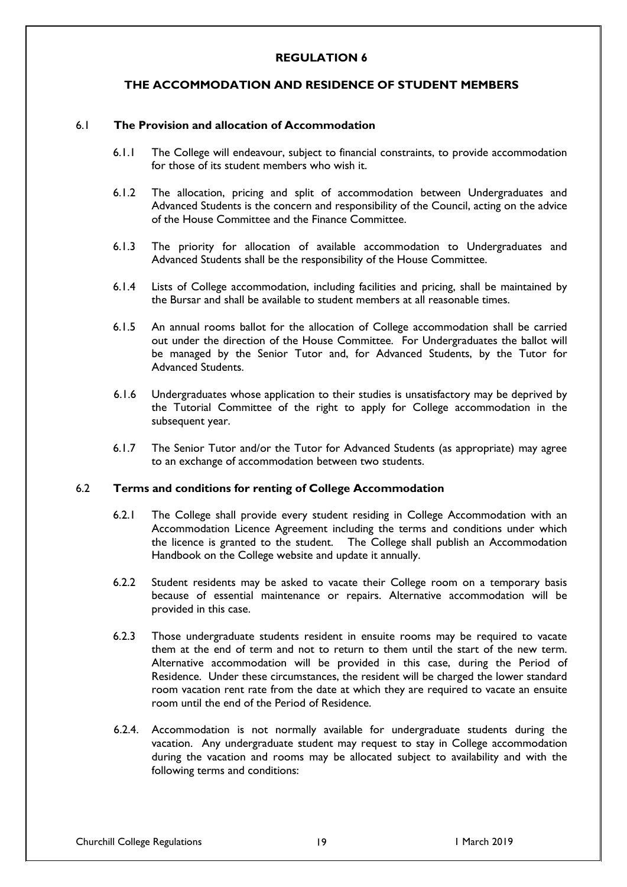# REGULATION 6

## THE ACCOMMODATION AND RESIDENCE OF STUDENT MEMBERS

### 6.1 The Provision and allocation of Accommodation

6.1.1 The College will endeavour, subject to financial constraints, to provide accommodation for those of its student members who wish it.

6.1.2 The allocation, pricing and split of accommodation between Undergraduates and Advanced Students is the concern and responsibility of the Council, acting on the advice of the House Committee and the Finance Committee.

6.1.3 The priority for allocation of available accommodation to Undergraduates and Advanced Students shall be the responsibility of the House Committee.

6.1.4 Lists of College accommodation, including facilities and pricing, shall be maintained by the Bursar and shall be available to student members at all reasonable times.

6.1.5 An annual rooms ballot for the allocation of College accommodation shall be carried out under the direction of the House Committee. For Undergraduates the ballot will be managed by the Senior Tutor and, for Advanced Students, by the Tutor for Advanced Students.

6.1.6 Undergraduates whose application to their studies is unsatisfactory may be deprived by the Tutorial Committee of the right to apply for College accommodation in the subsequent year.

6.1.7 The Senior Tutor and/or the Tutor for Advanced Students (as appropriate) may agree to an exchange of accommodation between two students.

### 6.2 Terms and conditions for renting of College Accommodation

6.2.1 The College shall provide every student residing in College Accommodation with an Accommodation Licence Agreement including the terms and conditions under which the licence is granted to the student. The College shall publish an Accommodation Handbook on the College website and update it annually.

6.2.2 Student residents may be asked to vacate their College room on a temporary basis because of essential maintenance or repairs. Alternative accommodation will be provided in this case.

6.2.3 Those undergraduate students resident in ensuite rooms may be required to vacate them at the end of term and not to return to them until the start of the new term. Alternative accommodation will be provided in this case, during the Period of Residence. Under these circumstances, the resident will be charged the lower standard room vacation rent rate from the date at which they are required to vacate an ensuite room until the end of the Period of Residence.

6.2.4. Accommodation is not normally available for undergraduate students during the vacation. Any undergraduate student may request to stay in College accommodation during the vacation and rooms may be allocated subject to availability and with the following terms and conditions: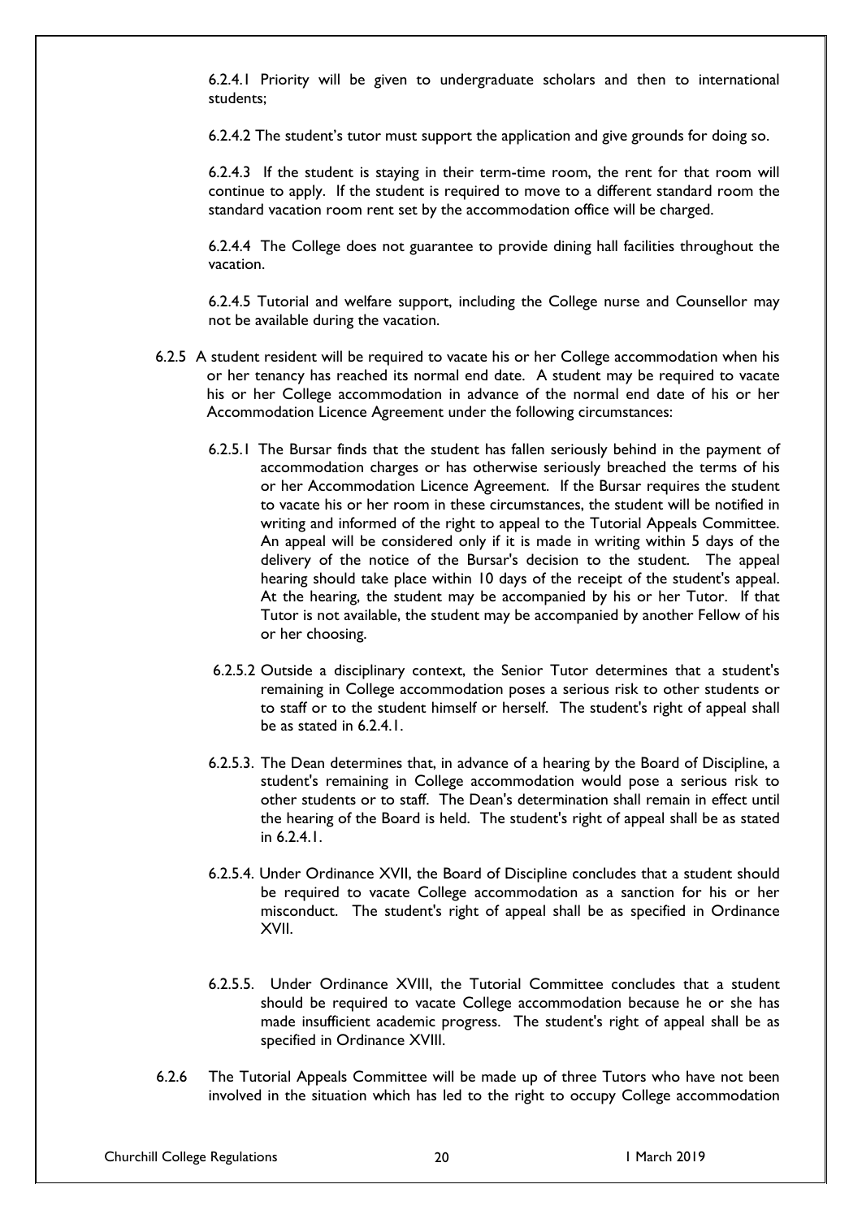6.2.4.1 Priority will be given to undergraduate scholars and then to international students;

6.2.4.2 The student's tutor must support the application and give grounds for doing so.

6.2.4.3 If the student is staying in their term-time room, the rent for that room will continue to apply. If the student is required to move to a different standard room the standard vacation room rent set by the accommodation office will be charged.

6.2.4.4 The College does not guarantee to provide dining hall facilities throughout the vacation.

6.2.4.5 Tutorial and welfare support, including the College nurse and Counsellor may not be available during the vacation.

6.2.5 A student resident will be required to vacate his or her College accommodation when his or her tenancy has reached its normal end date. A student may be required to vacate his or her College accommodation in advance of the normal end date of his or her Accommodation Licence Agreement under the following circumstances:

6.2.5.1 The Bursar finds that the student has fallen seriously behind in the payment of accommodation charges or has otherwise seriously breached the terms of his or her Accommodation Licence Agreement. If the Bursar requires the student to vacate his or her room in these circumstances, the student will be notified in writing and informed of the right to appeal to the Tutorial Appeals Committee. An appeal will be considered only if it is made in writing within 5 days of the delivery of the notice of the Bursar's decision to the student. The appeal hearing should take place within 10 days of the receipt of the student's appeal. At the hearing, the student may be accompanied by his or her Tutor. If that Tutor is not available, the student may be accompanied by another Fellow of his or her choosing.

6.2.5.2 Outside a disciplinary context, the Senior Tutor determines that a student's remaining in College accommodation poses a serious risk to other students or to staff or to the student himself or herself. The student's right of appeal shall be as stated in 6.2.4.1.

6.2.5.3. The Dean determines that, in advance of a hearing by the Board of Discipline, a student's remaining in College accommodation would pose a serious risk to other students or to staff. The Dean's determination shall remain in effect until the hearing of the Board is held. The student's right of appeal shall be as stated in 6.2.4.1.

6.2.5.4. Under Ordinance XVII, the Board of Discipline concludes that a student should be required to vacate College accommodation as a sanction for his or her misconduct. The student's right of appeal shall be as specified in Ordinance XVII.

6.2.5.5. Under Ordinance XVIII, the Tutorial Committee concludes that a student should be required to vacate College accommodation because he or she has made insufficient academic progress. The student's right of appeal shall be as specified in Ordinance XVIII.

6.2.6 The Tutorial Appeals Committee will be made up of three Tutors who have not been involved in the situation which has led to the right to occupy College accommodation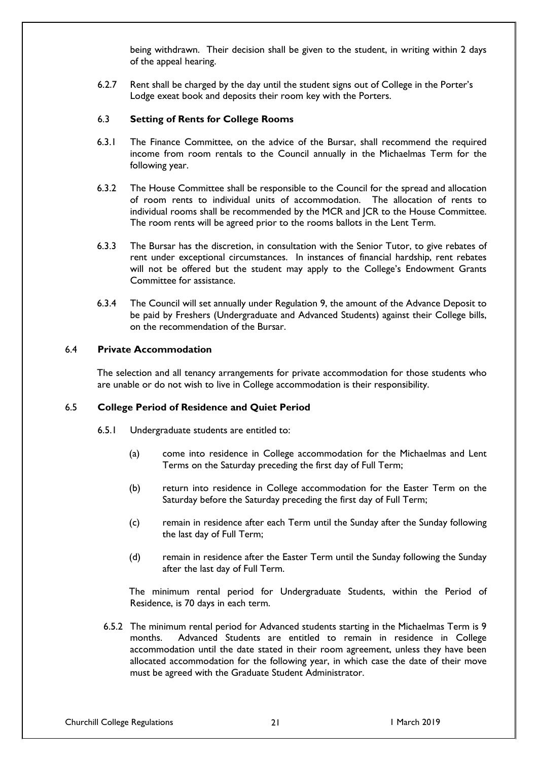being withdrawn. Their decision shall be given to the student, in writing within 2 days of the appeal hearing.

6.2.7 Rent shall be charged by the day until the student signs out of College in the Porter's Lodge exeat book and deposits their room key with the Porters.

### 6.3 Setting of Rents for College Rooms

6.3.1 The Finance Committee, on the advice of the Bursar, shall recommend the required income from room rentals to the Council annually in the Michaelmas Term for the following year.

6.3.2 The House Committee shall be responsible to the Council for the spread and allocation of room rents to individual units of accommodation. The allocation of rents to individual rooms shall be recommended by the MCR and JCR to the House Committee. The room rents will be agreed prior to the rooms ballots in the Lent Term.

6.3.3 The Bursar has the discretion, in consultation with the Senior Tutor, to give rebates of rent under exceptional circumstances. In instances of financial hardship, rent rebates will not be offered but the student may apply to the College's Endowment Grants Committee for assistance.

6.3.4 The Council will set annually under Regulation 9, the amount of the Advance Deposit to be paid by Freshers (Undergraduate and Advanced Students) against their College bills, on the recommendation of the Bursar.

### 6.4 Private Accommodation

The selection and all tenancy arrangements for private accommodation for those students who are unable or do not wish to live in College accommodation is their responsibility.

### 6.5 College Period of Residence and Quiet Period

6.5.1 Undergraduate students are entitled to:

(a) come into residence in College accommodation for the Michaelmas and Lent Terms on the Saturday preceding the first day of Full Term;

(b) return into residence in College accommodation for the Easter Term on the Saturday before the Saturday preceding the first day of Full Term;

(c) remain in residence after each Term until the Sunday after the Sunday following the last day of Full Term;

(d) remain in residence after the Easter Term until the Sunday following the Sunday after the last day of Full Term.

The minimum rental period for Undergraduate Students, within the Period of Residence, is 70 days in each term.

6.5.2 The minimum rental period for Advanced students starting in the Michaelmas Term is 9 months. Advanced Students are entitled to remain in residence in College accommodation until the date stated in their room agreement, unless they have been allocated accommodation for the following year, in which case the date of their move must be agreed with the Graduate Student Administrator.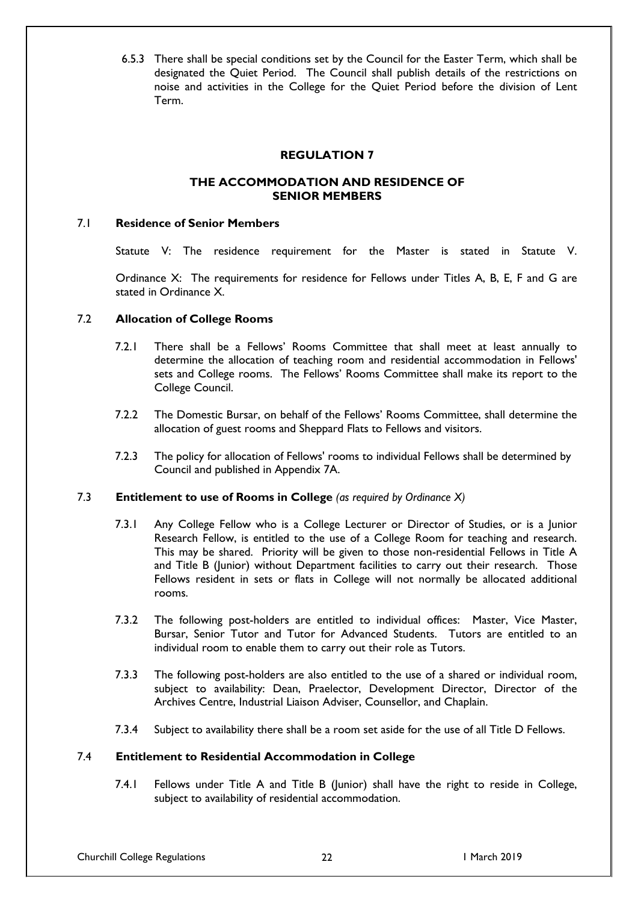6.5.3 There shall be special conditions set by the Council for the Easter Term, which shall be designated the Quiet Period. The Council shall publish details of the restrictions on noise and activities in the College for the Quiet Period before the division of Lent Term.

## REGULATION 7

## THE ACCOMMODATION AND RESIDENCE OF SENIOR MEMBERS

### 7.1 Residence of Senior Members

Statute V: The residence requirement for the Master is stated in Statute V.

Ordinance X: The requirements for residence for Fellows under Titles A, B, E, F and G are stated in Ordinance X.

### 7.2 Allocation of College Rooms

7.2.1 There shall be a Fellows' Rooms Committee that shall meet at least annually to determine the allocation of teaching room and residential accommodation in Fellows' sets and College rooms. The Fellows' Rooms Committee shall make its report to the College Council.

7.2.2 The Domestic Bursar, on behalf of the Fellows' Rooms Committee, shall determine the allocation of guest rooms and Sheppard Flats to Fellows and visitors.

7.2.3 The policy for allocation of Fellows' rooms to individual Fellows shall be determined by Council and published in Appendix 7A.

### 7.3 Entitlement to use of Rooms in College *(as required by Ordinance X)*

7.3.1 Any College Fellow who is a College Lecturer or Director of Studies, or is a Junior Research Fellow, is entitled to the use of a College Room for teaching and research. This may be shared. Priority will be given to those non-residential Fellows in Title A and Title B (Junior) without Department facilities to carry out their research. Those Fellows resident in sets or flats in College will not normally be allocated additional rooms.

7.3.2 The following post-holders are entitled to individual offices: Master, Vice Master, Bursar, Senior Tutor and Tutor for Advanced Students. Tutors are entitled to an individual room to enable them to carry out their role as Tutors.

7.3.3 The following post-holders are also entitled to the use of a shared or individual room, subject to availability: Dean, Praelector, Development Director, Director of the Archives Centre, Industrial Liaison Adviser, Counsellor, and Chaplain.

7.3.4 Subject to availability there shall be a room set aside for the use of all Title D Fellows.

### 7.4 Entitlement to Residential Accommodation in College

7.4.1 Fellows under Title A and Title B (Junior) shall have the right to reside in College, subject to availability of residential accommodation.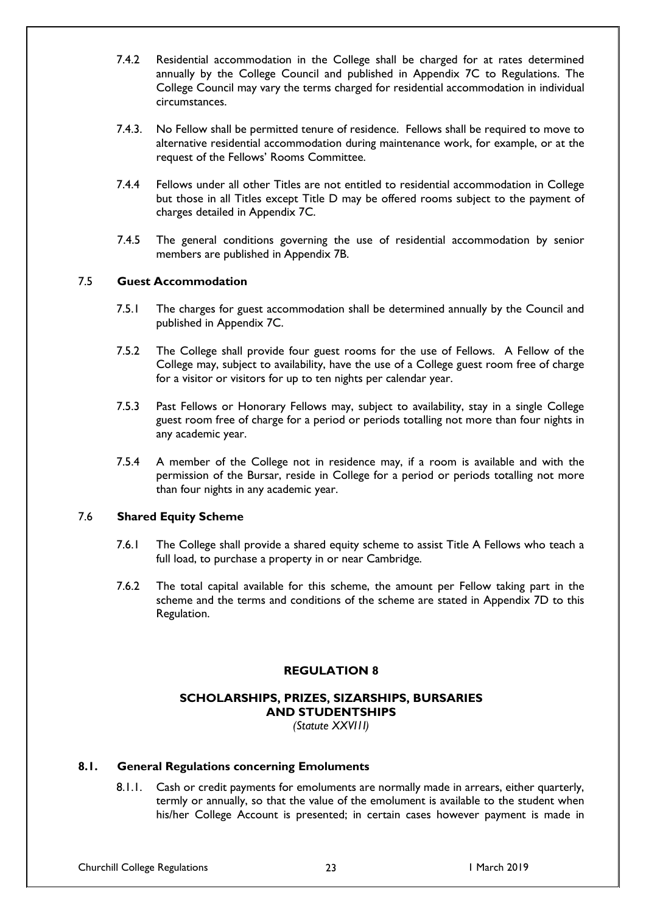7.4.2 Residential accommodation in the College shall be charged for at rates determined annually by the College Council and published in Appendix 7C to Regulations. The College Council may vary the terms charged for residential accommodation in individual circumstances.

7.4.3. No Fellow shall be permitted tenure of residence. Fellows shall be required to move to alternative residential accommodation during maintenance work, for example, or at the request of the Fellows' Rooms Committee.

7.4.4 Fellows under all other Titles are not entitled to residential accommodation in College but those in all Titles except Title D may be offered rooms subject to the payment of charges detailed in Appendix 7C.

7.4.5 The general conditions governing the use of residential accommodation by senior members are published in Appendix 7B.

### 7.5 Guest Accommodation

7.5.1 The charges for guest accommodation shall be determined annually by the Council and published in Appendix 7C.

7.5.2 The College shall provide four guest rooms for the use of Fellows. A Fellow of the College may, subject to availability, have the use of a College guest room free of charge for a visitor or visitors for up to ten nights per calendar year.

7.5.3 Past Fellows or Honorary Fellows may, subject to availability, stay in a single College guest room free of charge for a period or periods totalling not more than four nights in any academic year.

7.5.4 A member of the College not in residence may, if a room is available and with the permission of the Bursar, reside in College for a period or periods totalling not more than four nights in any academic year.

### 7.6 Shared Equity Scheme

7.6.1 The College shall provide a shared equity scheme to assist Title A Fellows who teach a full load, to purchase a property in or near Cambridge.

7.6.2 The total capital available for this scheme, the amount per Fellow taking part in the scheme and the terms and conditions of the scheme are stated in Appendix 7D to this Regulation.

## REGULATION 8

## SCHOLARSHIPS, PRIZES, SIZARSHIPS, BURSARIES AND STUDENTSHIPS

*(Statute XXVIII)*

### 8.1. General Regulations concerning Emoluments

8.1.1. Cash or credit payments for emoluments are normally made in arrears, either quarterly, termly or annually, so that the value of the emolument is available to the student when his/her College Account is presented; in certain cases however payment is made in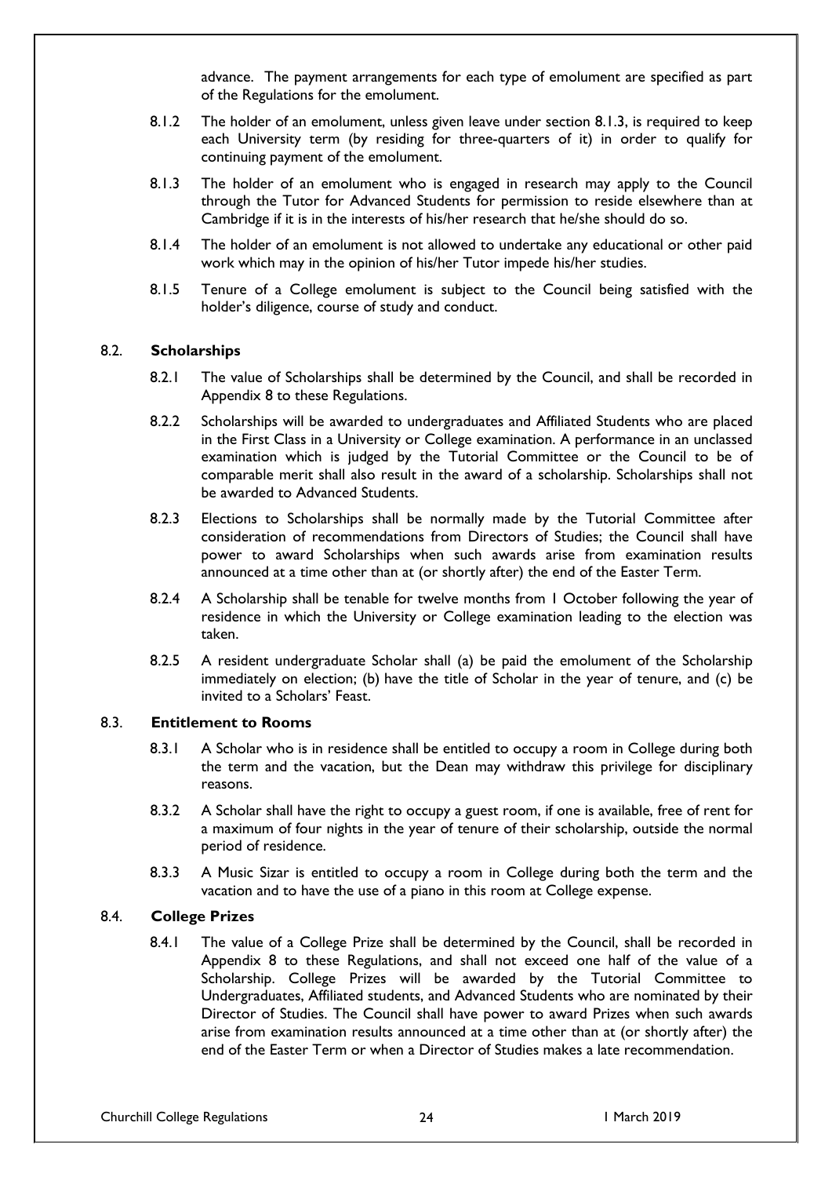advance. The payment arrangements for each type of emolument are specified as part of the Regulations for the emolument.

8.1.2 The holder of an emolument, unless given leave under section 8.1.3, is required to keep each University term (by residing for three-quarters of it) in order to qualify for continuing payment of the emolument.

8.1.3 The holder of an emolument who is engaged in research may apply to the Council through the Tutor for Advanced Students for permission to reside elsewhere than at Cambridge if it is in the interests of his/her research that he/she should do so.

8.1.4 The holder of an emolument is not allowed to undertake any educational or other paid work which may in the opinion of his/her Tutor impede his/her studies.

8.1.5 Tenure of a College emolument is subject to the Council being satisfied with the holder's diligence, course of study and conduct.

## 8.2. Scholarships

8.2.1 The value of Scholarships shall be determined by the Council, and shall be recorded in Appendix 8 to these Regulations.

8.2.2 Scholarships will be awarded to undergraduates and Affiliated Students who are placed in the First Class in a University or College examination. A performance in an unclassed examination which is judged by the Tutorial Committee or the Council to be of comparable merit shall also result in the award of a scholarship. Scholarships shall not be awarded to Advanced Students.

8.2.3 Elections to Scholarships shall be normally made by the Tutorial Committee after consideration of recommendations from Directors of Studies; the Council shall have power to award Scholarships when such awards arise from examination results announced at a time other than at (or shortly after) the end of the Easter Term.

8.2.4 A Scholarship shall be tenable for twelve months from 1 October following the year of residence in which the University or College examination leading to the election was taken.

8.2.5 A resident undergraduate Scholar shall (a) be paid the emolument of the Scholarship immediately on election; (b) have the title of Scholar in the year of tenure, and (c) be invited to a Scholars' Feast.

## 8.3. Entitlement to Rooms

8.3.1 A Scholar who is in residence shall be entitled to occupy a room in College during both the term and the vacation, but the Dean may withdraw this privilege for disciplinary reasons.

8.3.2 A Scholar shall have the right to occupy a guest room, if one is available, free of rent for a maximum of four nights in the year of tenure of their scholarship, outside the normal period of residence.

8.3.3 A Music Sizar is entitled to occupy a room in College during both the term and the vacation and to have the use of a piano in this room at College expense.

## 8.4. College Prizes

8.4.1 The value of a College Prize shall be determined by the Council, shall be recorded in Appendix 8 to these Regulations, and shall not exceed one half of the value of a Scholarship. College Prizes will be awarded by the Tutorial Committee to Undergraduates, Affiliated students, and Advanced Students who are nominated by their Director of Studies. The Council shall have power to award Prizes when such awards arise from examination results announced at a time other than at (or shortly after) the end of the Easter Term or when a Director of Studies makes a late recommendation.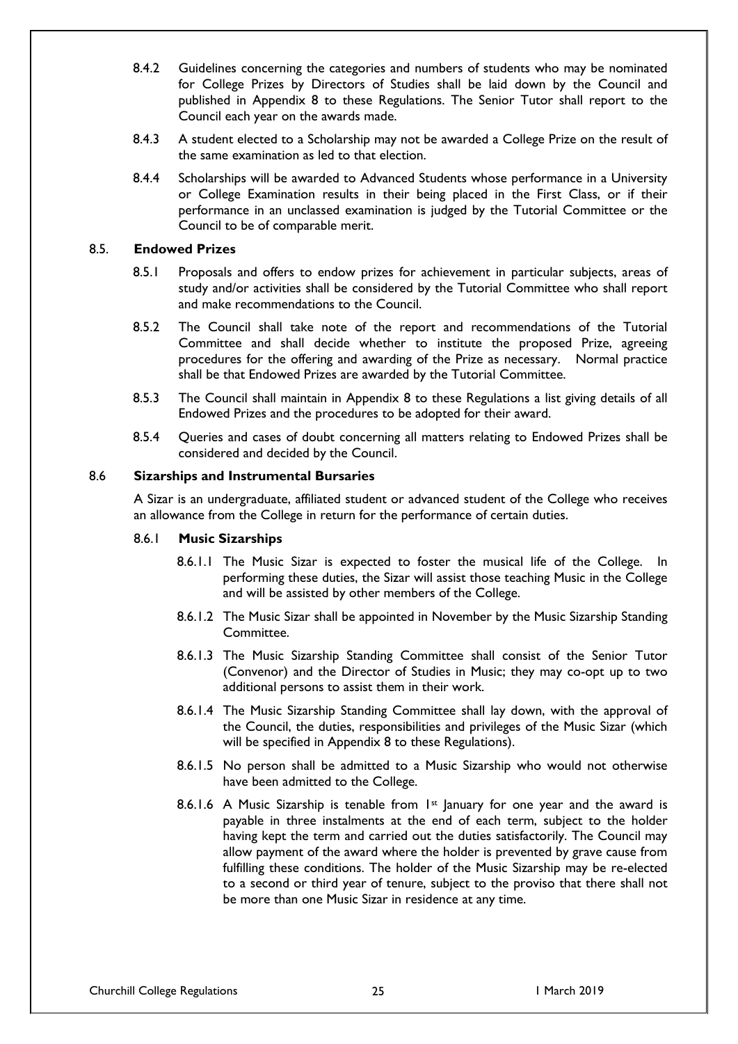8.4.2 Guidelines concerning the categories and numbers of students who may be nominated for College Prizes by Directors of Studies shall be laid down by the Council and published in Appendix 8 to these Regulations. The Senior Tutor shall report to the Council each year on the awards made.

8.4.3 A student elected to a Scholarship may not be awarded a College Prize on the result of the same examination as led to that election.

8.4.4 Scholarships will be awarded to Advanced Students whose performance in a University or College Examination results in their being placed in the First Class, or if their performance in an unclassed examination is judged by the Tutorial Committee or the Council to be of comparable merit.

### 8.5. Endowed Prizes

8.5.1 Proposals and offers to endow prizes for achievement in particular subjects, areas of study and/or activities shall be considered by the Tutorial Committee who shall report and make recommendations to the Council.

8.5.2 The Council shall take note of the report and recommendations of the Tutorial Committee and shall decide whether to institute the proposed Prize, agreeing procedures for the offering and awarding of the Prize as necessary. Normal practice shall be that Endowed Prizes are awarded by the Tutorial Committee.

8.5.3 The Council shall maintain in Appendix 8 to these Regulations a list giving details of all Endowed Prizes and the procedures to be adopted for their award.

8.5.4 Queries and cases of doubt concerning all matters relating to Endowed Prizes shall be considered and decided by the Council.

### 8.6 Sizarships and Instrumental Bursaries

A Sizar is an undergraduate, affiliated student or advanced student of the College who receives an allowance from the College in return for the performance of certain duties.

#### 8.6.1 Music Sizarships

8.6.1.1 The Music Sizar is expected to foster the musical life of the College. In performing these duties, the Sizar will assist those teaching Music in the College and will be assisted by other members of the College.

8.6.1.2 The Music Sizar shall be appointed in November by the Music Sizarship Standing Committee.

8.6.1.3 The Music Sizarship Standing Committee shall consist of the Senior Tutor (Convenor) and the Director of Studies in Music; they may co-opt up to two additional persons to assist them in their work.

8.6.1.4 The Music Sizarship Standing Committee shall lay down, with the approval of the Council, the duties, responsibilities and privileges of the Music Sizar (which will be specified in Appendix 8 to these Regulations).

8.6.1.5 No person shall be admitted to a Music Sizarship who would not otherwise have been admitted to the College.

8.6.1.6 A Music Sizarship is tenable from 1st January for one year and the award is payable in three instalments at the end of each term, subject to the holder having kept the term and carried out the duties satisfactorily. The Council may allow payment of the award where the holder is prevented by grave cause from fulfilling these conditions. The holder of the Music Sizarship may be re-elected to a second or third year of tenure, subject to the proviso that there shall not be more than one Music Sizar in residence at any time.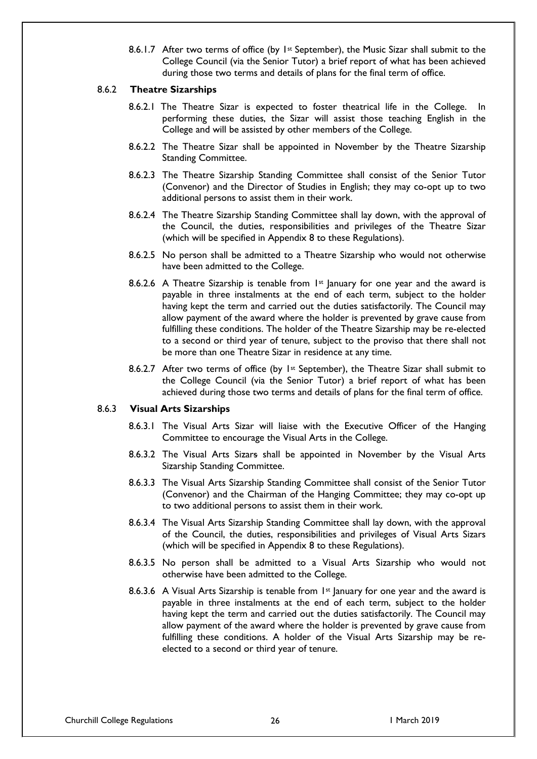8.6.1.7 After two terms of office (by 1st September), the Music Sizar shall submit to the College Council (via the Senior Tutor) a brief report of what has been achieved during those two terms and details of plans for the final term of office.

### 8.6.2 Theatre Sizarships

8.6.2.1 The Theatre Sizar is expected to foster theatrical life in the College. In performing these duties, the Sizar will assist those teaching English in the College and will be assisted by other members of the College.

8.6.2.2 The Theatre Sizar shall be appointed in November by the Theatre Sizarship Standing Committee.

8.6.2.3 The Theatre Sizarship Standing Committee shall consist of the Senior Tutor (Convenor) and the Director of Studies in English; they may co-opt up to two additional persons to assist them in their work.

8.6.2.4 The Theatre Sizarship Standing Committee shall lay down, with the approval of the Council, the duties, responsibilities and privileges of the Theatre Sizar (which will be specified in Appendix 8 to these Regulations).

8.6.2.5 No person shall be admitted to a Theatre Sizarship who would not otherwise have been admitted to the College.

8.6.2.6 A Theatre Sizarship is tenable from 1st January for one year and the award is payable in three instalments at the end of each term, subject to the holder having kept the term and carried out the duties satisfactorily. The Council may allow payment of the award where the holder is prevented by grave cause from fulfilling these conditions. The holder of the Theatre Sizarship may be re-elected to a second or third year of tenure, subject to the proviso that there shall not be more than one Theatre Sizar in residence at any time.

8.6.2.7 After two terms of office (by 1st September), the Theatre Sizar shall submit to the College Council (via the Senior Tutor) a brief report of what has been achieved during those two terms and details of plans for the final term of office.

### 8.6.3 Visual Arts Sizarships

8.6.3.1 The Visual Arts Sizar will liaise with the Executive Officer of the Hanging Committee to encourage the Visual Arts in the College.

8.6.3.2 The Visual Arts Sizars shall be appointed in November by the Visual Arts Sizarship Standing Committee.

8.6.3.3 The Visual Arts Sizarship Standing Committee shall consist of the Senior Tutor (Convenor) and the Chairman of the Hanging Committee; they may co-opt up to two additional persons to assist them in their work.

8.6.3.4 The Visual Arts Sizarship Standing Committee shall lay down, with the approval of the Council, the duties, responsibilities and privileges of Visual Arts Sizars (which will be specified in Appendix 8 to these Regulations).

8.6.3.5 No person shall be admitted to a Visual Arts Sizarship who would not otherwise have been admitted to the College.

8.6.3.6 A Visual Arts Sizarship is tenable from 1st January for one year and the award is payable in three instalments at the end of each term, subject to the holder having kept the term and carried out the duties satisfactorily. The Council may allow payment of the award where the holder is prevented by grave cause from fulfilling these conditions. A holder of the Visual Arts Sizarship may be re-elected to a second or third year of tenure.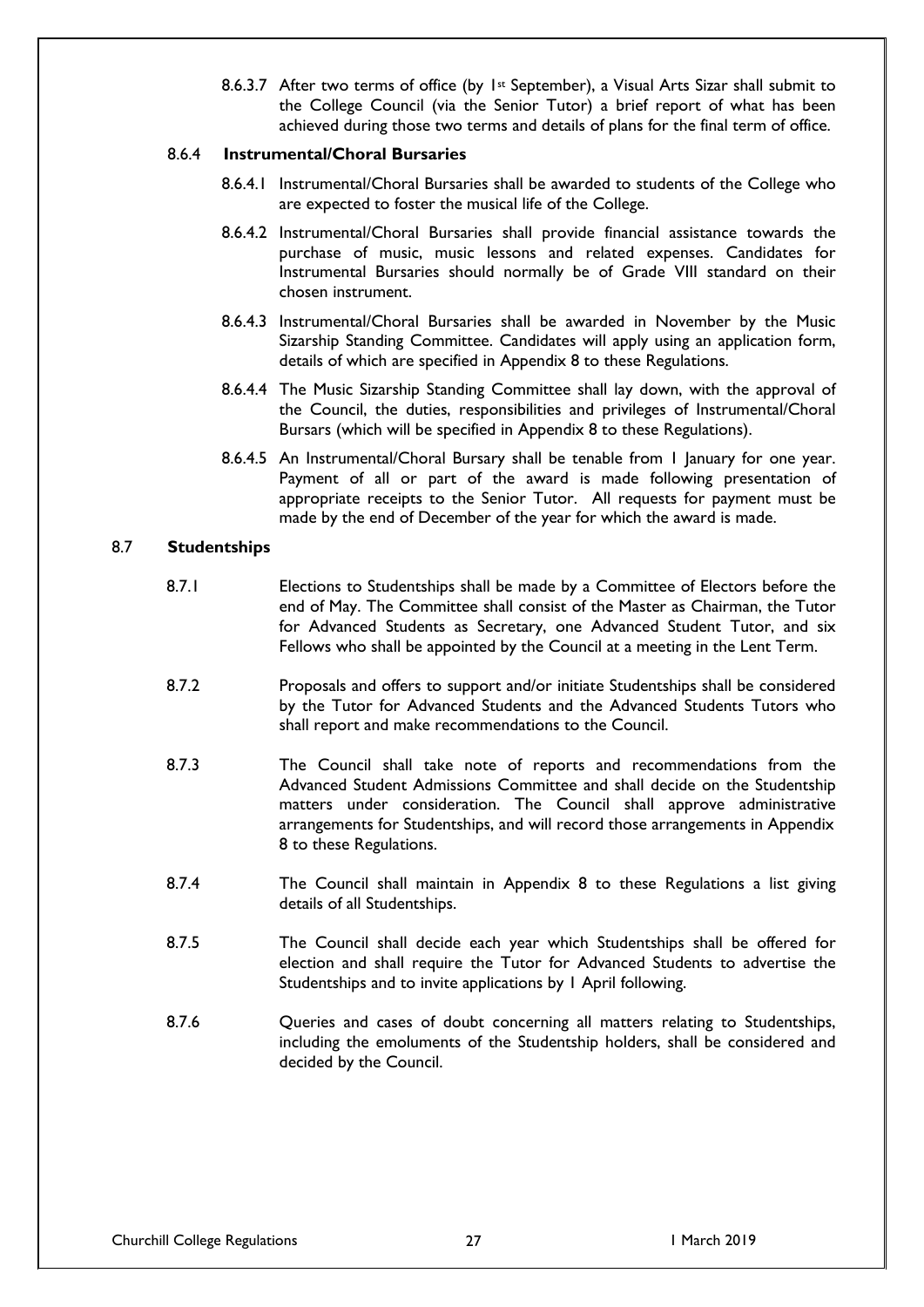8.6.3.7 After two terms of office (by 1st September), a Visual Arts Sizar shall submit to the College Council (via the Senior Tutor) a brief report of what has been achieved during those two terms and details of plans for the final term of office.

#### 8.6.4 Instrumental/Choral Bursaries

8.6.4.1 Instrumental/Choral Bursaries shall be awarded to students of the College who are expected to foster the musical life of the College.

8.6.4.2 Instrumental/Choral Bursaries shall provide financial assistance towards the purchase of music, music lessons and related expenses. Candidates for Instrumental Bursaries should normally be of Grade VIII standard on their chosen instrument.

8.6.4.3 Instrumental/Choral Bursaries shall be awarded in November by the Music Sizarship Standing Committee. Candidates will apply using an application form, details of which are specified in Appendix 8 to these Regulations.

8.6.4.4 The Music Sizarship Standing Committee shall lay down, with the approval of the Council, the duties, responsibilities and privileges of Instrumental/Choral Bursars (which will be specified in Appendix 8 to these Regulations).

8.6.4.5 An Instrumental/Choral Bursary shall be tenable from 1 January for one year. Payment of all or part of the award is made following presentation of appropriate receipts to the Senior Tutor. All requests for payment must be made by the end of December of the year for which the award is made.

### 8.7 Studentships

8.7.1 Elections to Studentships shall be made by a Committee of Electors before the end of May. The Committee shall consist of the Master as Chairman, the Tutor for Advanced Students as Secretary, one Advanced Student Tutor, and six Fellows who shall be appointed by the Council at a meeting in the Lent Term.

8.7.2 Proposals and offers to support and/or initiate Studentships shall be considered by the Tutor for Advanced Students and the Advanced Students Tutors who shall report and make recommendations to the Council.

8.7.3 The Council shall take note of reports and recommendations from the Advanced Student Admissions Committee and shall decide on the Studentship matters under consideration. The Council shall approve administrative arrangements for Studentships, and will record those arrangements in Appendix 8 to these Regulations.

8.7.4 The Council shall maintain in Appendix 8 to these Regulations a list giving details of all Studentships.

8.7.5 The Council shall decide each year which Studentships shall be offered for election and shall require the Tutor for Advanced Students to advertise the Studentships and to invite applications by 1 April following.

8.7.6 Queries and cases of doubt concerning all matters relating to Studentships, including the emoluments of the Studentship holders, shall be considered and decided by the Council.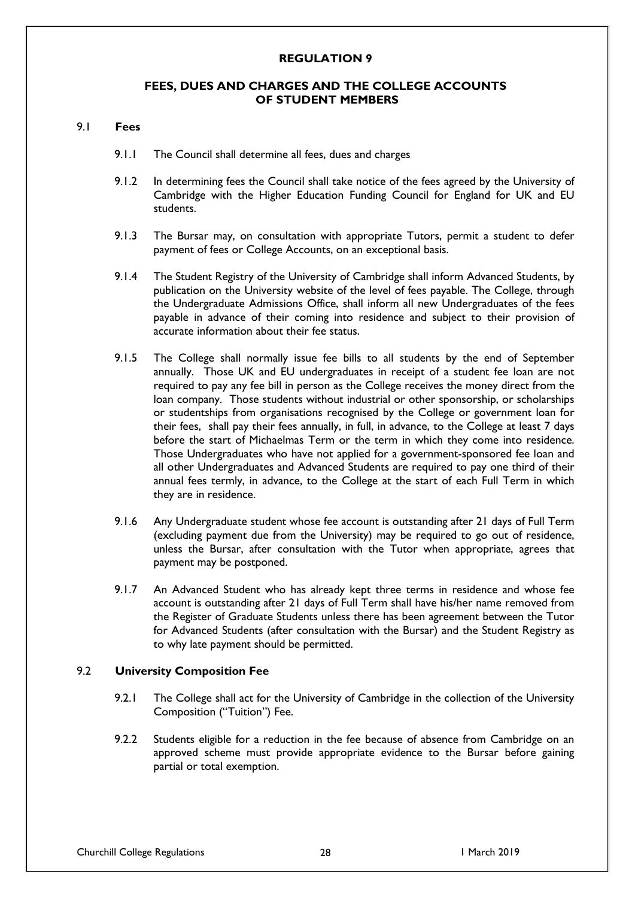# REGULATION 9

## FEES, DUES AND CHARGES AND THE COLLEGE ACCOUNTS OF STUDENT MEMBERS

### 9.1 Fees

9.1.1 The Council shall determine all fees, dues and charges

9.1.2 In determining fees the Council shall take notice of the fees agreed by the University of Cambridge with the Higher Education Funding Council for England for UK and EU students.

9.1.3 The Bursar may, on consultation with appropriate Tutors, permit a student to defer payment of fees or College Accounts, on an exceptional basis.

9.1.4 The Student Registry of the University of Cambridge shall inform Advanced Students, by publication on the University website of the level of fees payable. The College, through the Undergraduate Admissions Office, shall inform all new Undergraduates of the fees payable in advance of their coming into residence and subject to their provision of accurate information about their fee status.

9.1.5 The College shall normally issue fee bills to all students by the end of September annually. Those UK and EU undergraduates in receipt of a student fee loan are not required to pay any fee bill in person as the College receives the money direct from the loan company. Those students without industrial or other sponsorship, or scholarships or studentships from organisations recognised by the College or government loan for their fees, shall pay their fees annually, in full, in advance, to the College at least 7 days before the start of Michaelmas Term or the term in which they come into residence. Those Undergraduates who have not applied for a government-sponsored fee loan and all other Undergraduates and Advanced Students are required to pay one third of their annual fees termly, in advance, to the College at the start of each Full Term in which they are in residence.

9.1.6 Any Undergraduate student whose fee account is outstanding after 21 days of Full Term (excluding payment due from the University) may be required to go out of residence, unless the Bursar, after consultation with the Tutor when appropriate, agrees that payment may be postponed.

9.1.7 An Advanced Student who has already kept three terms in residence and whose fee account is outstanding after 21 days of Full Term shall have his/her name removed from the Register of Graduate Students unless there has been agreement between the Tutor for Advanced Students (after consultation with the Bursar) and the Student Registry as to why late payment should be permitted.

### 9.2 University Composition Fee

9.2.1 The College shall act for the University of Cambridge in the collection of the University Composition ("Tuition") Fee.

9.2.2 Students eligible for a reduction in the fee because of absence from Cambridge on an approved scheme must provide appropriate evidence to the Bursar before gaining partial or total exemption.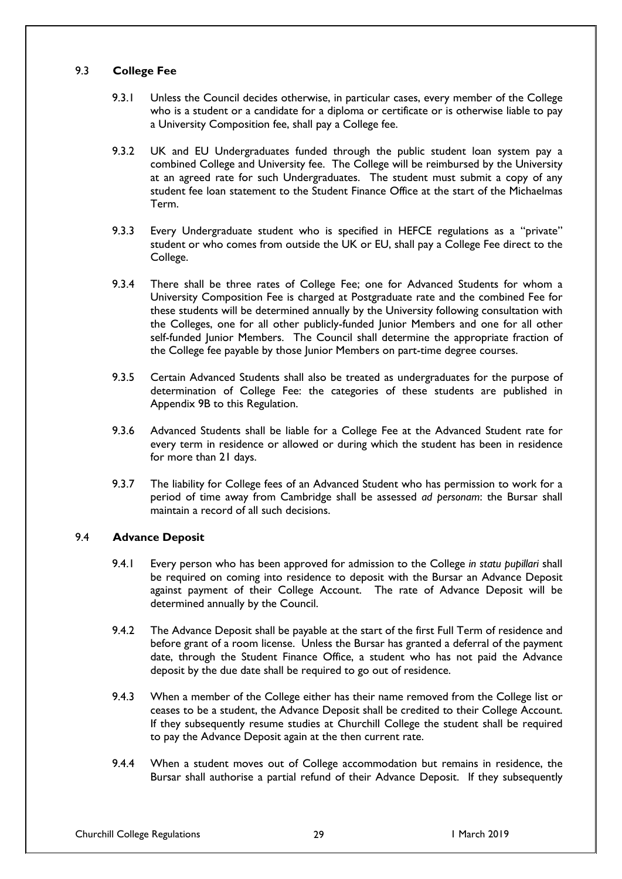## 9.3 **College Fee**

9.3.1 Unless the Council decides otherwise, in particular cases, every member of the College who is a student or a candidate for a diploma or certificate or is otherwise liable to pay a University Composition fee, shall pay a College fee.

9.3.2 UK and EU Undergraduates funded through the public student loan system pay a combined College and University fee. The College will be reimbursed by the University at an agreed rate for such Undergraduates. The student must submit a copy of any student fee loan statement to the Student Finance Office at the start of the Michaelmas Term.

9.3.3 Every Undergraduate student who is specified in HEFCE regulations as a "private" student or who comes from outside the UK or EU, shall pay a College Fee direct to the College.

9.3.4 There shall be three rates of College Fee; one for Advanced Students for whom a University Composition Fee is charged at Postgraduate rate and the combined Fee for these students will be determined annually by the University following consultation with the Colleges, one for all other publicly-funded Junior Members and one for all other self-funded Junior Members. The Council shall determine the appropriate fraction of the College fee payable by those Junior Members on part-time degree courses.

9.3.5 Certain Advanced Students shall also be treated as undergraduates for the purpose of determination of College Fee: the categories of these students are published in Appendix 9B to this Regulation.

9.3.6 Advanced Students shall be liable for a College Fee at the Advanced Student rate for every term in residence or allowed or during which the student has been in residence for more than 21 days.

9.3.7 The liability for College fees of an Advanced Student who has permission to work for a period of time away from Cambridge shall be assessed *ad personam*: the Bursar shall maintain a record of all such decisions.

## 9.4 **Advance Deposit**

9.4.1 Every person who has been approved for admission to the College *in statu pupillari* shall be required on coming into residence to deposit with the Bursar an Advance Deposit against payment of their College Account. The rate of Advance Deposit will be determined annually by the Council.

9.4.2 The Advance Deposit shall be payable at the start of the first Full Term of residence and before grant of a room license. Unless the Bursar has granted a deferral of the payment date, through the Student Finance Office, a student who has not paid the Advance deposit by the due date shall be required to go out of residence.

9.4.3 When a member of the College either has their name removed from the College list or ceases to be a student, the Advance Deposit shall be credited to their College Account. If they subsequently resume studies at Churchill College the student shall be required to pay the Advance Deposit again at the then current rate.

9.4.4 When a student moves out of College accommodation but remains in residence, the Bursar shall authorise a partial refund of their Advance Deposit. If they subsequently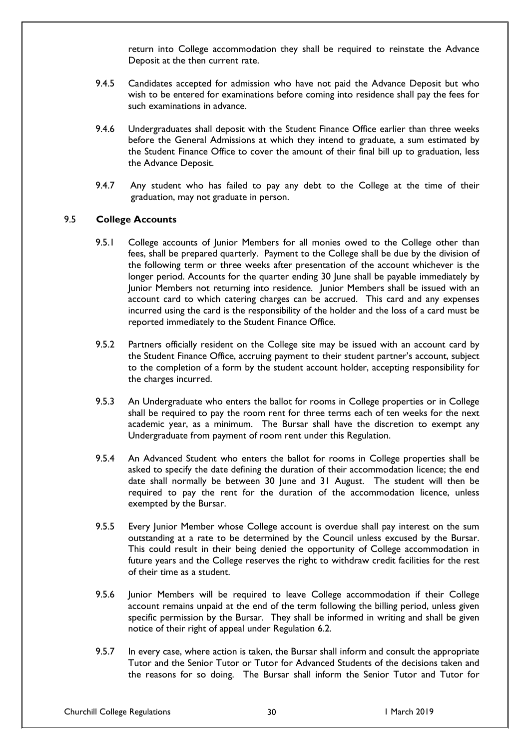return into College accommodation they shall be required to reinstate the Advance Deposit at the then current rate.

9.4.5 Candidates accepted for admission who have not paid the Advance Deposit but who wish to be entered for examinations before coming into residence shall pay the fees for such examinations in advance.

9.4.6 Undergraduates shall deposit with the Student Finance Office earlier than three weeks before the General Admissions at which they intend to graduate, a sum estimated by the Student Finance Office to cover the amount of their final bill up to graduation, less the Advance Deposit.

9.4.7 Any student who has failed to pay any debt to the College at the time of their graduation, may not graduate in person.

## 9.5 College Accounts

9.5.1 College accounts of Junior Members for all monies owed to the College other than fees, shall be prepared quarterly. Payment to the College shall be due by the division of the following term or three weeks after presentation of the account whichever is the longer period. Accounts for the quarter ending 30 June shall be payable immediately by Junior Members not returning into residence. Junior Members shall be issued with an account card to which catering charges can be accrued. This card and any expenses incurred using the card is the responsibility of the holder and the loss of a card must be reported immediately to the Student Finance Office.

9.5.2 Partners officially resident on the College site may be issued with an account card by the Student Finance Office, accruing payment to their student partner's account, subject to the completion of a form by the student account holder, accepting responsibility for the charges incurred.

9.5.3 An Undergraduate who enters the ballot for rooms in College properties or in College shall be required to pay the room rent for three terms each of ten weeks for the next academic year, as a minimum. The Bursar shall have the discretion to exempt any Undergraduate from payment of room rent under this Regulation.

9.5.4 An Advanced Student who enters the ballot for rooms in College properties shall be asked to specify the date defining the duration of their accommodation licence; the end date shall normally be between 30 June and 31 August. The student will then be required to pay the rent for the duration of the accommodation licence, unless exempted by the Bursar.

9.5.5 Every Junior Member whose College account is overdue shall pay interest on the sum outstanding at a rate to be determined by the Council unless excused by the Bursar. This could result in their being denied the opportunity of College accommodation in future years and the College reserves the right to withdraw credit facilities for the rest of their time as a student.

9.5.6 Junior Members will be required to leave College accommodation if their College account remains unpaid at the end of the term following the billing period, unless given specific permission by the Bursar. They shall be informed in writing and shall be given notice of their right of appeal under Regulation 6.2.

9.5.7 In every case, where action is taken, the Bursar shall inform and consult the appropriate Tutor and the Senior Tutor or Tutor for Advanced Students of the decisions taken and the reasons for so doing. The Bursar shall inform the Senior Tutor and Tutor for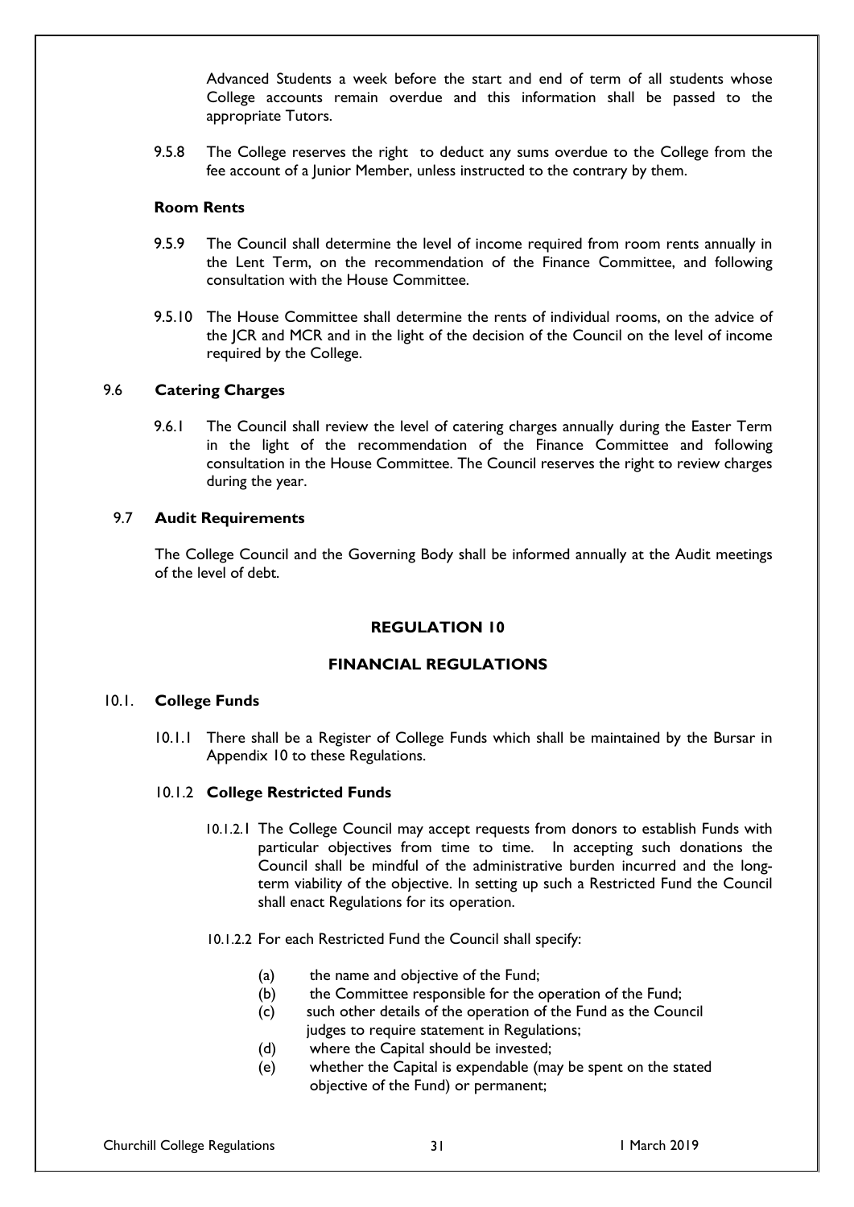Advanced Students a week before the start and end of term of all students whose College accounts remain overdue and this information shall be passed to the appropriate Tutors.

9.5.8 The College reserves the right to deduct any sums overdue to the College from the fee account of a Junior Member, unless instructed to the contrary by them.

**Room Rents**

9.5.9 The Council shall determine the level of income required from room rents annually in the Lent Term, on the recommendation of the Finance Committee, and following consultation with the House Committee.

9.5.10 The House Committee shall determine the rents of individual rooms, on the advice of the JCR and MCR and in the light of the decision of the Council on the level of income required by the College.

### 9.6 Catering Charges

9.6.1 The Council shall review the level of catering charges annually during the Easter Term in the light of the recommendation of the Finance Committee and following consultation in the House Committee. The Council reserves the right to review charges during the year.

### 9.7 Audit Requirements

The College Council and the Governing Body shall be informed annually at the Audit meetings of the level of debt.

## REGULATION 10

## FINANCIAL REGULATIONS

### 10.1. College Funds

10.1.1 There shall be a Register of College Funds which shall be maintained by the Bursar in Appendix 10 to these Regulations.

#### 10.1.2 College Restricted Funds

10.1.2.1 The College Council may accept requests from donors to establish Funds with particular objectives from time to time. In accepting such donations the Council shall be mindful of the administrative burden incurred and the long-term viability of the objective. In setting up such a Restricted Fund the Council shall enact Regulations for its operation.

10.1.2.2 For each Restricted Fund the Council shall specify:

(a) the name and objective of the Fund;
(b) the Committee responsible for the operation of the Fund;
(c) such other details of the operation of the Fund as the Council judges to require statement in Regulations;
(d) where the Capital should be invested;
(e) whether the Capital is expendable (may be spent on the stated objective of the Fund) or permanent;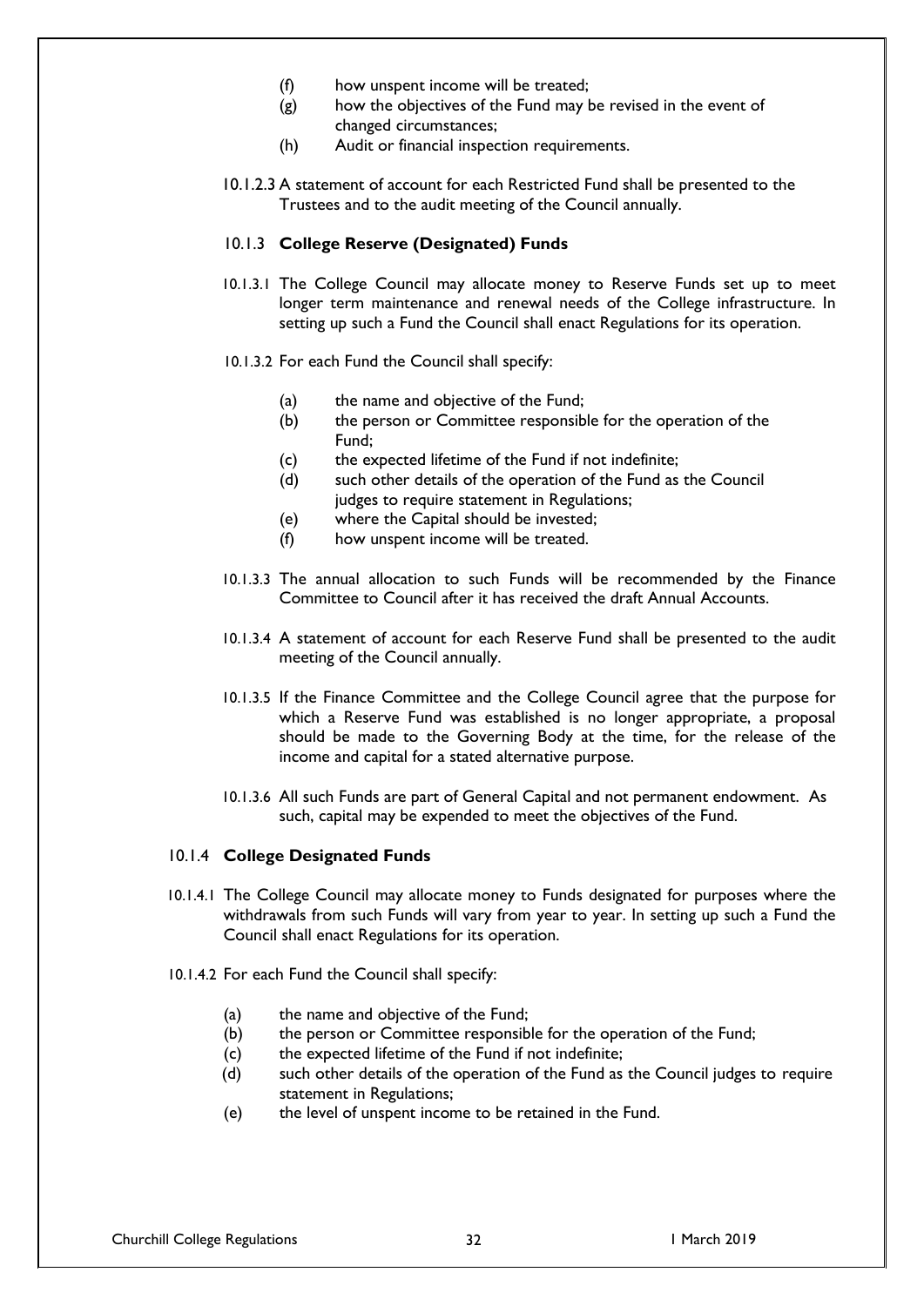(f) how unspent income will be treated;
(g) how the objectives of the Fund may be revised in the event of changed circumstances;
(h) Audit or financial inspection requirements.

10.1.2.3 A statement of account for each Restricted Fund shall be presented to the Trustees and to the audit meeting of the Council annually.

### 10.1.3 **College Reserve (Designated) Funds**

10.1.3.1 The College Council may allocate money to Reserve Funds set up to meet longer term maintenance and renewal needs of the College infrastructure. In setting up such a Fund the Council shall enact Regulations for its operation.

10.1.3.2 For each Fund the Council shall specify:

(a) the name and objective of the Fund;
(b) the person or Committee responsible for the operation of the Fund;
(c) the expected lifetime of the Fund if not indefinite;
(d) such other details of the operation of the Fund as the Council judges to require statement in Regulations;
(e) where the Capital should be invested;
(f) how unspent income will be treated.

10.1.3.3 The annual allocation to such Funds will be recommended by the Finance Committee to Council after it has received the draft Annual Accounts.

10.1.3.4 A statement of account for each Reserve Fund shall be presented to the audit meeting of the Council annually.

10.1.3.5 If the Finance Committee and the College Council agree that the purpose for which a Reserve Fund was established is no longer appropriate, a proposal should be made to the Governing Body at the time, for the release of the income and capital for a stated alternative purpose.

10.1.3.6 All such Funds are part of General Capital and not permanent endowment. As such, capital may be expended to meet the objectives of the Fund.

### 10.1.4 **College Designated Funds**

10.1.4.1 The College Council may allocate money to Funds designated for purposes where the withdrawals from such Funds will vary from year to year. In setting up such a Fund the Council shall enact Regulations for its operation.

10.1.4.2 For each Fund the Council shall specify:

(a) the name and objective of the Fund;
(b) the person or Committee responsible for the operation of the Fund;
(c) the expected lifetime of the Fund if not indefinite;
(d) such other details of the operation of the Fund as the Council judges to require statement in Regulations;
(e) the level of unspent income to be retained in the Fund.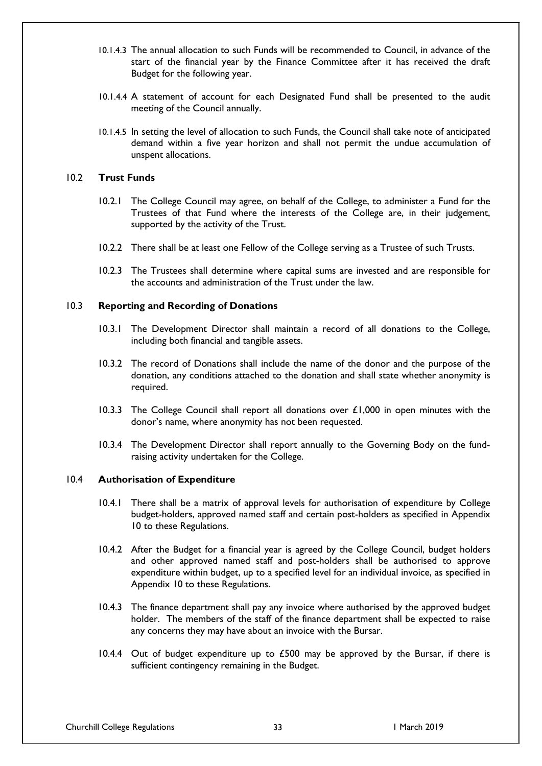10.1.4.3 The annual allocation to such Funds will be recommended to Council, in advance of the start of the financial year by the Finance Committee after it has received the draft Budget for the following year.

10.1.4.4 A statement of account for each Designated Fund shall be presented to the audit meeting of the Council annually.

10.1.4.5 In setting the level of allocation to such Funds, the Council shall take note of anticipated demand within a five year horizon and shall not permit the undue accumulation of unspent allocations.

### 10.2 Trust Funds

10.2.1 The College Council may agree, on behalf of the College, to administer a Fund for the Trustees of that Fund where the interests of the College are, in their judgement, supported by the activity of the Trust.

10.2.2 There shall be at least one Fellow of the College serving as a Trustee of such Trusts.

10.2.3 The Trustees shall determine where capital sums are invested and are responsible for the accounts and administration of the Trust under the law.

### 10.3 Reporting and Recording of Donations

10.3.1 The Development Director shall maintain a record of all donations to the College, including both financial and tangible assets.

10.3.2 The record of Donations shall include the name of the donor and the purpose of the donation, any conditions attached to the donation and shall state whether anonymity is required.

10.3.3 The College Council shall report all donations over £1,000 in open minutes with the donor's name, where anonymity has not been requested.

10.3.4 The Development Director shall report annually to the Governing Body on the fund-raising activity undertaken for the College.

### 10.4 Authorisation of Expenditure

10.4.1 There shall be a matrix of approval levels for authorisation of expenditure by College budget-holders, approved named staff and certain post-holders as specified in Appendix 10 to these Regulations.

10.4.2 After the Budget for a financial year is agreed by the College Council, budget holders and other approved named staff and post-holders shall be authorised to approve expenditure within budget, up to a specified level for an individual invoice, as specified in Appendix 10 to these Regulations.

10.4.3 The finance department shall pay any invoice where authorised by the approved budget holder. The members of the staff of the finance department shall be expected to raise any concerns they may have about an invoice with the Bursar.

10.4.4 Out of budget expenditure up to £500 may be approved by the Bursar, if there is sufficient contingency remaining in the Budget.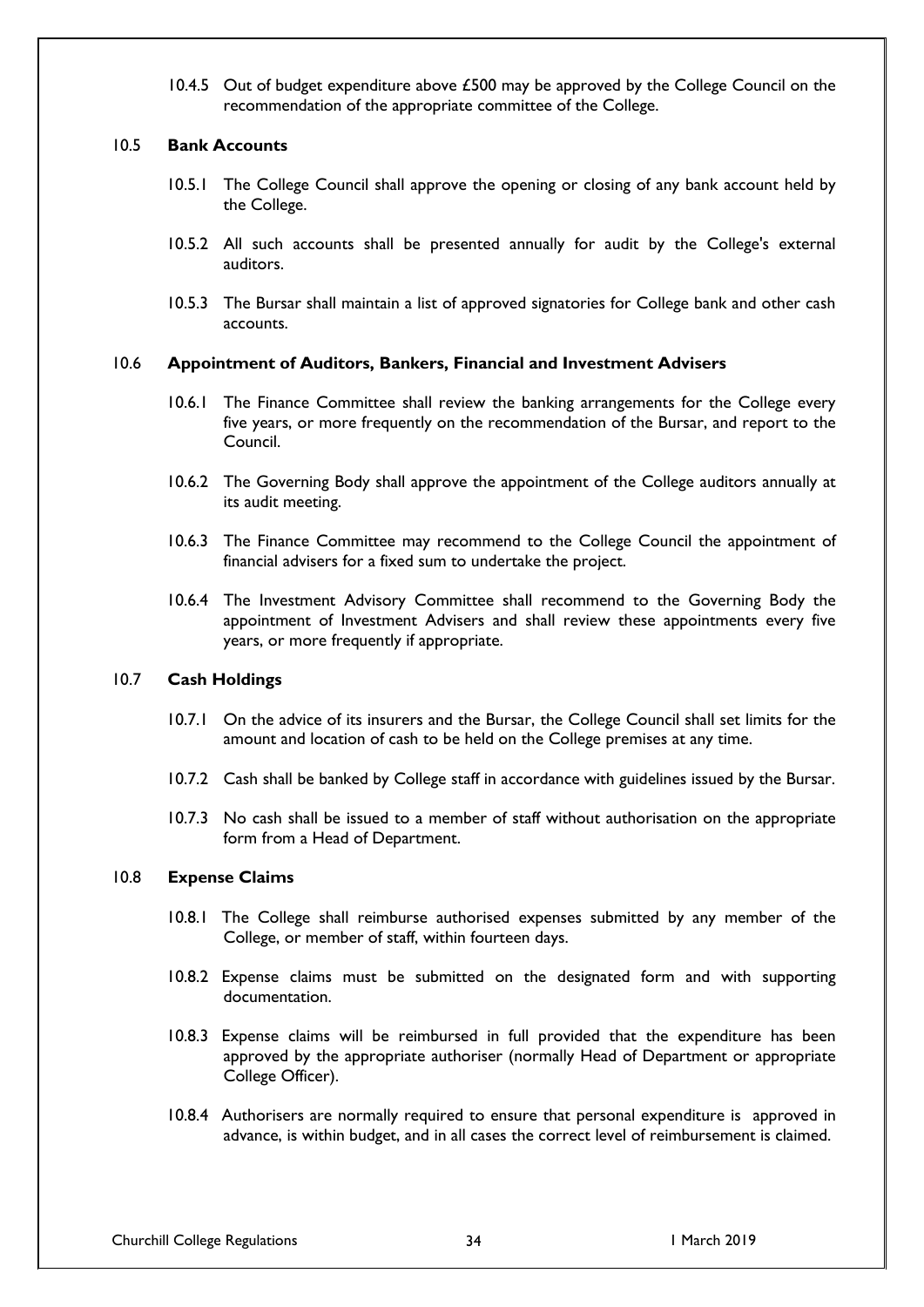10.4.5 Out of budget expenditure above £500 may be approved by the College Council on the recommendation of the appropriate committee of the College.

### 10.5 **Bank Accounts**

10.5.1 The College Council shall approve the opening or closing of any bank account held by the College.

10.5.2 All such accounts shall be presented annually for audit by the College's external auditors.

10.5.3 The Bursar shall maintain a list of approved signatories for College bank and other cash accounts.

### 10.6 **Appointment of Auditors, Bankers, Financial and Investment Advisers**

10.6.1 The Finance Committee shall review the banking arrangements for the College every five years, or more frequently on the recommendation of the Bursar, and report to the Council.

10.6.2 The Governing Body shall approve the appointment of the College auditors annually at its audit meeting.

10.6.3 The Finance Committee may recommend to the College Council the appointment of financial advisers for a fixed sum to undertake the project.

10.6.4 The Investment Advisory Committee shall recommend to the Governing Body the appointment of Investment Advisers and shall review these appointments every five years, or more frequently if appropriate.

### 10.7 **Cash Holdings**

10.7.1 On the advice of its insurers and the Bursar, the College Council shall set limits for the amount and location of cash to be held on the College premises at any time.

10.7.2 Cash shall be banked by College staff in accordance with guidelines issued by the Bursar.

10.7.3 No cash shall be issued to a member of staff without authorisation on the appropriate form from a Head of Department.

### 10.8 **Expense Claims**

10.8.1 The College shall reimburse authorised expenses submitted by any member of the College, or member of staff, within fourteen days.

10.8.2 Expense claims must be submitted on the designated form and with supporting documentation.

10.8.3 Expense claims will be reimbursed in full provided that the expenditure has been approved by the appropriate authoriser (normally Head of Department or appropriate College Officer).

10.8.4 Authorisers are normally required to ensure that personal expenditure is approved in advance, is within budget, and in all cases the correct level of reimbursement is claimed.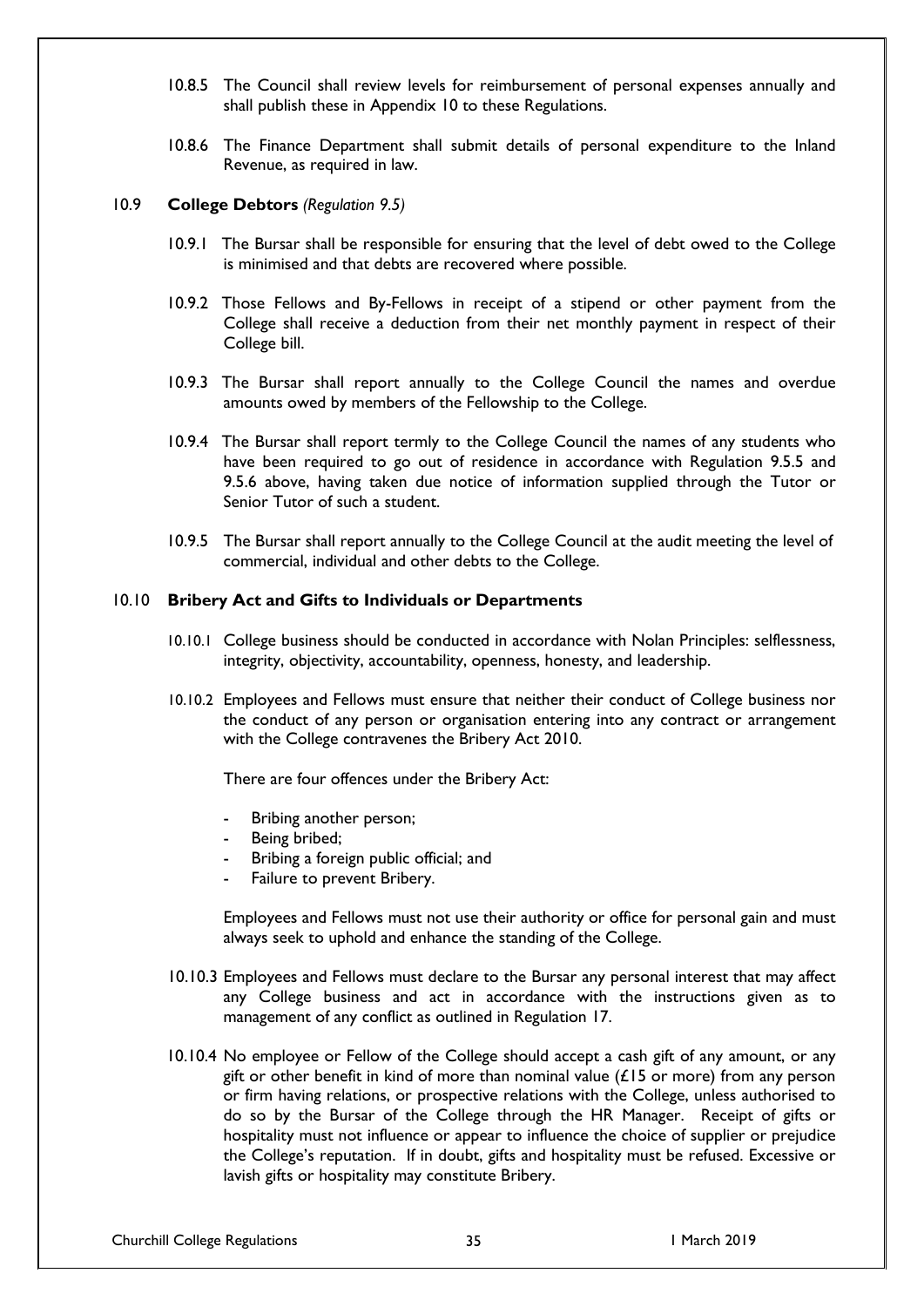10.8.5 The Council shall review levels for reimbursement of personal expenses annually and shall publish these in Appendix 10 to these Regulations.

10.8.6 The Finance Department shall submit details of personal expenditure to the Inland Revenue, as required in law.

### 10.9 **College Debtors** *(Regulation 9.5)*

10.9.1 The Bursar shall be responsible for ensuring that the level of debt owed to the College is minimised and that debts are recovered where possible.

10.9.2 Those Fellows and By-Fellows in receipt of a stipend or other payment from the College shall receive a deduction from their net monthly payment in respect of their College bill.

10.9.3 The Bursar shall report annually to the College Council the names and overdue amounts owed by members of the Fellowship to the College.

10.9.4 The Bursar shall report termly to the College Council the names of any students who have been required to go out of residence in accordance with Regulation 9.5.5 and 9.5.6 above, having taken due notice of information supplied through the Tutor or Senior Tutor of such a student.

10.9.5 The Bursar shall report annually to the College Council at the audit meeting the level of commercial, individual and other debts to the College.

### 10.10 **Bribery Act and Gifts to Individuals or Departments**

10.10.1 College business should be conducted in accordance with Nolan Principles: selflessness, integrity, objectivity, accountability, openness, honesty, and leadership.

10.10.2 Employees and Fellows must ensure that neither their conduct of College business nor the conduct of any person or organisation entering into any contract or arrangement with the College contravenes the Bribery Act 2010.

There are four offences under the Bribery Act:

- Bribing another person;
- Being bribed;
- Bribing a foreign public official; and
- Failure to prevent Bribery.

Employees and Fellows must not use their authority or office for personal gain and must always seek to uphold and enhance the standing of the College.

10.10.3 Employees and Fellows must declare to the Bursar any personal interest that may affect any College business and act in accordance with the instructions given as to management of any conflict as outlined in Regulation 17.

10.10.4 No employee or Fellow of the College should accept a cash gift of any amount, or any gift or other benefit in kind of more than nominal value (£15 or more) from any person or firm having relations, or prospective relations with the College, unless authorised to do so by the Bursar of the College through the HR Manager. Receipt of gifts or hospitality must not influence or appear to influence the choice of supplier or prejudice the College's reputation. If in doubt, gifts and hospitality must be refused. Excessive or lavish gifts or hospitality may constitute Bribery.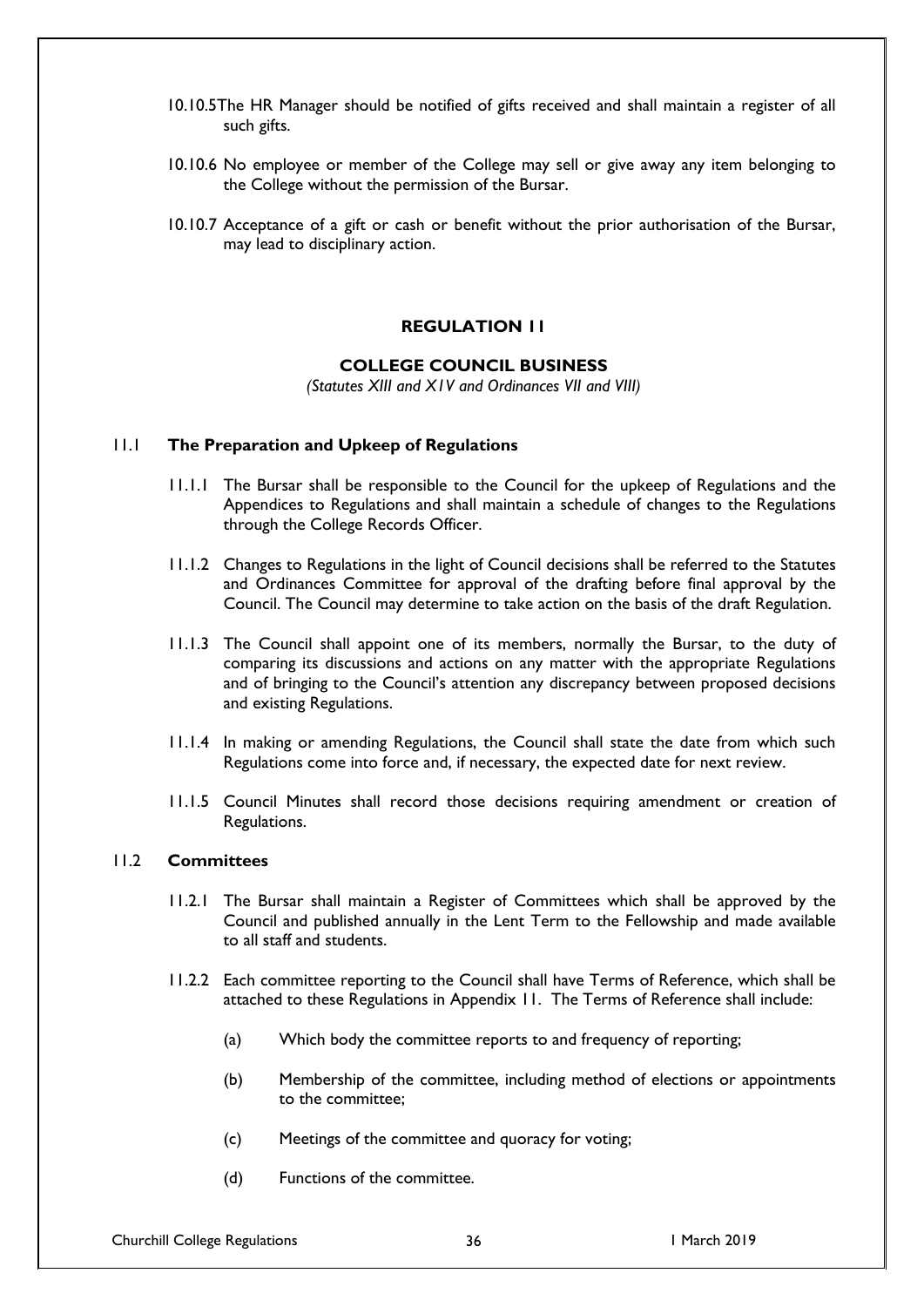10.10.5 The HR Manager should be notified of gifts received and shall maintain a register of all such gifts.

10.10.6 No employee or member of the College may sell or give away any item belonging to the College without the permission of the Bursar.

10.10.7 Acceptance of a gift or cash or benefit without the prior authorisation of the Bursar, may lead to disciplinary action.

## REGULATION 11

### COLLEGE COUNCIL BUSINESS

*(Statutes XIII and X1V and Ordinances VII and VIII)*

#### 11.1 The Preparation and Upkeep of Regulations

11.1.1 The Bursar shall be responsible to the Council for the upkeep of Regulations and the Appendices to Regulations and shall maintain a schedule of changes to the Regulations through the College Records Officer.

11.1.2 Changes to Regulations in the light of Council decisions shall be referred to the Statutes and Ordinances Committee for approval of the drafting before final approval by the Council. The Council may determine to take action on the basis of the draft Regulation.

11.1.3 The Council shall appoint one of its members, normally the Bursar, to the duty of comparing its discussions and actions on any matter with the appropriate Regulations and of bringing to the Council's attention any discrepancy between proposed decisions and existing Regulations.

11.1.4 In making or amending Regulations, the Council shall state the date from which such Regulations come into force and, if necessary, the expected date for next review.

11.1.5 Council Minutes shall record those decisions requiring amendment or creation of Regulations.

#### 11.2 Committees

11.2.1 The Bursar shall maintain a Register of Committees which shall be approved by the Council and published annually in the Lent Term to the Fellowship and made available to all staff and students.

11.2.2 Each committee reporting to the Council shall have Terms of Reference, which shall be attached to these Regulations in Appendix 11. The Terms of Reference shall include:

(a) Which body the committee reports to and frequency of reporting;

(b) Membership of the committee, including method of elections or appointments to the committee;

(c) Meetings of the committee and quoracy for voting;

(d) Functions of the committee.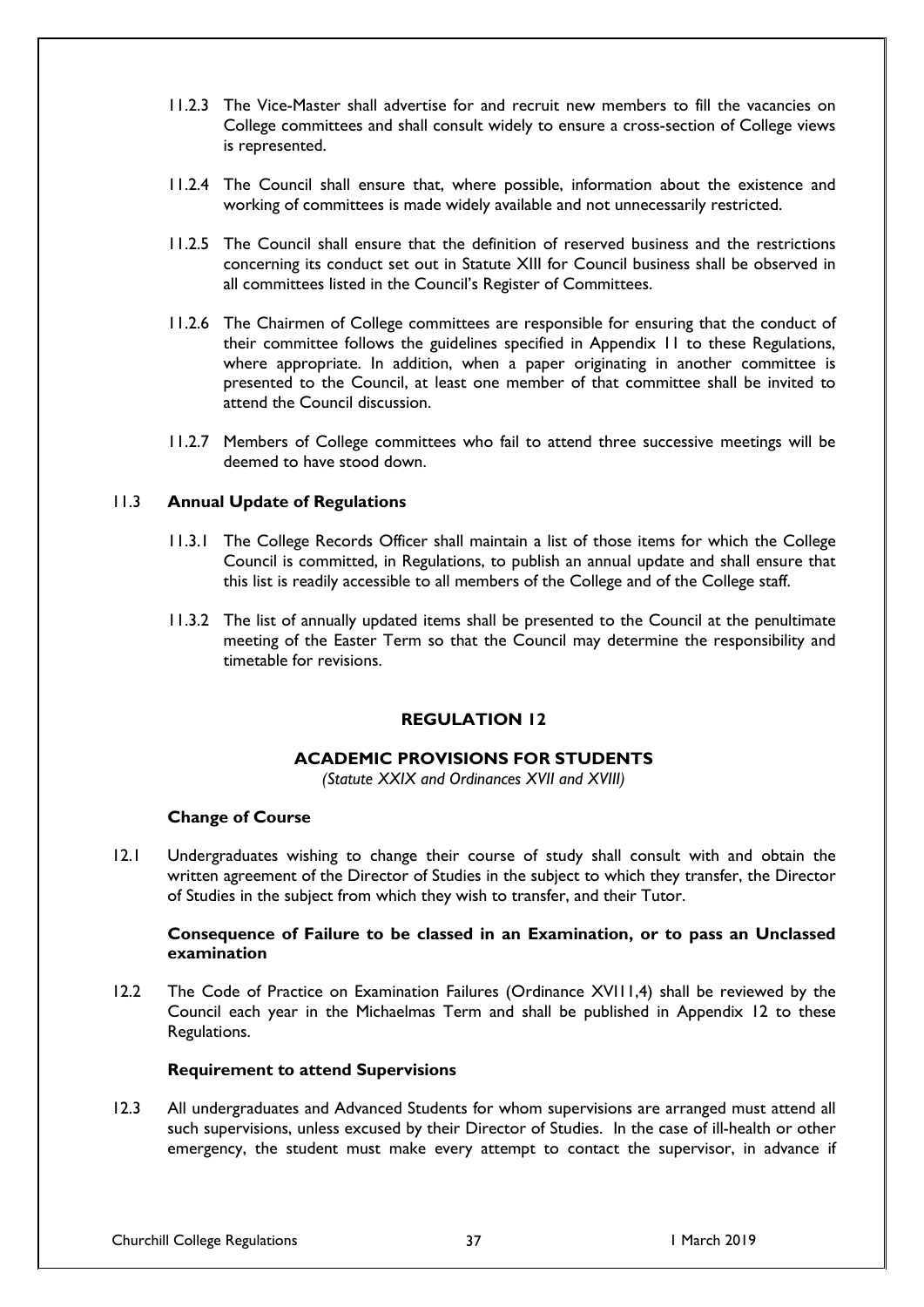11.2.3 The Vice-Master shall advertise for and recruit new members to fill the vacancies on College committees and shall consult widely to ensure a cross-section of College views is represented.

11.2.4 The Council shall ensure that, where possible, information about the existence and working of committees is made widely available and not unnecessarily restricted.

11.2.5 The Council shall ensure that the definition of reserved business and the restrictions concerning its conduct set out in Statute XIII for Council business shall be observed in all committees listed in the Council's Register of Committees.

11.2.6 The Chairmen of College committees are responsible for ensuring that the conduct of their committee follows the guidelines specified in Appendix 11 to these Regulations, where appropriate. In addition, when a paper originating in another committee is presented to the Council, at least one member of that committee shall be invited to attend the Council discussion.

11.2.7 Members of College committees who fail to attend three successive meetings will be deemed to have stood down.

### 11.3 Annual Update of Regulations

11.3.1 The College Records Officer shall maintain a list of those items for which the College Council is committed, in Regulations, to publish an annual update and shall ensure that this list is readily accessible to all members of the College and of the College staff.

11.3.2 The list of annually updated items shall be presented to the Council at the penultimate meeting of the Easter Term so that the Council may determine the responsibility and timetable for revisions.

## REGULATION 12

## ACADEMIC PROVISIONS FOR STUDENTS

*(Statute XXIX and Ordinances XVII and XVIII)*

### Change of Course

12.1 Undergraduates wishing to change their course of study shall consult with and obtain the written agreement of the Director of Studies in the subject to which they transfer, the Director of Studies in the subject from which they wish to transfer, and their Tutor.

### Consequence of Failure to be classed in an Examination, or to pass an Unclassed examination

12.2 The Code of Practice on Examination Failures (Ordinance XVIII,4) shall be reviewed by the Council each year in the Michaelmas Term and shall be published in Appendix 12 to these Regulations.

### Requirement to attend Supervisions

12.3 All undergraduates and Advanced Students for whom supervisions are arranged must attend all such supervisions, unless excused by their Director of Studies. In the case of ill-health or other emergency, the student must make every attempt to contact the supervisor, in advance if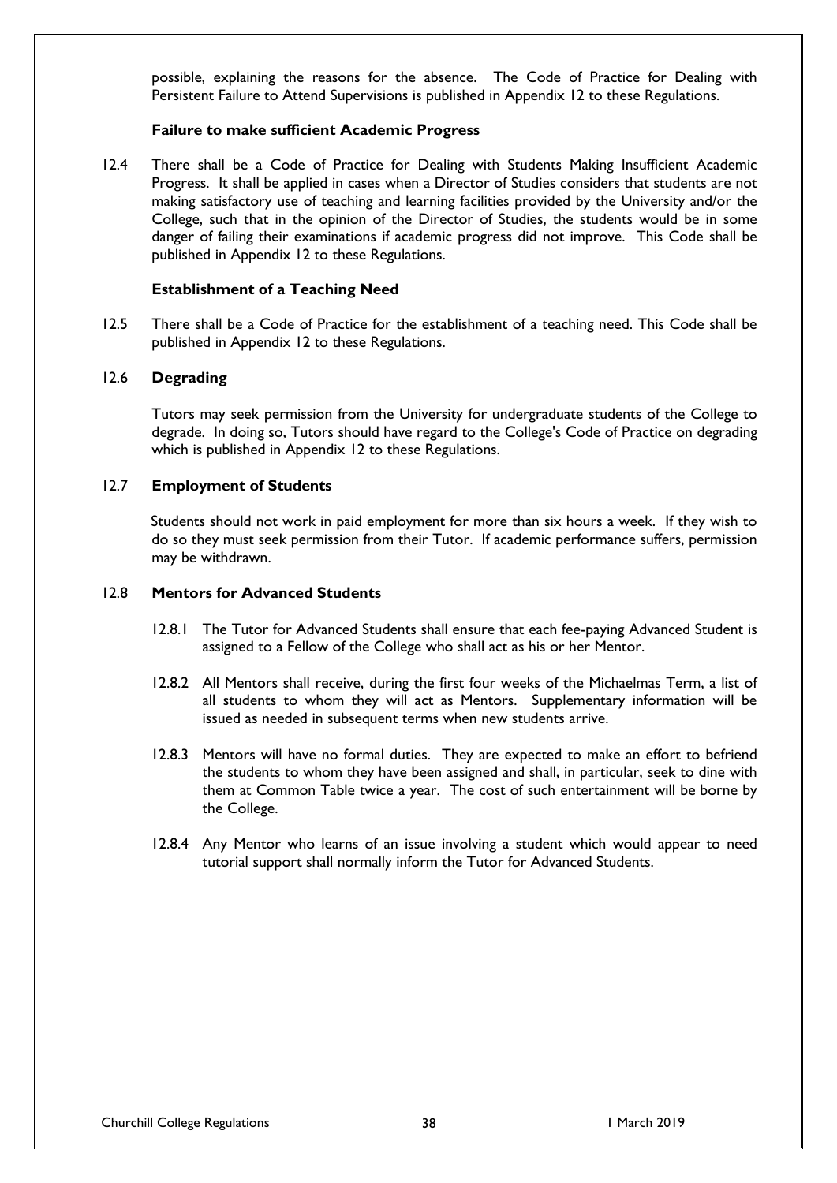possible, explaining the reasons for the absence. The Code of Practice for Dealing with Persistent Failure to Attend Supervisions is published in Appendix 12 to these Regulations.

**Failure to make sufficient Academic Progress**

12.4 There shall be a Code of Practice for Dealing with Students Making Insufficient Academic Progress. It shall be applied in cases when a Director of Studies considers that students are not making satisfactory use of teaching and learning facilities provided by the University and/or the College, such that in the opinion of the Director of Studies, the students would be in some danger of failing their examinations if academic progress did not improve. This Code shall be published in Appendix 12 to these Regulations.

**Establishment of a Teaching Need**

12.5 There shall be a Code of Practice for the establishment of a teaching need. This Code shall be published in Appendix 12 to these Regulations.

12.6 **Degrading**

Tutors may seek permission from the University for undergraduate students of the College to degrade. In doing so, Tutors should have regard to the College's Code of Practice on degrading which is published in Appendix 12 to these Regulations.

12.7 **Employment of Students**

Students should not work in paid employment for more than six hours a week. If they wish to do so they must seek permission from their Tutor. If academic performance suffers, permission may be withdrawn.

12.8 **Mentors for Advanced Students**

12.8.1 The Tutor for Advanced Students shall ensure that each fee-paying Advanced Student is assigned to a Fellow of the College who shall act as his or her Mentor.

12.8.2 All Mentors shall receive, during the first four weeks of the Michaelmas Term, a list of all students to whom they will act as Mentors. Supplementary information will be issued as needed in subsequent terms when new students arrive.

12.8.3 Mentors will have no formal duties. They are expected to make an effort to befriend the students to whom they have been assigned and shall, in particular, seek to dine with them at Common Table twice a year. The cost of such entertainment will be borne by the College.

12.8.4 Any Mentor who learns of an issue involving a student which would appear to need tutorial support shall normally inform the Tutor for Advanced Students.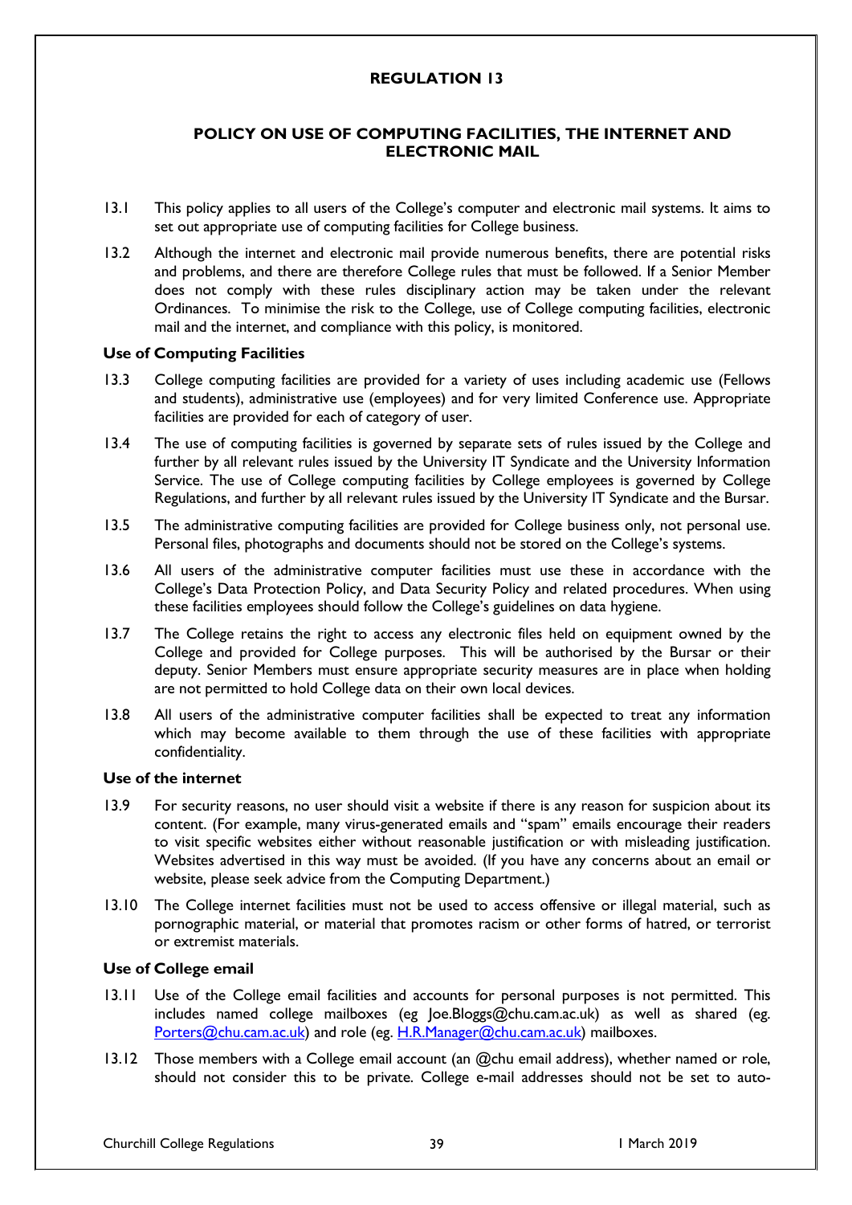## REGULATION 13

### POLICY ON USE OF COMPUTING FACILITIES, THE INTERNET AND ELECTRONIC MAIL

13.1 This policy applies to all users of the College's computer and electronic mail systems. It aims to set out appropriate use of computing facilities for College business.

13.2 Although the internet and electronic mail provide numerous benefits, there are potential risks and problems, and there are therefore College rules that must be followed. If a Senior Member does not comply with these rules disciplinary action may be taken under the relevant Ordinances. To minimise the risk to the College, use of College computing facilities, electronic mail and the internet, and compliance with this policy, is monitored.

**Use of Computing Facilities**

13.3 College computing facilities are provided for a variety of uses including academic use (Fellows and students), administrative use (employees) and for very limited Conference use. Appropriate facilities are provided for each of category of user.

13.4 The use of computing facilities is governed by separate sets of rules issued by the College and further by all relevant rules issued by the University IT Syndicate and the University Information Service. The use of College computing facilities by College employees is governed by College Regulations, and further by all relevant rules issued by the University IT Syndicate and the Bursar.

13.5 The administrative computing facilities are provided for College business only, not personal use. Personal files, photographs and documents should not be stored on the College's systems.

13.6 All users of the administrative computer facilities must use these in accordance with the College's Data Protection Policy, and Data Security Policy and related procedures. When using these facilities employees should follow the College's guidelines on data hygiene.

13.7 The College retains the right to access any electronic files held on equipment owned by the College and provided for College purposes. This will be authorised by the Bursar or their deputy. Senior Members must ensure appropriate security measures are in place when holding are not permitted to hold College data on their own local devices.

13.8 All users of the administrative computer facilities shall be expected to treat any information which may become available to them through the use of these facilities with appropriate confidentiality.

**Use of the internet**

13.9 For security reasons, no user should visit a website if there is any reason for suspicion about its content. (For example, many virus-generated emails and "spam" emails encourage their readers to visit specific websites either without reasonable justification or with misleading justification. Websites advertised in this way must be avoided. (If you have any concerns about an email or website, please seek advice from the Computing Department.)

13.10 The College internet facilities must not be used to access offensive or illegal material, such as pornographic material, or material that promotes racism or other forms of hatred, or terrorist or extremist materials.

**Use of College email**

13.11 Use of the College email facilities and accounts for personal purposes is not permitted. This includes named college mailboxes (eg Joe.Bloggs@chu.cam.ac.uk) as well as shared (eg. Porters@chu.cam.ac.uk) and role (eg. H.R.Manager@chu.cam.ac.uk) mailboxes.

13.12 Those members with a College email account (an @chu email address), whether named or role, should not consider this to be private. College e-mail addresses should not be set to auto-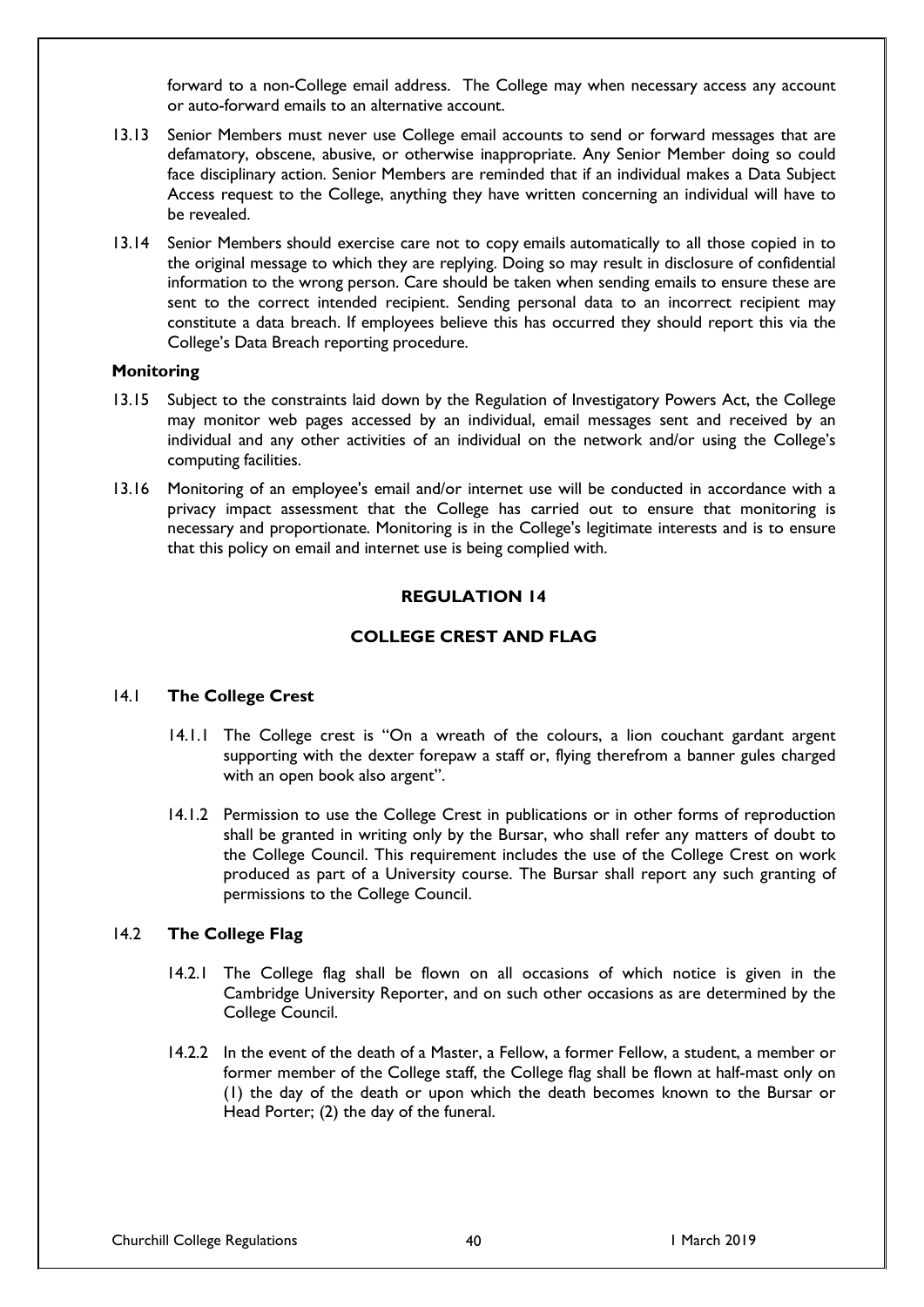forward to a non-College email address. The College may when necessary access any account or auto-forward emails to an alternative account.

13.13 Senior Members must never use College email accounts to send or forward messages that are defamatory, obscene, abusive, or otherwise inappropriate. Any Senior Member doing so could face disciplinary action. Senior Members are reminded that if an individual makes a Data Subject Access request to the College, anything they have written concerning an individual will have to be revealed.

13.14 Senior Members should exercise care not to copy emails automatically to all those copied in to the original message to which they are replying. Doing so may result in disclosure of confidential information to the wrong person. Care should be taken when sending emails to ensure these are sent to the correct intended recipient. Sending personal data to an incorrect recipient may constitute a data breach. If employees believe this has occurred they should report this via the College's Data Breach reporting procedure.

**Monitoring**

13.15 Subject to the constraints laid down by the Regulation of Investigatory Powers Act, the College may monitor web pages accessed by an individual, email messages sent and received by an individual and any other activities of an individual on the network and/or using the College's computing facilities.

13.16 Monitoring of an employee's email and/or internet use will be conducted in accordance with a privacy impact assessment that the College has carried out to ensure that monitoring is necessary and proportionate. Monitoring is in the College's legitimate interests and is to ensure that this policy on email and internet use is being complied with.

## REGULATION 14

## COLLEGE CREST AND FLAG

### 14.1 The College Crest

14.1.1 The College crest is "On a wreath of the colours, a lion couchant gardant argent supporting with the dexter forepaw a staff or, flying therefrom a banner gules charged with an open book also argent".

14.1.2 Permission to use the College Crest in publications or in other forms of reproduction shall be granted in writing only by the Bursar, who shall refer any matters of doubt to the College Council. This requirement includes the use of the College Crest on work produced as part of a University course. The Bursar shall report any such granting of permissions to the College Council.

### 14.2 The College Flag

14.2.1 The College flag shall be flown on all occasions of which notice is given in the Cambridge University Reporter, and on such other occasions as are determined by the College Council.

14.2.2 In the event of the death of a Master, a Fellow, a former Fellow, a student, a member or former member of the College staff, the College flag shall be flown at half-mast only on (1) the day of the death or upon which the death becomes known to the Bursar or Head Porter; (2) the day of the funeral.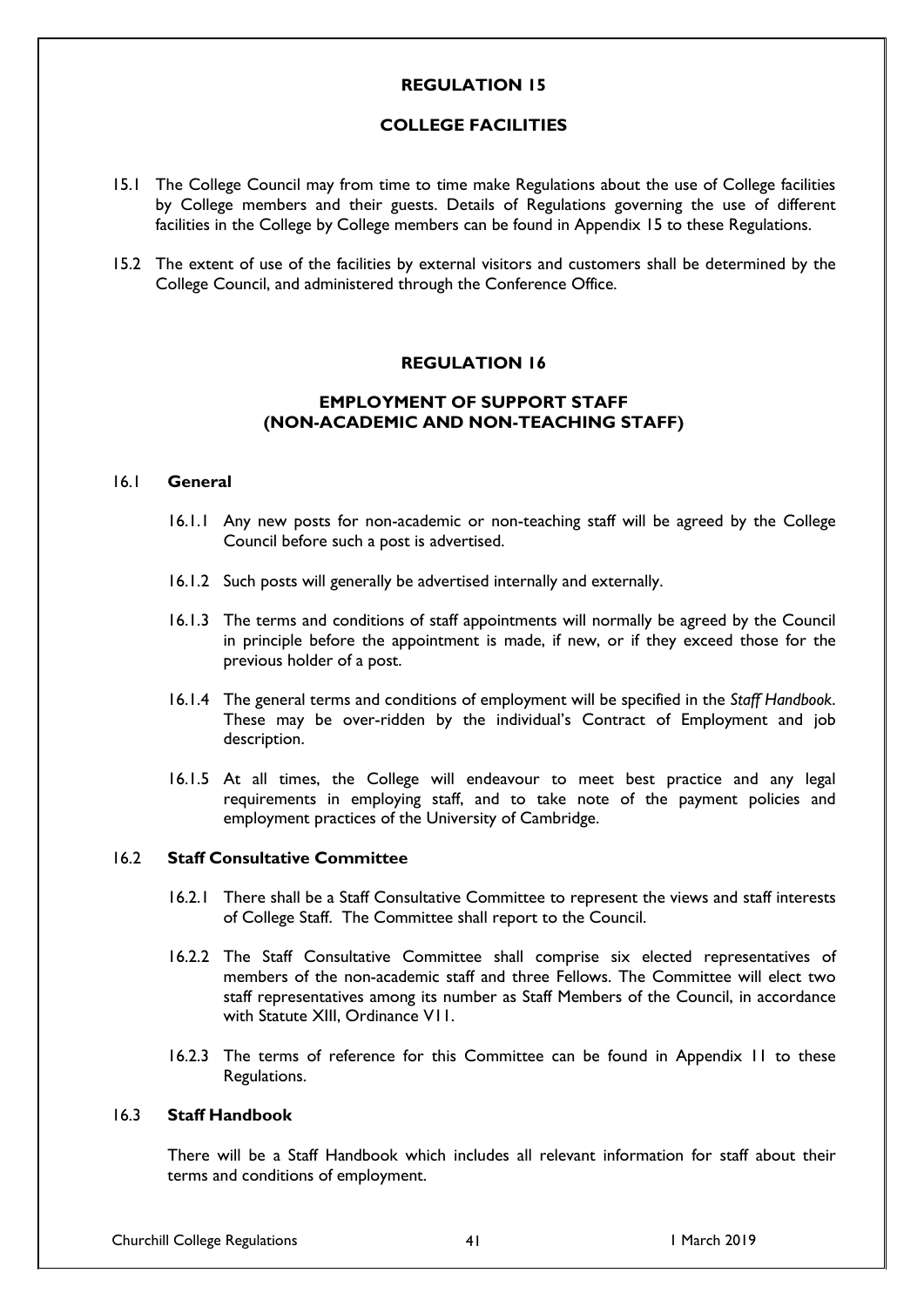## REGULATION 15

## COLLEGE FACILITIES

15.1 The College Council may from time to time make Regulations about the use of College facilities by College members and their guests. Details of Regulations governing the use of different facilities in the College by College members can be found in Appendix 15 to these Regulations.

15.2 The extent of use of the facilities by external visitors and customers shall be determined by the College Council, and administered through the Conference Office.

## REGULATION 16

## EMPLOYMENT OF SUPPORT STAFF (NON-ACADEMIC AND NON-TEACHING STAFF)

### 16.1 General

16.1.1 Any new posts for non-academic or non-teaching staff will be agreed by the College Council before such a post is advertised.

16.1.2 Such posts will generally be advertised internally and externally.

16.1.3 The terms and conditions of staff appointments will normally be agreed by the Council in principle before the appointment is made, if new, or if they exceed those for the previous holder of a post.

16.1.4 The general terms and conditions of employment will be specified in the *Staff Handbook*. These may be over-ridden by the individual's Contract of Employment and job description.

16.1.5 At all times, the College will endeavour to meet best practice and any legal requirements in employing staff, and to take note of the payment policies and employment practices of the University of Cambridge.

### 16.2 Staff Consultative Committee

16.2.1 There shall be a Staff Consultative Committee to represent the views and staff interests of College Staff. The Committee shall report to the Council.

16.2.2 The Staff Consultative Committee shall comprise six elected representatives of members of the non-academic staff and three Fellows. The Committee will elect two staff representatives among its number as Staff Members of the Council, in accordance with Statute XIII, Ordinance V11.

16.2.3 The terms of reference for this Committee can be found in Appendix 11 to these Regulations.

### 16.3 Staff Handbook

There will be a Staff Handbook which includes all relevant information for staff about their terms and conditions of employment.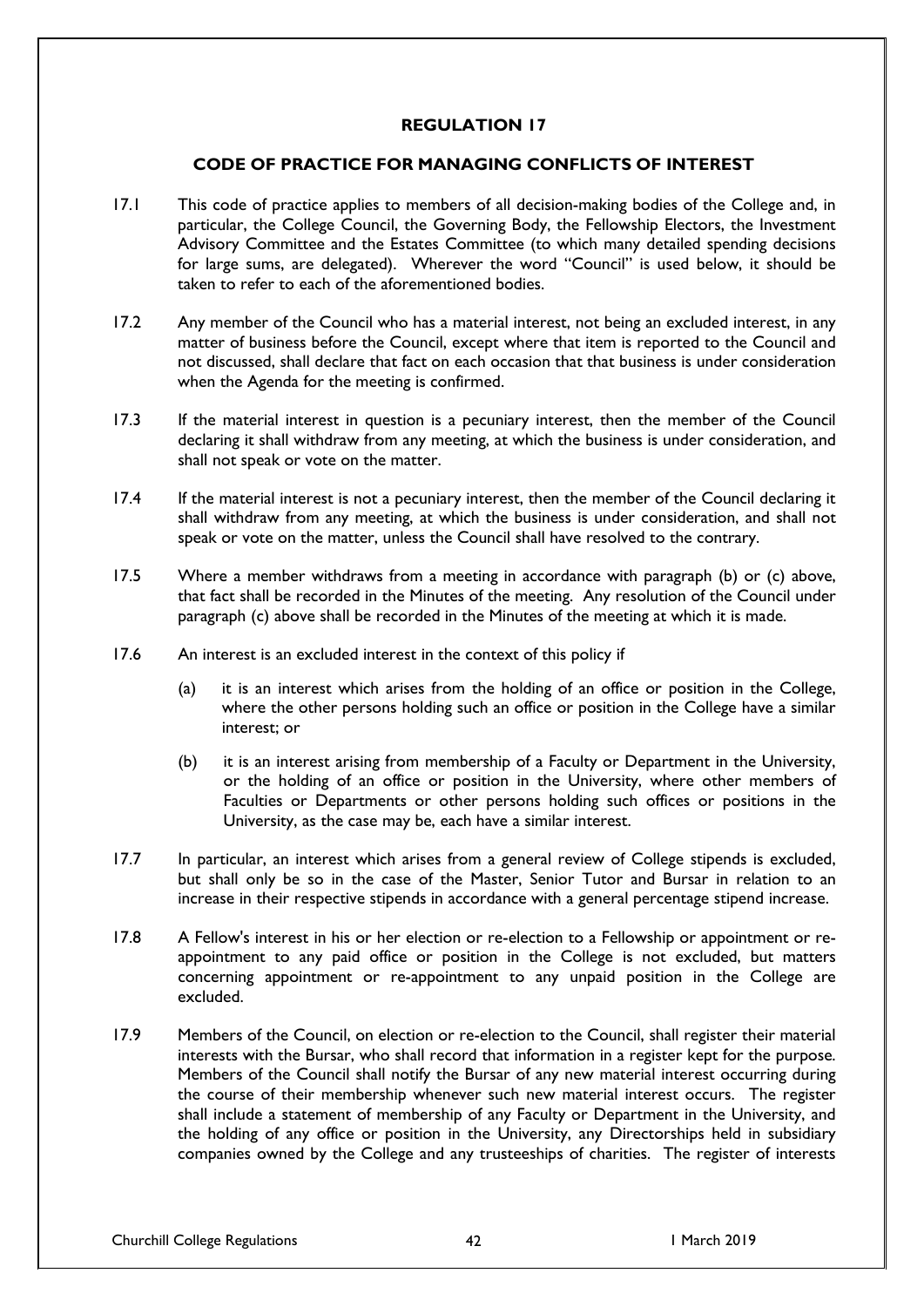# REGULATION 17

## CODE OF PRACTICE FOR MANAGING CONFLICTS OF INTEREST

17.1 This code of practice applies to members of all decision-making bodies of the College and, in particular, the College Council, the Governing Body, the Fellowship Electors, the Investment Advisory Committee and the Estates Committee (to which many detailed spending decisions for large sums, are delegated). Wherever the word "Council" is used below, it should be taken to refer to each of the aforementioned bodies.

17.2 Any member of the Council who has a material interest, not being an excluded interest, in any matter of business before the Council, except where that item is reported to the Council and not discussed, shall declare that fact on each occasion that that business is under consideration when the Agenda for the meeting is confirmed.

17.3 If the material interest in question is a pecuniary interest, then the member of the Council declaring it shall withdraw from any meeting, at which the business is under consideration, and shall not speak or vote on the matter.

17.4 If the material interest is not a pecuniary interest, then the member of the Council declaring it shall withdraw from any meeting, at which the business is under consideration, and shall not speak or vote on the matter, unless the Council shall have resolved to the contrary.

17.5 Where a member withdraws from a meeting in accordance with paragraph (b) or (c) above, that fact shall be recorded in the Minutes of the meeting. Any resolution of the Council under paragraph (c) above shall be recorded in the Minutes of the meeting at which it is made.

17.6 An interest is an excluded interest in the context of this policy if

(a) it is an interest which arises from the holding of an office or position in the College, where the other persons holding such an office or position in the College have a similar interest; or

(b) it is an interest arising from membership of a Faculty or Department in the University, or the holding of an office or position in the University, where other members of Faculties or Departments or other persons holding such offices or positions in the University, as the case may be, each have a similar interest.

17.7 In particular, an interest which arises from a general review of College stipends is excluded, but shall only be so in the case of the Master, Senior Tutor and Bursar in relation to an increase in their respective stipends in accordance with a general percentage stipend increase.

17.8 A Fellow's interest in his or her election or re-election to a Fellowship or appointment or re-appointment to any paid office or position in the College is not excluded, but matters concerning appointment or re-appointment to any unpaid position in the College are excluded.

17.9 Members of the Council, on election or re-election to the Council, shall register their material interests with the Bursar, who shall record that information in a register kept for the purpose. Members of the Council shall notify the Bursar of any new material interest occurring during the course of their membership whenever such new material interest occurs. The register shall include a statement of membership of any Faculty or Department in the University, and the holding of any office or position in the University, any Directorships held in subsidiary companies owned by the College and any trusteeships of charities. The register of interests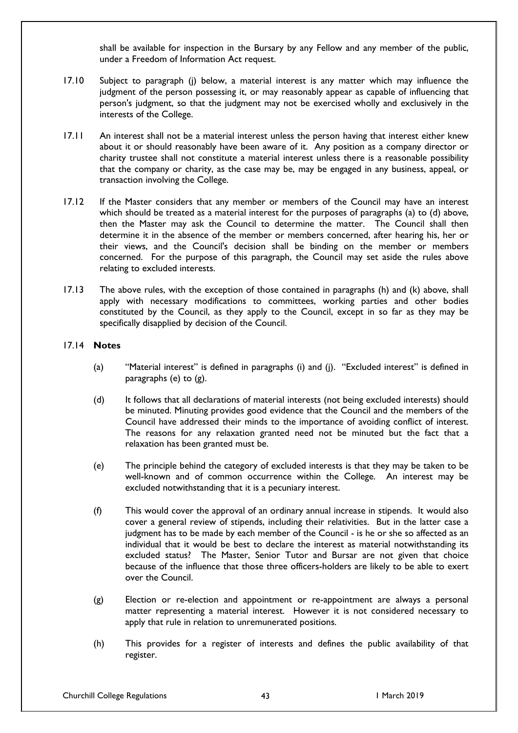shall be available for inspection in the Bursary by any Fellow and any member of the public, under a Freedom of Information Act request.

17.10 Subject to paragraph (j) below, a material interest is any matter which may influence the judgment of the person possessing it, or may reasonably appear as capable of influencing that person's judgment, so that the judgment may not be exercised wholly and exclusively in the interests of the College.

17.11 An interest shall not be a material interest unless the person having that interest either knew about it or should reasonably have been aware of it. Any position as a company director or charity trustee shall not constitute a material interest unless there is a reasonable possibility that the company or charity, as the case may be, may be engaged in any business, appeal, or transaction involving the College.

17.12 If the Master considers that any member or members of the Council may have an interest which should be treated as a material interest for the purposes of paragraphs (a) to (d) above, then the Master may ask the Council to determine the matter. The Council shall then determine it in the absence of the member or members concerned, after hearing his, her or their views, and the Council's decision shall be binding on the member or members concerned. For the purpose of this paragraph, the Council may set aside the rules above relating to excluded interests.

17.13 The above rules, with the exception of those contained in paragraphs (h) and (k) above, shall apply with necessary modifications to committees, working parties and other bodies constituted by the Council, as they apply to the Council, except in so far as they may be specifically disapplied by decision of the Council.

17.14 **Notes**

(a) "Material interest" is defined in paragraphs (i) and (j). "Excluded interest" is defined in paragraphs (e) to (g).

(d) It follows that all declarations of material interests (not being excluded interests) should be minuted. Minuting provides good evidence that the Council and the members of the Council have addressed their minds to the importance of avoiding conflict of interest. The reasons for any relaxation granted need not be minuted but the fact that a relaxation has been granted must be.

(e) The principle behind the category of excluded interests is that they may be taken to be well-known and of common occurrence within the College. An interest may be excluded notwithstanding that it is a pecuniary interest.

(f) This would cover the approval of an ordinary annual increase in stipends. It would also cover a general review of stipends, including their relativities. But in the latter case a judgment has to be made by each member of the Council - is he or she so affected as an individual that it would be best to declare the interest as material notwithstanding its excluded status? The Master, Senior Tutor and Bursar are not given that choice because of the influence that those three officers-holders are likely to be able to exert over the Council.

(g) Election or re-election and appointment or re-appointment are always a personal matter representing a material interest. However it is not considered necessary to apply that rule in relation to unremunerated positions.

(h) This provides for a register of interests and defines the public availability of that register.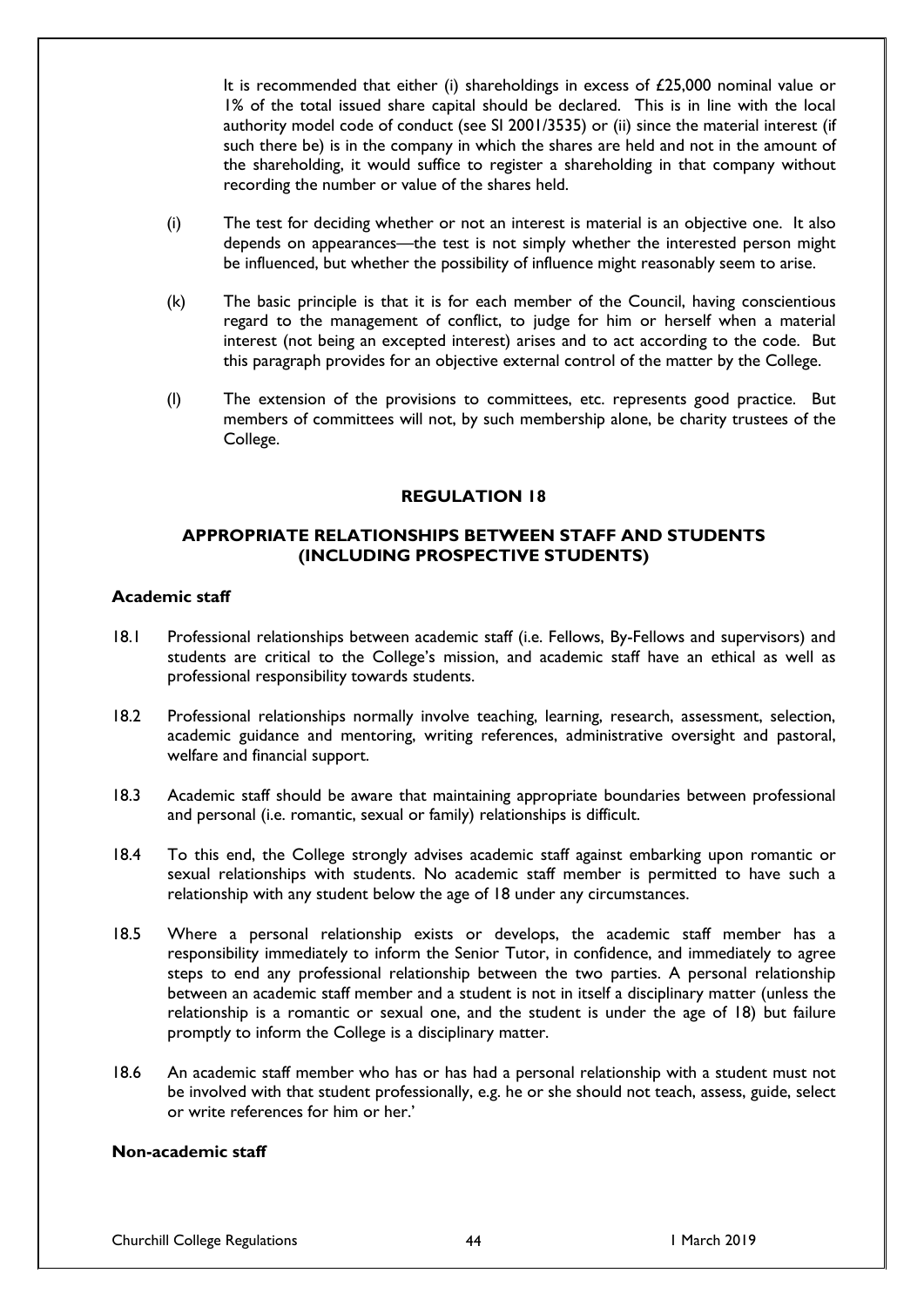It is recommended that either (i) shareholdings in excess of £25,000 nominal value or 1% of the total issued share capital should be declared. This is in line with the local authority model code of conduct (see SI 2001/3535) or (ii) since the material interest (if such there be) is in the company in which the shares are held and not in the amount of the shareholding, it would suffice to register a shareholding in that company without recording the number or value of the shares held.

(j) The test for deciding whether or not an interest is material is an objective one. It also depends on appearances—the test is not simply whether the interested person might be influenced, but whether the possibility of influence might reasonably seem to arise.

(k) The basic principle is that it is for each member of the Council, having conscientious regard to the management of conflict, to judge for him or herself when a material interest (not being an excepted interest) arises and to act according to the code. But this paragraph provides for an objective external control of the matter by the College.

(l) The extension of the provisions to committees, etc. represents good practice. But members of committees will not, by such membership alone, be charity trustees of the College.

## REGULATION 18

## APPROPRIATE RELATIONSHIPS BETWEEN STAFF AND STUDENTS (INCLUDING PROSPECTIVE STUDENTS)

### Academic staff

18.1 Professional relationships between academic staff (i.e. Fellows, By-Fellows and supervisors) and students are critical to the College's mission, and academic staff have an ethical as well as professional responsibility towards students.

18.2 Professional relationships normally involve teaching, learning, research, assessment, selection, academic guidance and mentoring, writing references, administrative oversight and pastoral, welfare and financial support.

18.3 Academic staff should be aware that maintaining appropriate boundaries between professional and personal (i.e. romantic, sexual or family) relationships is difficult.

18.4 To this end, the College strongly advises academic staff against embarking upon romantic or sexual relationships with students. No academic staff member is permitted to have such a relationship with any student below the age of 18 under any circumstances.

18.5 Where a personal relationship exists or develops, the academic staff member has a responsibility immediately to inform the Senior Tutor, in confidence, and immediately to agree steps to end any professional relationship between the two parties. A personal relationship between an academic staff member and a student is not in itself a disciplinary matter (unless the relationship is a romantic or sexual one, and the student is under the age of 18) but failure promptly to inform the College is a disciplinary matter.

18.6 An academic staff member who has or has had a personal relationship with a student must not be involved with that student professionally, e.g. he or she should not teach, assess, guide, select or write references for him or her.'

### Non-academic staff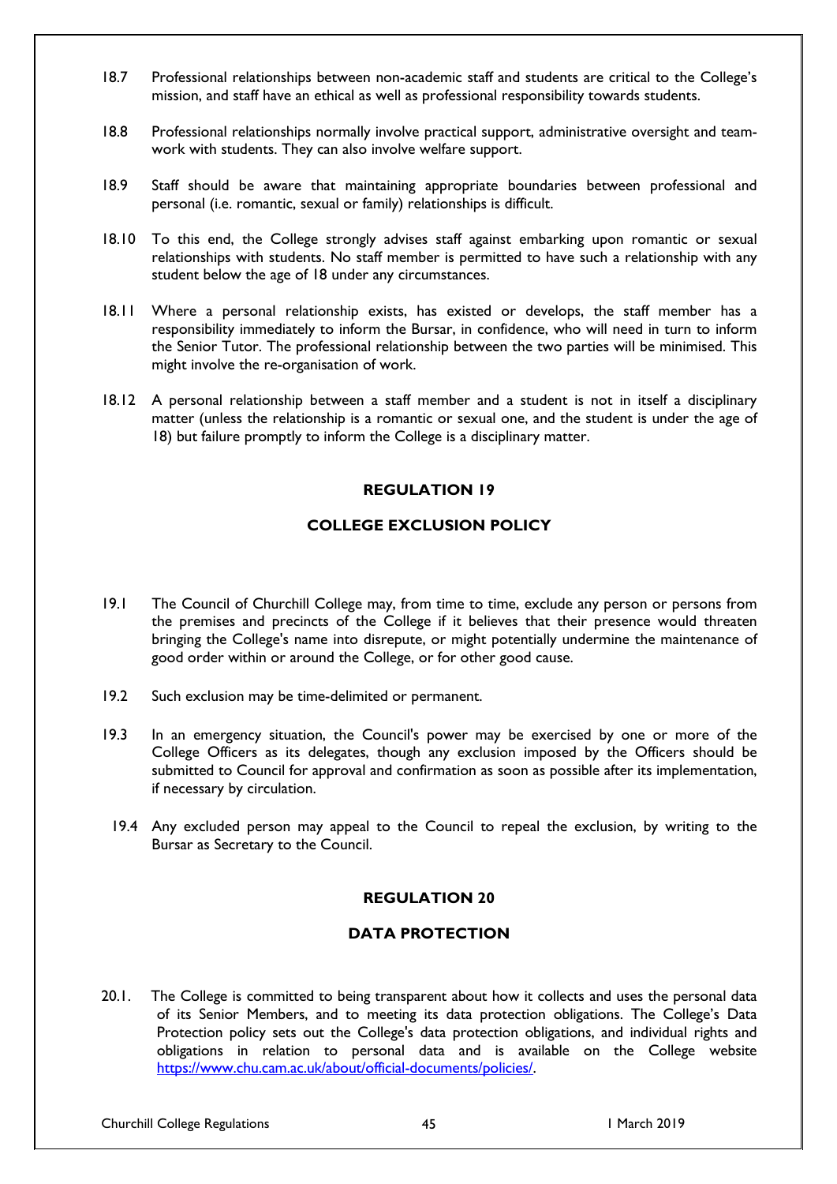18.7 Professional relationships between non-academic staff and students are critical to the College's mission, and staff have an ethical as well as professional responsibility towards students.

18.8 Professional relationships normally involve practical support, administrative oversight and team-work with students. They can also involve welfare support.

18.9 Staff should be aware that maintaining appropriate boundaries between professional and personal (i.e. romantic, sexual or family) relationships is difficult.

18.10 To this end, the College strongly advises staff against embarking upon romantic or sexual relationships with students. No staff member is permitted to have such a relationship with any student below the age of 18 under any circumstances.

18.11 Where a personal relationship exists, has existed or develops, the staff member has a responsibility immediately to inform the Bursar, in confidence, who will need in turn to inform the Senior Tutor. The professional relationship between the two parties will be minimised. This might involve the re-organisation of work.

18.12 A personal relationship between a staff member and a student is not in itself a disciplinary matter (unless the relationship is a romantic or sexual one, and the student is under the age of 18) but failure promptly to inform the College is a disciplinary matter.

## REGULATION 19

## COLLEGE EXCLUSION POLICY

19.1 The Council of Churchill College may, from time to time, exclude any person or persons from the premises and precincts of the College if it believes that their presence would threaten bringing the College's name into disrepute, or might potentially undermine the maintenance of good order within or around the College, or for other good cause.

19.2 Such exclusion may be time-delimited or permanent.

19.3 In an emergency situation, the Council's power may be exercised by one or more of the College Officers as its delegates, though any exclusion imposed by the Officers should be submitted to Council for approval and confirmation as soon as possible after its implementation, if necessary by circulation.

19.4 Any excluded person may appeal to the Council to repeal the exclusion, by writing to the Bursar as Secretary to the Council.

## REGULATION 20

## DATA PROTECTION

20.1. The College is committed to being transparent about how it collects and uses the personal data of its Senior Members, and to meeting its data protection obligations. The College's Data Protection policy sets out the College's data protection obligations, and individual rights and obligations in relation to personal data and is available on the College website [https://www.chu.cam.ac.uk/about/official-documents/policies/](https://www.chu.cam.ac.uk/about/official-documents/policies/).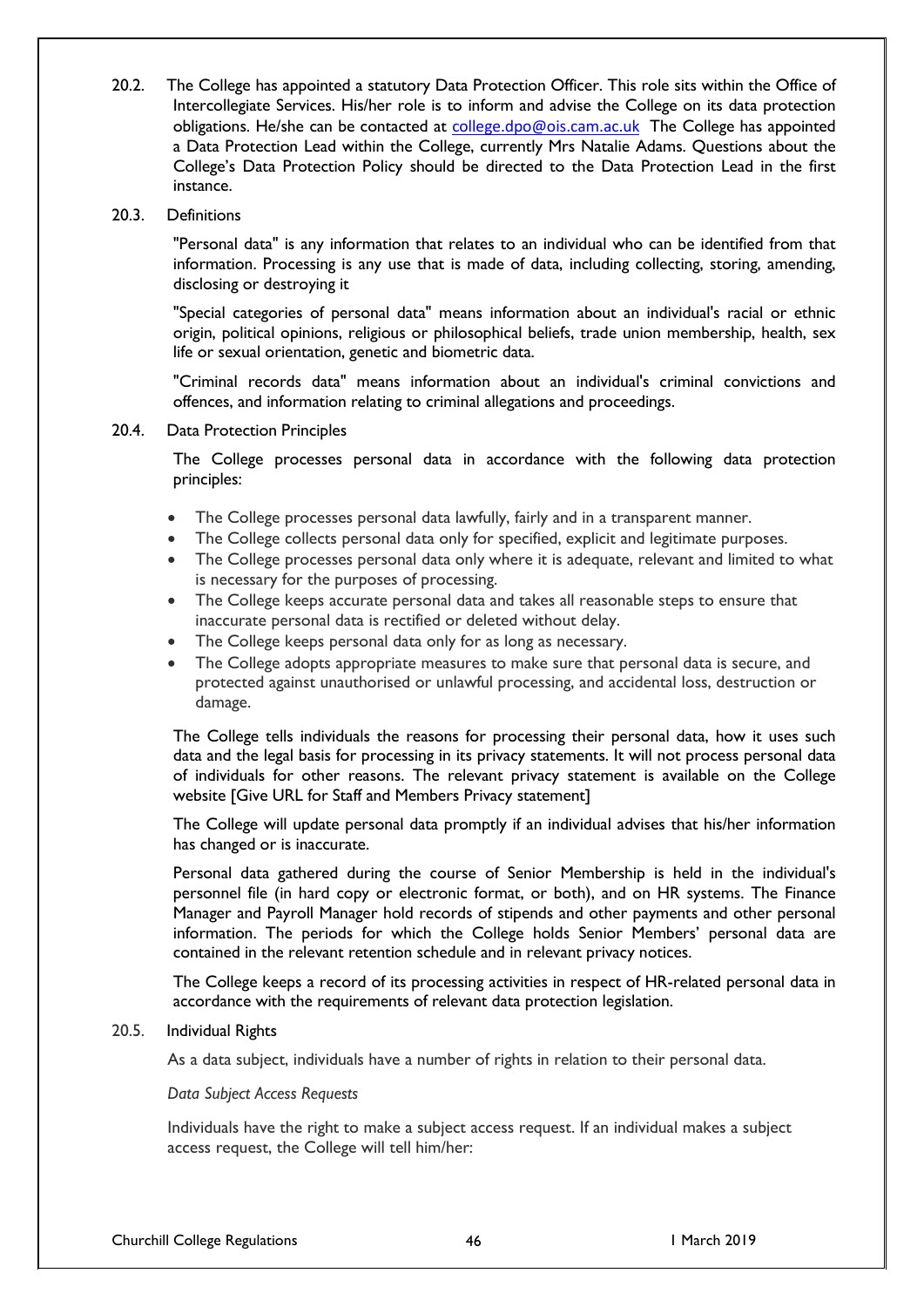20.2. The College has appointed a statutory Data Protection Officer. This role sits within the Office of Intercollegiate Services. His/her role is to inform and advise the College on its data protection obligations. He/she can be contacted at college.dpo@ois.cam.ac.uk The College has appointed a Data Protection Lead within the College, currently Mrs Natalie Adams. Questions about the College's Data Protection Policy should be directed to the Data Protection Lead in the first instance.

20.3. Definitions

"Personal data" is any information that relates to an individual who can be identified from that information. Processing is any use that is made of data, including collecting, storing, amending, disclosing or destroying it

"Special categories of personal data" means information about an individual's racial or ethnic origin, political opinions, religious or philosophical beliefs, trade union membership, health, sex life or sexual orientation, genetic and biometric data.

"Criminal records data" means information about an individual's criminal convictions and offences, and information relating to criminal allegations and proceedings.

20.4. Data Protection Principles

The College processes personal data in accordance with the following data protection principles:

- The College processes personal data lawfully, fairly and in a transparent manner.
- The College collects personal data only for specified, explicit and legitimate purposes.
- The College processes personal data only where it is adequate, relevant and limited to what is necessary for the purposes of processing.
- The College keeps accurate personal data and takes all reasonable steps to ensure that inaccurate personal data is rectified or deleted without delay.
- The College keeps personal data only for as long as necessary.
- The College adopts appropriate measures to make sure that personal data is secure, and protected against unauthorised or unlawful processing, and accidental loss, destruction or damage.

The College tells individuals the reasons for processing their personal data, how it uses such data and the legal basis for processing in its privacy statements. It will not process personal data of individuals for other reasons. The relevant privacy statement is available on the College website [Give URL for Staff and Members Privacy statement]

The College will update personal data promptly if an individual advises that his/her information has changed or is inaccurate.

Personal data gathered during the course of Senior Membership is held in the individual's personnel file (in hard copy or electronic format, or both), and on HR systems. The Finance Manager and Payroll Manager hold records of stipends and other payments and other personal information. The periods for which the College holds Senior Members' personal data are contained in the relevant retention schedule and in relevant privacy notices.

The College keeps a record of its processing activities in respect of HR-related personal data in accordance with the requirements of relevant data protection legislation.

20.5. Individual Rights

As a data subject, individuals have a number of rights in relation to their personal data.

*Data Subject Access Requests*

Individuals have the right to make a subject access request. If an individual makes a subject access request, the College will tell him/her: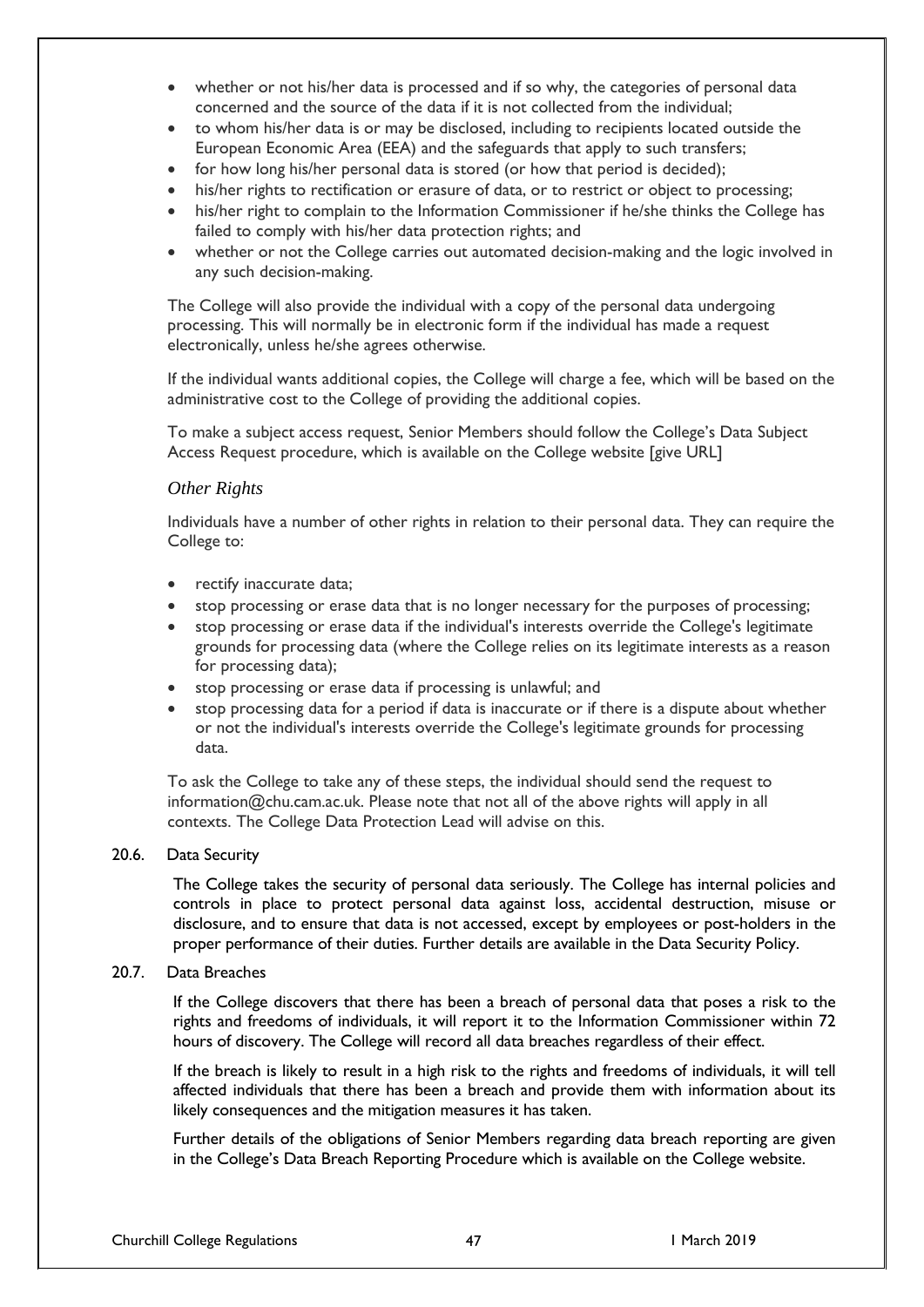- whether or not his/her data is processed and if so why, the categories of personal data concerned and the source of the data if it is not collected from the individual;
- to whom his/her data is or may be disclosed, including to recipients located outside the European Economic Area (EEA) and the safeguards that apply to such transfers;
- for how long his/her personal data is stored (or how that period is decided);
- his/her rights to rectification or erasure of data, or to restrict or object to processing;
- his/her right to complain to the Information Commissioner if he/she thinks the College has failed to comply with his/her data protection rights; and
- whether or not the College carries out automated decision-making and the logic involved in any such decision-making.

The College will also provide the individual with a copy of the personal data undergoing processing. This will normally be in electronic form if the individual has made a request electronically, unless he/she agrees otherwise.

If the individual wants additional copies, the College will charge a fee, which will be based on the administrative cost to the College of providing the additional copies.

To make a subject access request, Senior Members should follow the College's Data Subject Access Request procedure, which is available on the College website [give URL]

*Other Rights*

Individuals have a number of other rights in relation to their personal data. They can require the College to:

- rectify inaccurate data;
- stop processing or erase data that is no longer necessary for the purposes of processing;
- stop processing or erase data if the individual's interests override the College's legitimate grounds for processing data (where the College relies on its legitimate interests as a reason for processing data);
- stop processing or erase data if processing is unlawful; and
- stop processing data for a period if data is inaccurate or if there is a dispute about whether or not the individual's interests override the College's legitimate grounds for processing data.

To ask the College to take any of these steps, the individual should send the request to information@chu.cam.ac.uk. Please note that not all of the above rights will apply in all contexts. The College Data Protection Lead will advise on this.

20.6. Data Security

The College takes the security of personal data seriously. The College has internal policies and controls in place to protect personal data against loss, accidental destruction, misuse or disclosure, and to ensure that data is not accessed, except by employees or post-holders in the proper performance of their duties. Further details are available in the Data Security Policy.

20.7. Data Breaches

If the College discovers that there has been a breach of personal data that poses a risk to the rights and freedoms of individuals, it will report it to the Information Commissioner within 72 hours of discovery. The College will record all data breaches regardless of their effect.

If the breach is likely to result in a high risk to the rights and freedoms of individuals, it will tell affected individuals that there has been a breach and provide them with information about its likely consequences and the mitigation measures it has taken.

Further details of the obligations of Senior Members regarding data breach reporting are given in the College's Data Breach Reporting Procedure which is available on the College website.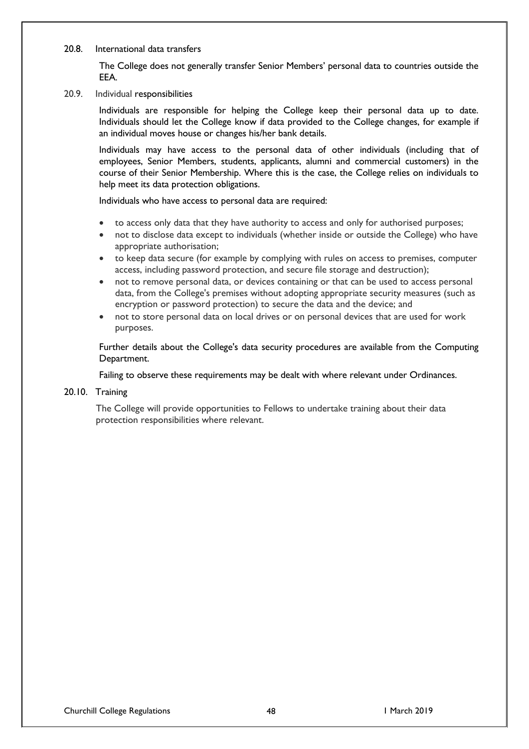### 20.8. International data transfers

The College does not generally transfer Senior Members' personal data to countries outside the EEA.

### 20.9. Individual responsibilities

Individuals are responsible for helping the College keep their personal data up to date. Individuals should let the College know if data provided to the College changes, for example if an individual moves house or changes his/her bank details.

Individuals may have access to the personal data of other individuals (including that of employees, Senior Members, students, applicants, alumni and commercial customers) in the course of their Senior Membership. Where this is the case, the College relies on individuals to help meet its data protection obligations.

Individuals who have access to personal data are required:

- to access only data that they have authority to access and only for authorised purposes;
- not to disclose data except to individuals (whether inside or outside the College) who have appropriate authorisation;
- to keep data secure (for example by complying with rules on access to premises, computer access, including password protection, and secure file storage and destruction);
- not to remove personal data, or devices containing or that can be used to access personal data, from the College's premises without adopting appropriate security measures (such as encryption or password protection) to secure the data and the device; and
- not to store personal data on local drives or on personal devices that are used for work purposes.

Further details about the College's data security procedures are available from the Computing Department.

Failing to observe these requirements may be dealt with where relevant under Ordinances.

### 20.10. Training

The College will provide opportunities to Fellows to undertake training about their data protection responsibilities where relevant.